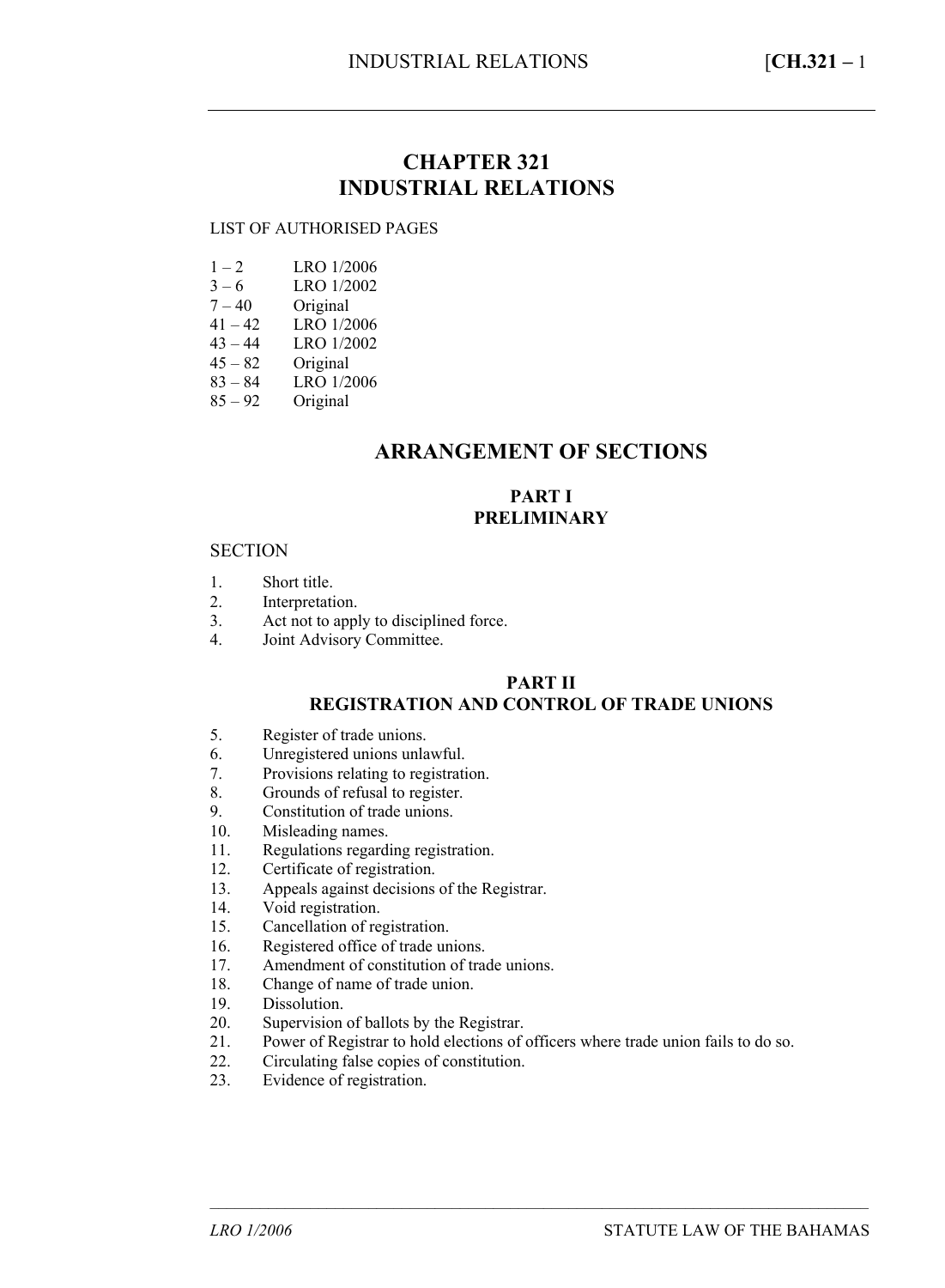# CHAPTER 321
# INDUSTRIAL RELATIONS

LIST OF AUTHORISED PAGES

| | |
|---|---|
| 1 – 2 | LRO 1/2006 |
| 3 – 6 | LRO 1/2002 |
| 7 – 40 | Original |
| 41 – 42 | LRO 1/2006 |
| 43 – 44 | LRO 1/2002 |
| 45 – 82 | Original |
| 83 – 84 | LRO 1/2006 |
| 85 – 92 | Original |

## ARRANGEMENT OF SECTIONS

### PART I
### PRELIMINARY

SECTION

1. Short title.
2. Interpretation.
3. Act not to apply to disciplined force.
4. Joint Advisory Committee.

### PART II
### REGISTRATION AND CONTROL OF TRADE UNIONS

5. Register of trade unions.
6. Unregistered unions unlawful.
7. Provisions relating to registration.
8. Grounds of refusal to register.
9. Constitution of trade unions.
10. Misleading names.
11. Regulations regarding registration.
12. Certificate of registration.
13. Appeals against decisions of the Registrar.
14. Void registration.
15. Cancellation of registration.
16. Registered office of trade unions.
17. Amendment of constitution of trade unions.
18. Change of name of trade union.
19. Dissolution.
20. Supervision of ballots by the Registrar.
21. Power of Registrar to hold elections of officers where trade union fails to do so.
22. Circulating false copies of constitution.
23. Evidence of registration.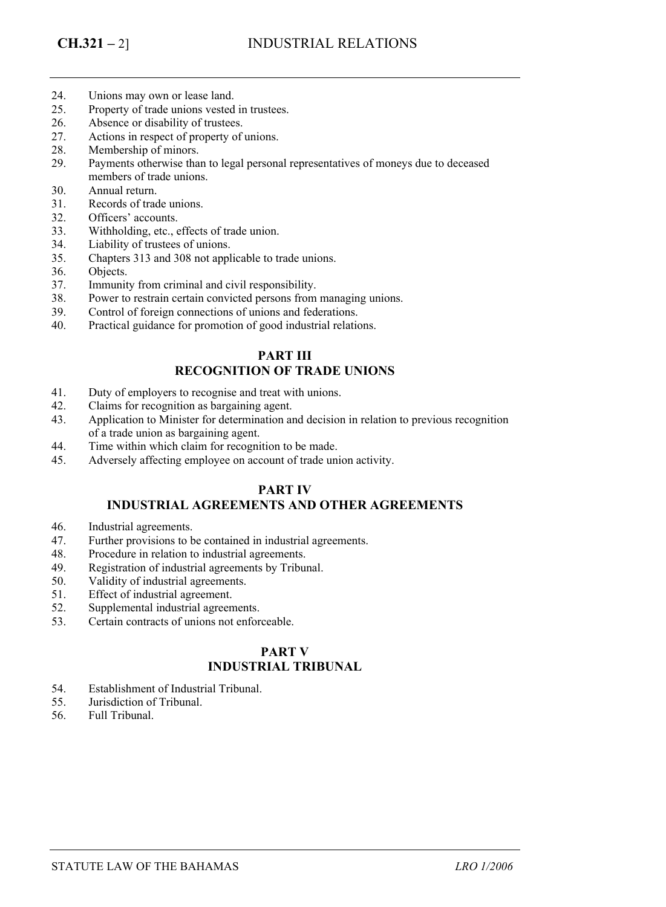24. Unions may own or lease land.
25. Property of trade unions vested in trustees.
26. Absence or disability of trustees.
27. Actions in respect of property of unions.
28. Membership of minors.
29. Payments otherwise than to legal personal representatives of moneys due to deceased members of trade unions.
30. Annual return.
31. Records of trade unions.
32. Officers' accounts.
33. Withholding, etc., effects of trade union.
34. Liability of trustees of unions.
35. Chapters 313 and 308 not applicable to trade unions.
36. Objects.
37. Immunity from criminal and civil responsibility.
38. Power to restrain certain convicted persons from managing unions.
39. Control of foreign connections of unions and federations.
40. Practical guidance for promotion of good industrial relations.

## PART III
## RECOGNITION OF TRADE UNIONS

41. Duty of employers to recognise and treat with unions.
42. Claims for recognition as bargaining agent.
43. Application to Minister for determination and decision in relation to previous recognition of a trade union as bargaining agent.
44. Time within which claim for recognition to be made.
45. Adversely affecting employee on account of trade union activity.

## PART IV
## INDUSTRIAL AGREEMENTS AND OTHER AGREEMENTS

46. Industrial agreements.
47. Further provisions to be contained in industrial agreements.
48. Procedure in relation to industrial agreements.
49. Registration of industrial agreements by Tribunal.
50. Validity of industrial agreements.
51. Effect of industrial agreement.
52. Supplemental industrial agreements.
53. Certain contracts of unions not enforceable.

## PART V
## INDUSTRIAL TRIBUNAL

54. Establishment of Industrial Tribunal.
55. Jurisdiction of Tribunal.
56. Full Tribunal.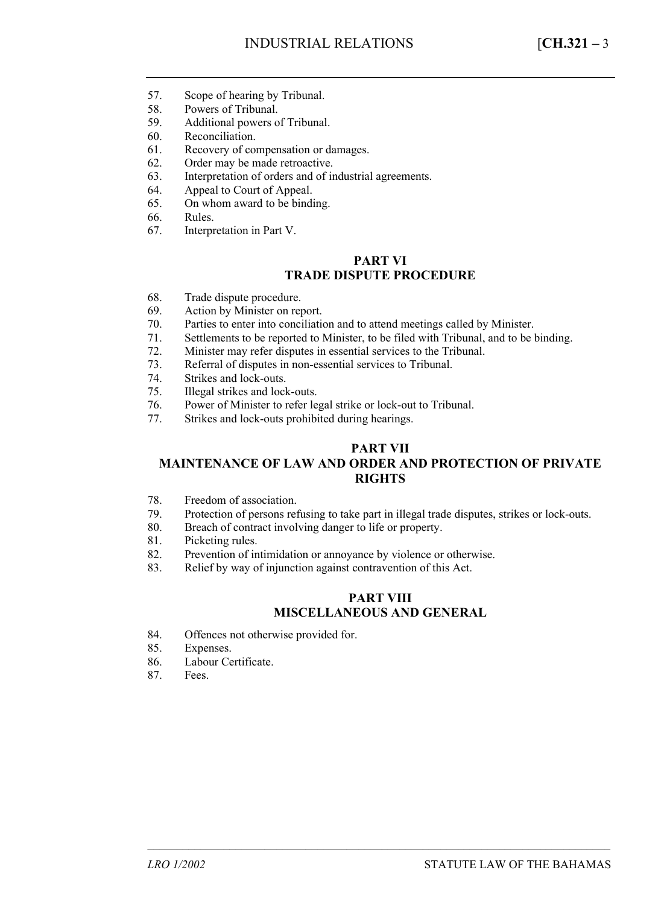57. Scope of hearing by Tribunal.
58. Powers of Tribunal.
59. Additional powers of Tribunal.
60. Reconciliation.
61. Recovery of compensation or damages.
62. Order may be made retroactive.
63. Interpretation of orders and of industrial agreements.
64. Appeal to Court of Appeal.
65. On whom award to be binding.
66. Rules.
67. Interpretation in Part V.

## PART VI
## TRADE DISPUTE PROCEDURE

68. Trade dispute procedure.
69. Action by Minister on report.
70. Parties to enter into conciliation and to attend meetings called by Minister.
71. Settlements to be reported to Minister, to be filed with Tribunal, and to be binding.
72. Minister may refer disputes in essential services to the Tribunal.
73. Referral of disputes in non-essential services to Tribunal.
74. Strikes and lock-outs.
75. Illegal strikes and lock-outs.
76. Power of Minister to refer legal strike or lock-out to Tribunal.
77. Strikes and lock-outs prohibited during hearings.

## PART VII
## MAINTENANCE OF LAW AND ORDER AND PROTECTION OF PRIVATE RIGHTS

78. Freedom of association.
79. Protection of persons refusing to take part in illegal trade disputes, strikes or lock-outs.
80. Breach of contract involving danger to life or property.
81. Picketing rules.
82. Prevention of intimidation or annoyance by violence or otherwise.
83. Relief by way of injunction against contravention of this Act.

## PART VIII
## MISCELLANEOUS AND GENERAL

84. Offences not otherwise provided for.
85. Expenses.
86. Labour Certificate.
87. Fees.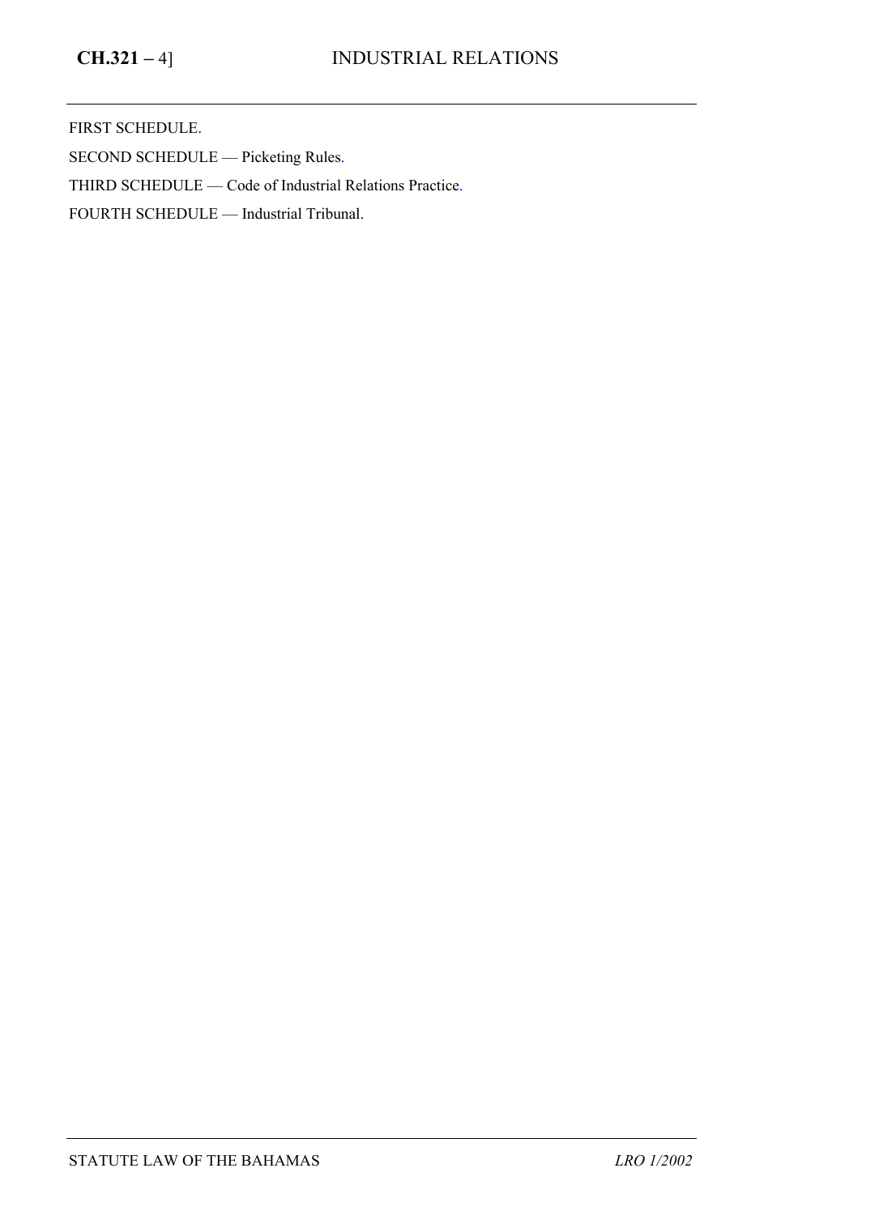FIRST SCHEDULE.

SECOND SCHEDULE — Picketing Rules.

THIRD SCHEDULE — Code of Industrial Relations Practice.

FOURTH SCHEDULE — Industrial Tribunal.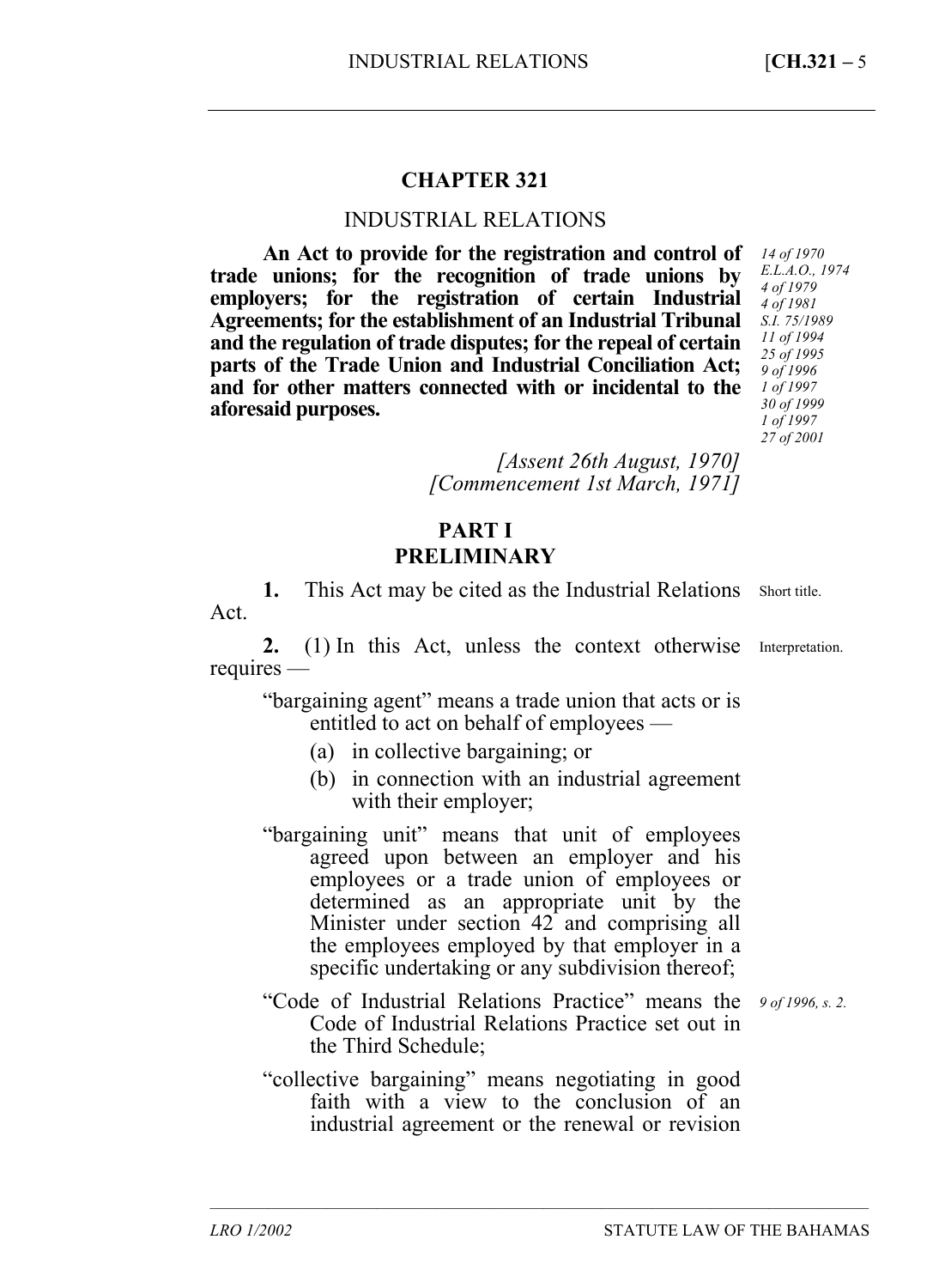# CHAPTER 321

## INDUSTRIAL RELATIONS

**An Act to provide for the registration and control of trade unions; for the recognition of trade unions by employers; for the registration of certain Industrial Agreements; for the establishment of an Industrial Tribunal and the regulation of trade disputes; for the repeal of certain parts of the Trade Union and Industrial Conciliation Act; and for other matters connected with or incidental to the aforesaid purposes.**

*14 of 1970*
*E.L.A.O., 1974*
*4 of 1979*
*4 of 1981*
*S.I. 75/1989*
*11 of 1994*
*25 of 1995*
*9 of 1996*
*1 of 1997*
*30 of 1999*
*1 of 1997*
*27 of 2001*

*[Assent 26th August, 1970]*
*[Commencement 1st March, 1971]*

## PART I
## PRELIMINARY

Short title.

**1.** This Act may be cited as the Industrial Relations Act.

Interpretation.

**2.** (1) In this Act, unless the context otherwise requires —

"bargaining agent" means a trade union that acts or is entitled to act on behalf of employees —

(a) in collective bargaining; or

(b) in connection with an industrial agreement with their employer;

"bargaining unit" means that unit of employees agreed upon between an employer and his employees or a trade union of employees or determined as an appropriate unit by the Minister under section 42 and comprising all the employees employed by that employer in a specific undertaking or any subdivision thereof;

*9 of 1996, s. 2.*

"Code of Industrial Relations Practice" means the Code of Industrial Relations Practice set out in the Third Schedule;

"collective bargaining" means negotiating in good faith with a view to the conclusion of an industrial agreement or the renewal or revision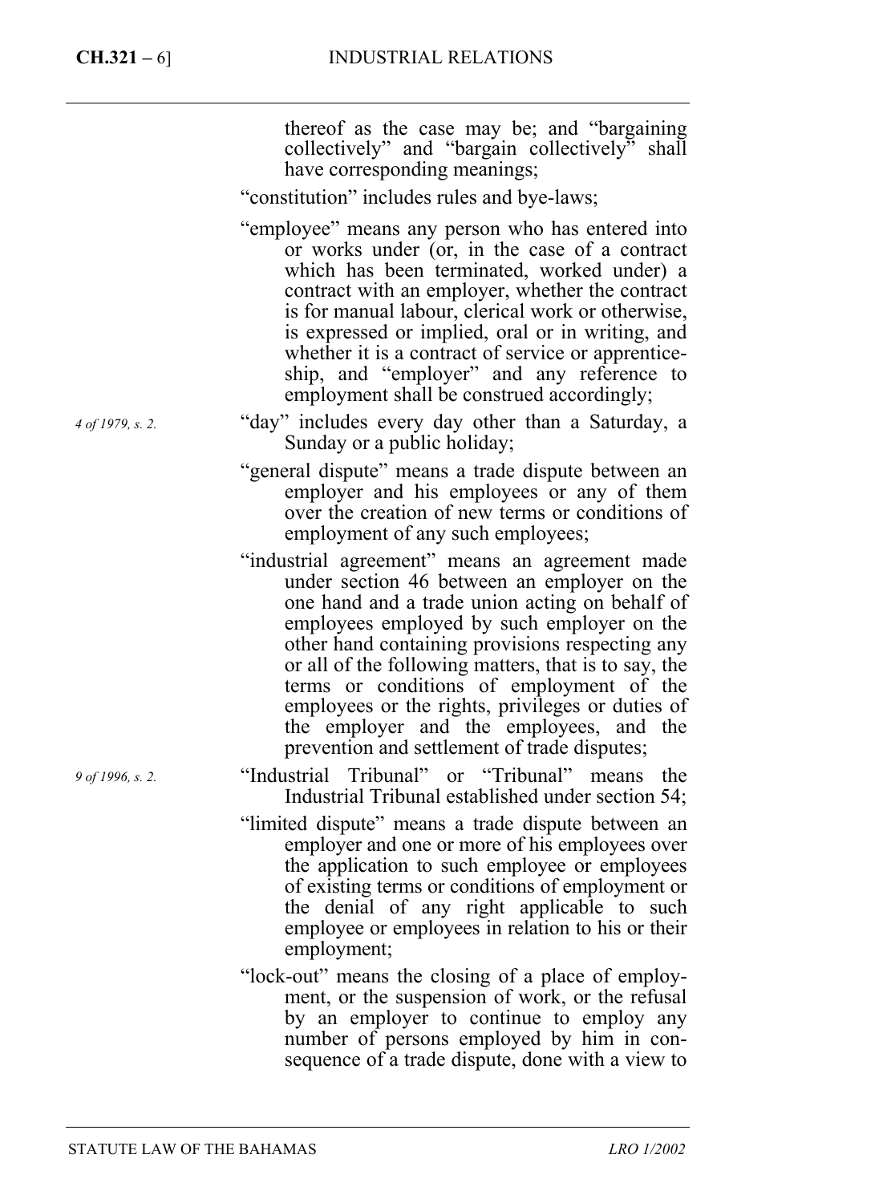thereof as the case may be; and "bargaining collectively" and "bargain collectively" shall have corresponding meanings;

"constitution" includes rules and bye-laws;

"employee" means any person who has entered into or works under (or, in the case of a contract which has been terminated, worked under) a contract with an employer, whether the contract is for manual labour, clerical work or otherwise, is expressed or implied, oral or in writing, and whether it is a contract of service or apprenticeship, and "employer" and any reference to employment shall be construed accordingly;

*4 of 1979, s. 2.*

"day" includes every day other than a Saturday, a Sunday or a public holiday;

"general dispute" means a trade dispute between an employer and his employees or any of them over the creation of new terms or conditions of employment of any such employees;

"industrial agreement" means an agreement made under section 46 between an employer on the one hand and a trade union acting on behalf of employees employed by such employer on the other hand containing provisions respecting any or all of the following matters, that is to say, the terms or conditions of employment of the employees or the rights, privileges or duties of the employer and the employees, and the prevention and settlement of trade disputes;

*9 of 1996, s. 2.*

"Industrial Tribunal" or "Tribunal" means the Industrial Tribunal established under section 54;

"limited dispute" means a trade dispute between an employer and one or more of his employees over the application to such employee or employees of existing terms or conditions of employment or the denial of any right applicable to such employee or employees in relation to his or their employment;

"lock-out" means the closing of a place of employment, or the suspension of work, or the refusal by an employer to continue to employ any number of persons employed by him in consequence of a trade dispute, done with a view to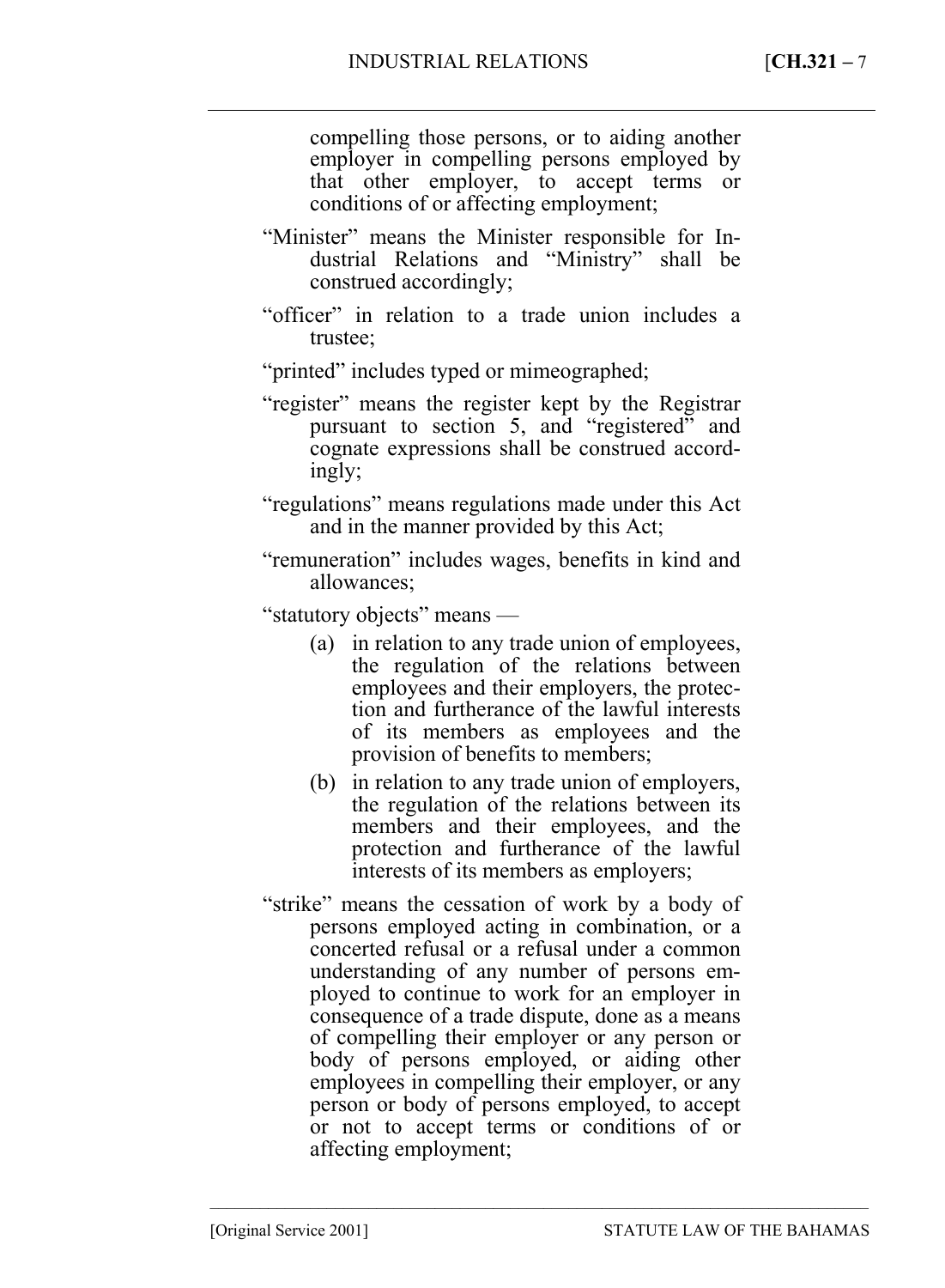compelling those persons, or to aiding another employer in compelling persons employed by that other employer, to accept terms or conditions of or affecting employment;

"Minister" means the Minister responsible for Industrial Relations and "Ministry" shall be construed accordingly;

"officer" in relation to a trade union includes a trustee;

"printed" includes typed or mimeographed;

"register" means the register kept by the Registrar pursuant to section 5, and "registered" and cognate expressions shall be construed accordingly;

"regulations" means regulations made under this Act and in the manner provided by this Act;

"remuneration" includes wages, benefits in kind and allowances;

"statutory objects" means —

(a) in relation to any trade union of employees, the regulation of the relations between employees and their employers, the protection and furtherance of the lawful interests of its members as employees and the provision of benefits to members;

(b) in relation to any trade union of employers, the regulation of the relations between its members and their employees, and the protection and furtherance of the lawful interests of its members as employers;

"strike" means the cessation of work by a body of persons employed acting in combination, or a concerted refusal or a refusal under a common understanding of any number of persons employed to continue to work for an employer in consequence of a trade dispute, done as a means of compelling their employer or any person or body of persons employed, or aiding other employees in compelling their employer, or any person or body of persons employed, to accept or not to accept terms or conditions of or affecting employment;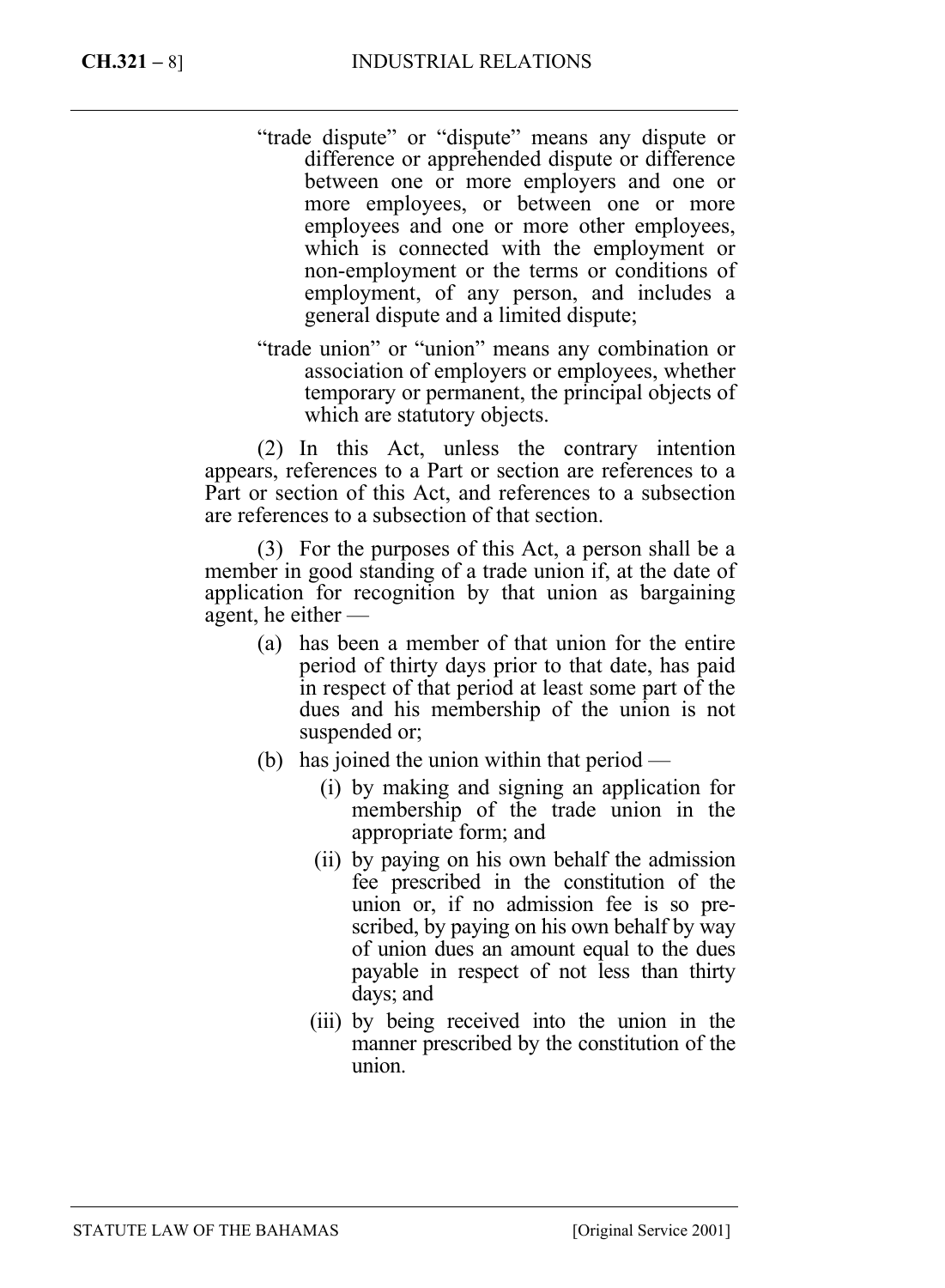"trade dispute" or "dispute" means any dispute or difference or apprehended dispute or difference between one or more employers and one or more employees, or between one or more employees and one or more other employees, which is connected with the employment or non-employment or the terms or conditions of employment, of any person, and includes a general dispute and a limited dispute;

"trade union" or "union" means any combination or association of employers or employees, whether temporary or permanent, the principal objects of which are statutory objects.

(2) In this Act, unless the contrary intention appears, references to a Part or section are references to a Part or section of this Act, and references to a subsection are references to a subsection of that section.

(3) For the purposes of this Act, a person shall be a member in good standing of a trade union if, at the date of application for recognition by that union as bargaining agent, he either —

(a) has been a member of that union for the entire period of thirty days prior to that date, has paid in respect of that period at least some part of the dues and his membership of the union is not suspended or;

(b) has joined the union within that period —

(i) by making and signing an application for membership of the trade union in the appropriate form; and

(ii) by paying on his own behalf the admission fee prescribed in the constitution of the union or, if no admission fee is so prescribed, by paying on his own behalf by way of union dues an amount equal to the dues payable in respect of not less than thirty days; and

(iii) by being received into the union in the manner prescribed by the constitution of the union.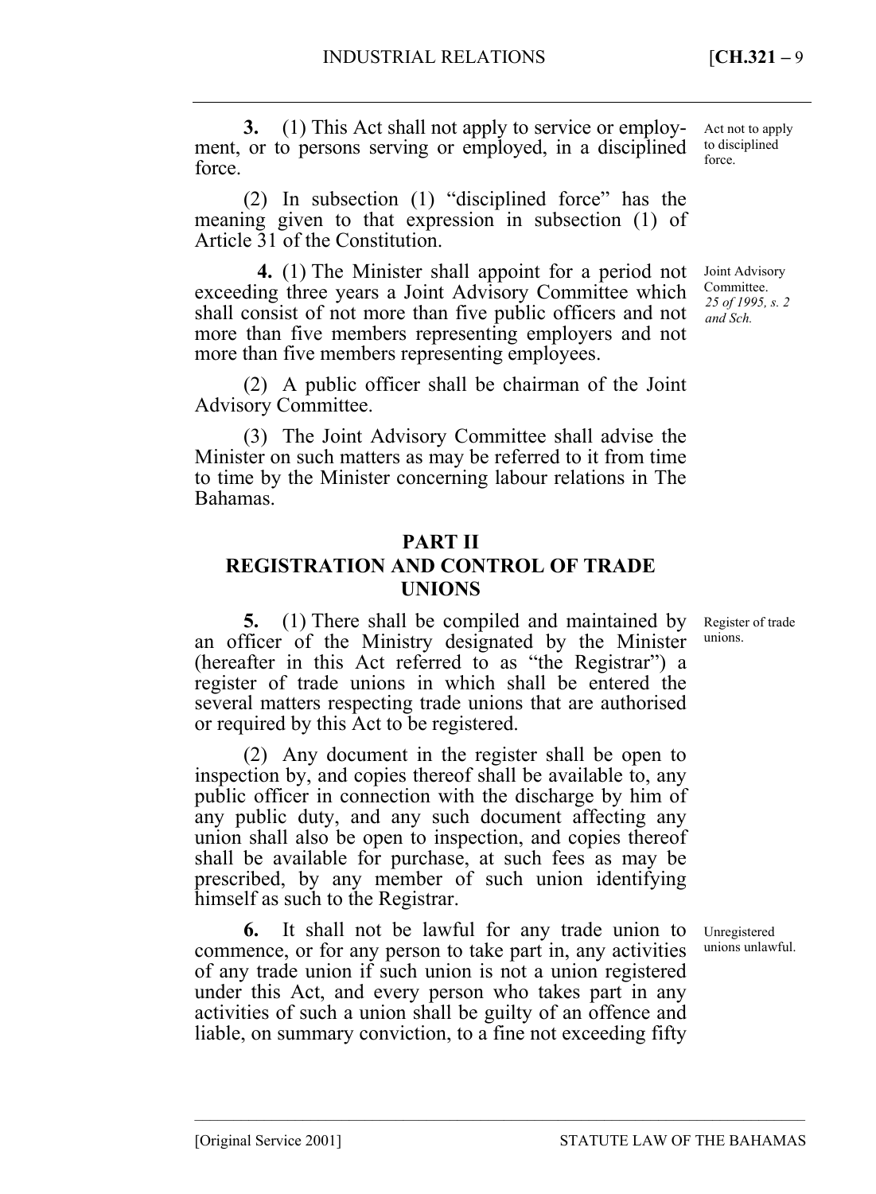**3.** (1) This Act shall not apply to service or employment, or to persons serving or employed, in a disciplined force.

Act not to apply to disciplined force.

(2) In subsection (1) "disciplined force" has the meaning given to that expression in subsection (1) of Article 31 of the Constitution.

**4.** (1) The Minister shall appoint for a period not exceeding three years a Joint Advisory Committee which shall consist of not more than five public officers and not more than five members representing employers and not more than five members representing employees.

Joint Advisory Committee. *25 of 1995, s. 2 and Sch.*

(2) A public officer shall be chairman of the Joint Advisory Committee.

(3) The Joint Advisory Committee shall advise the Minister on such matters as may be referred to it from time to time by the Minister concerning labour relations in The Bahamas.

## PART II
## REGISTRATION AND CONTROL OF TRADE UNIONS

**5.** (1) There shall be compiled and maintained by an officer of the Ministry designated by the Minister (hereafter in this Act referred to as "the Registrar") a register of trade unions in which shall be entered the several matters respecting trade unions that are authorised or required by this Act to be registered.

Register of trade unions.

(2) Any document in the register shall be open to inspection by, and copies thereof shall be available to, any public officer in connection with the discharge by him of any public duty, and any such document affecting any union shall also be open to inspection, and copies thereof shall be available for purchase, at such fees as may be prescribed, by any member of such union identifying himself as such to the Registrar.

**6.** It shall not be lawful for any trade union to commence, or for any person to take part in, any activities of any trade union if such union is not a union registered under this Act, and every person who takes part in any activities of such a union shall be guilty of an offence and liable, on summary conviction, to a fine not exceeding fifty

Unregistered unions unlawful.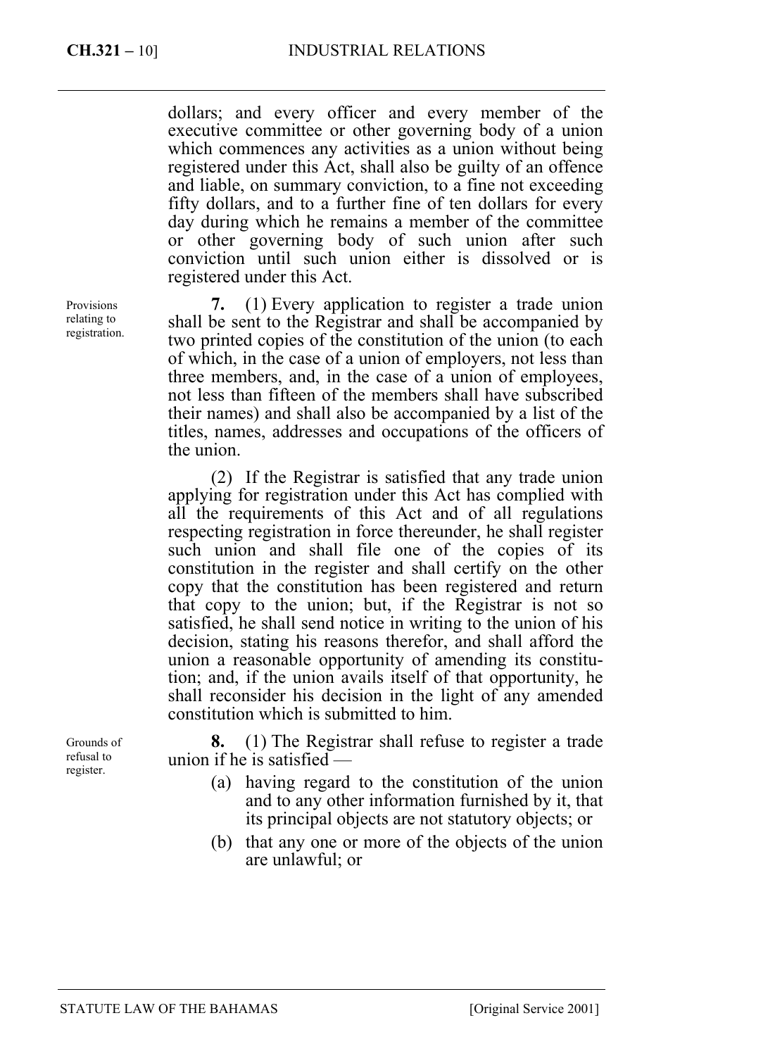dollars; and every officer and every member of the executive committee or other governing body of a union which commences any activities as a union without being registered under this Act, shall also be guilty of an offence and liable, on summary conviction, to a fine not exceeding fifty dollars, and to a further fine of ten dollars for every day during which he remains a member of the committee or other governing body of such union after such conviction until such union either is dissolved or is registered under this Act.

*Provisions relating to registration.*

**7.** (1) Every application to register a trade union shall be sent to the Registrar and shall be accompanied by two printed copies of the constitution of the union (to each of which, in the case of a union of employers, not less than three members, and, in the case of a union of employees, not less than fifteen of the members shall have subscribed their names) and shall also be accompanied by a list of the titles, names, addresses and occupations of the officers of the union.

(2) If the Registrar is satisfied that any trade union applying for registration under this Act has complied with all the requirements of this Act and of all regulations respecting registration in force thereunder, he shall register such union and shall file one of the copies of its constitution in the register and shall certify on the other copy that the constitution has been registered and return that copy to the union; but, if the Registrar is not so satisfied, he shall send notice in writing to the union of his decision, stating his reasons therefor, and shall afford the union a reasonable opportunity of amending its constitution; and, if the union avails itself of that opportunity, he shall reconsider his decision in the light of any amended constitution which is submitted to him.

*Grounds of refusal to register.*

**8.** (1) The Registrar shall refuse to register a trade union if he is satisfied —

(a) having regard to the constitution of the union and to any other information furnished by it, that its principal objects are not statutory objects; or

(b) that any one or more of the objects of the union are unlawful; or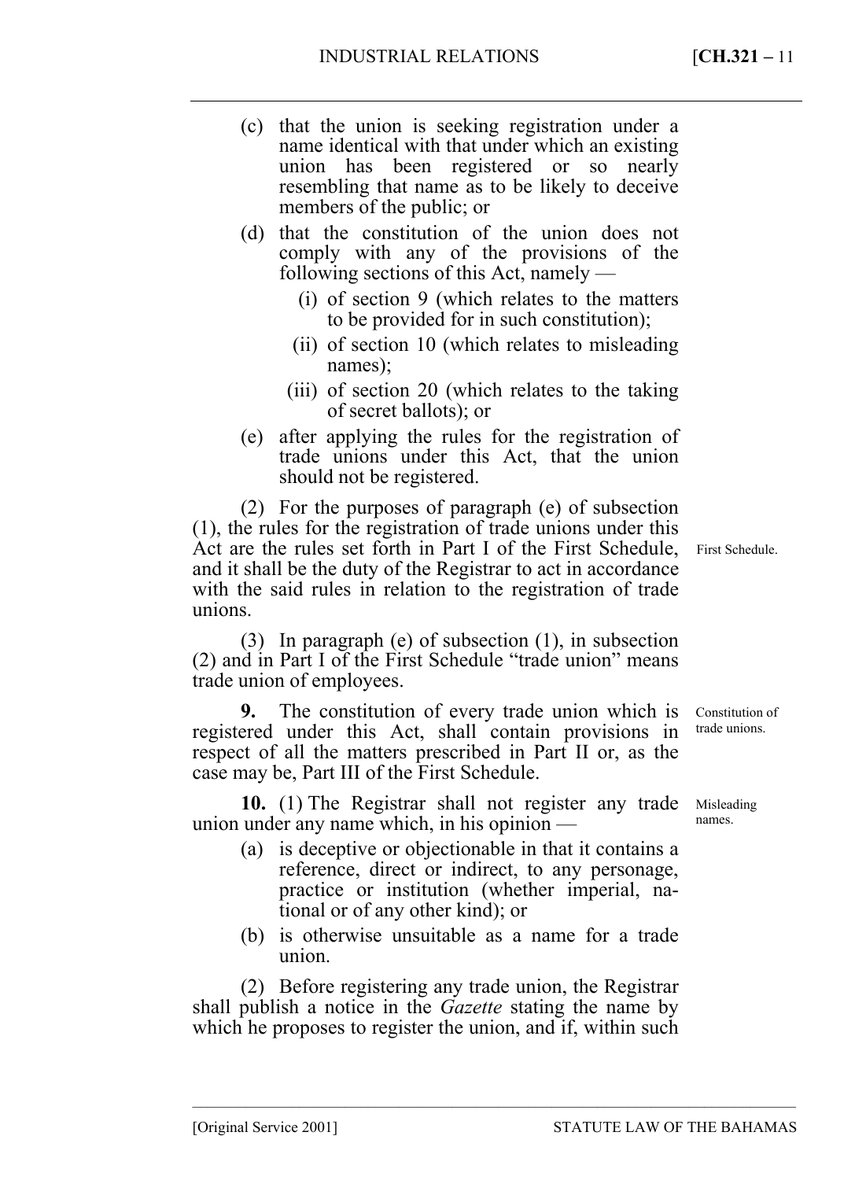(c) that the union is seeking registration under a name identical with that under which an existing union has been registered or so nearly resembling that name as to be likely to deceive members of the public; or

(d) that the constitution of the union does not comply with any of the provisions of the following sections of this Act, namely —

(i) of section 9 (which relates to the matters to be provided for in such constitution);

(ii) of section 10 (which relates to misleading names);

(iii) of section 20 (which relates to the taking of secret ballots); or

(e) after applying the rules for the registration of trade unions under this Act, that the union should not be registered.

(2) For the purposes of paragraph (e) of subsection (1), the rules for the registration of trade unions under this Act are the rules set forth in Part I of the First Schedule, and it shall be the duty of the Registrar to act in accordance with the said rules in relation to the registration of trade unions.

First Schedule.

(3) In paragraph (e) of subsection (1), in subsection (2) and in Part I of the First Schedule "trade union" means trade union of employees.

Constitution of trade unions.

**9.** The constitution of every trade union which is registered under this Act, shall contain provisions in respect of all the matters prescribed in Part II or, as the case may be, Part III of the First Schedule.

Misleading names.

**10.** (1) The Registrar shall not register any trade union under any name which, in his opinion —

(a) is deceptive or objectionable in that it contains a reference, direct or indirect, to any personage, practice or institution (whether imperial, national or of any other kind); or

(b) is otherwise unsuitable as a name for a trade union.

(2) Before registering any trade union, the Registrar shall publish a notice in the *Gazette* stating the name by which he proposes to register the union, and if, within such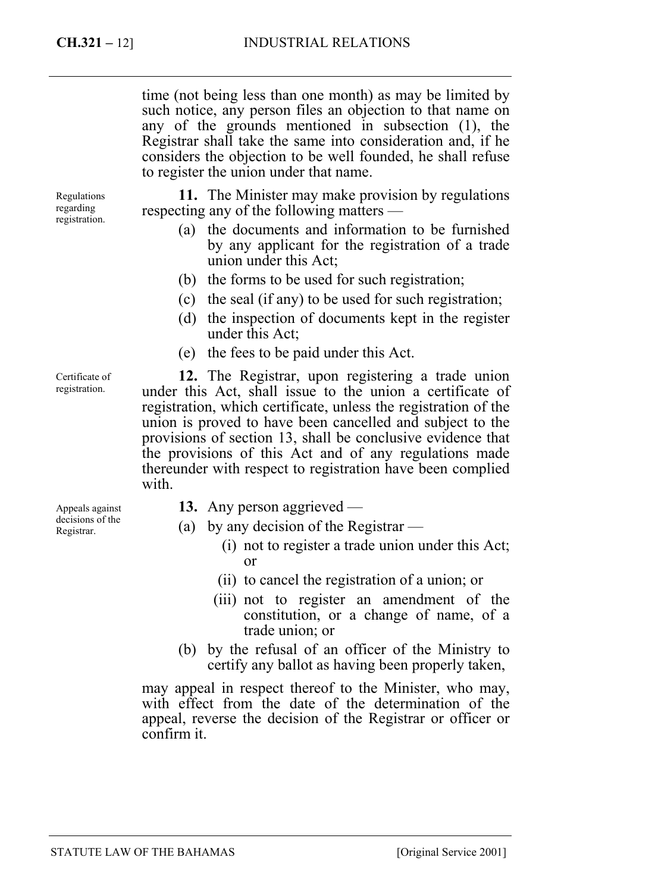time (not being less than one month) as may be limited by such notice, any person files an objection to that name on any of the grounds mentioned in subsection (1), the Registrar shall take the same into consideration and, if he considers the objection to be well founded, he shall refuse to register the union under that name.

Regulations regarding registration.

**11.** The Minister may make provision by regulations respecting any of the following matters —

(a) the documents and information to be furnished by any applicant for the registration of a trade union under this Act;

(b) the forms to be used for such registration;

(c) the seal (if any) to be used for such registration;

(d) the inspection of documents kept in the register under this Act;

(e) the fees to be paid under this Act.

Certificate of registration.

**12.** The Registrar, upon registering a trade union under this Act, shall issue to the union a certificate of registration, which certificate, unless the registration of the union is proved to have been cancelled and subject to the provisions of section 13, shall be conclusive evidence that the provisions of this Act and of any regulations made thereunder with respect to registration have been complied with.

Appeals against decisions of the Registrar.

**13.** Any person aggrieved —

(a) by any decision of the Registrar —

  (i) not to register a trade union under this Act; or

  (ii) to cancel the registration of a union; or

  (iii) not to register an amendment of the constitution, or a change of name, of a trade union; or

(b) by the refusal of an officer of the Ministry to certify any ballot as having been properly taken,

may appeal in respect thereof to the Minister, who may, with effect from the date of the determination of the appeal, reverse the decision of the Registrar or officer or confirm it.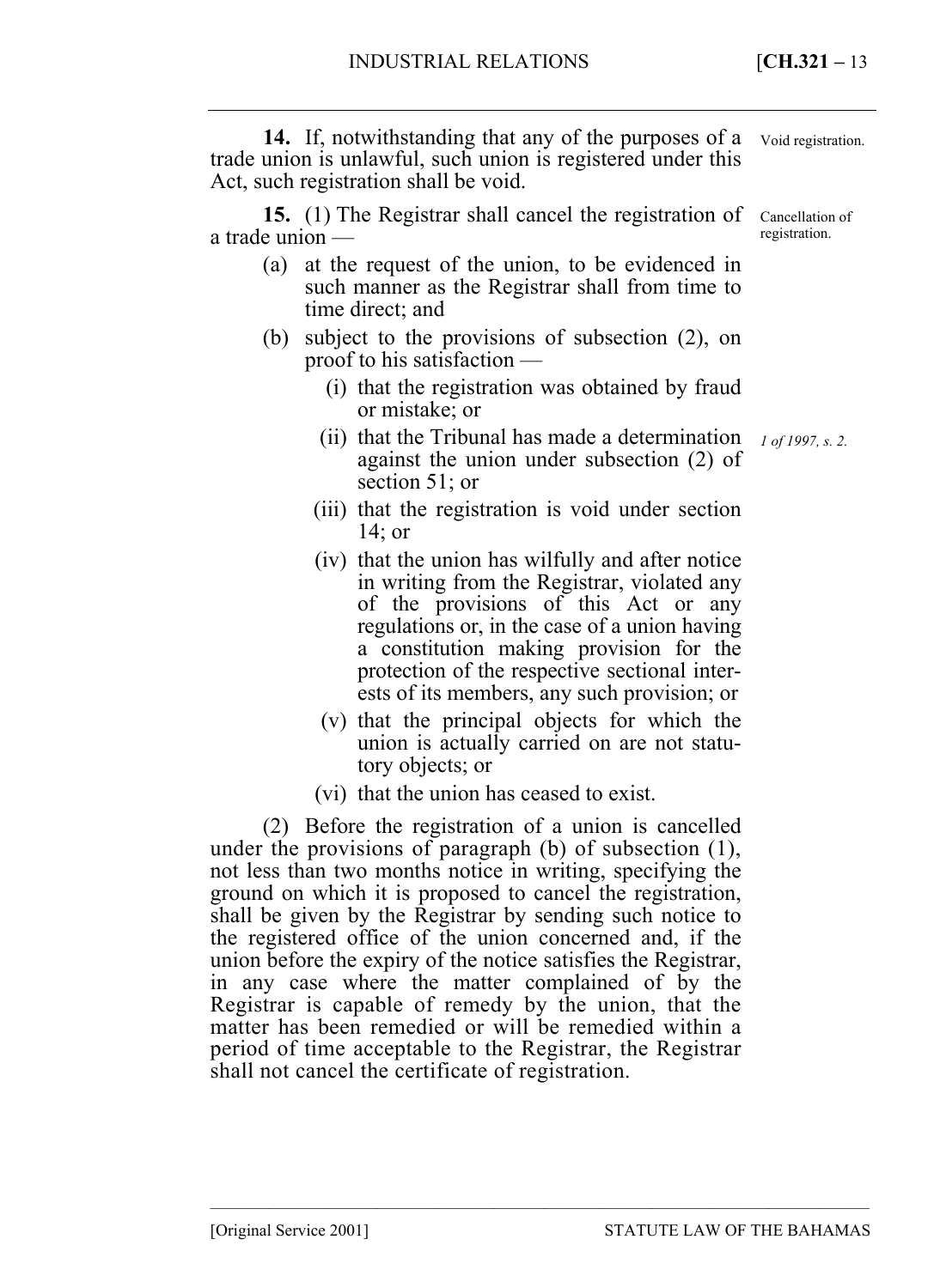**14.** If, notwithstanding that any of the purposes of a trade union is unlawful, such union is registered under this Act, such registration shall be void.

Void registration.

**15.** (1) The Registrar shall cancel the registration of a trade union —

Cancellation of registration.

- (a) at the request of the union, to be evidenced in such manner as the Registrar shall from time to time direct; and
- (b) subject to the provisions of subsection (2), on proof to his satisfaction —
  - (i) that the registration was obtained by fraud or mistake; or
  - (ii) that the Tribunal has made a determination against the union under subsection (2) of section 51; or *1 of 1997, s. 2.*
  - (iii) that the registration is void under section 14; or
  - (iv) that the union has wilfully and after notice in writing from the Registrar, violated any of the provisions of this Act or any regulations or, in the case of a union having a constitution making provision for the protection of the respective sectional interests of its members, any such provision; or
  - (v) that the principal objects for which the union is actually carried on are not statutory objects; or
  - (vi) that the union has ceased to exist.

(2) Before the registration of a union is cancelled under the provisions of paragraph (b) of subsection (1), not less than two months notice in writing, specifying the ground on which it is proposed to cancel the registration, shall be given by the Registrar by sending such notice to the registered office of the union concerned and, if the union before the expiry of the notice satisfies the Registrar, in any case where the matter complained of by the Registrar is capable of remedy by the union, that the matter has been remedied or will be remedied within a period of time acceptable to the Registrar, the Registrar shall not cancel the certificate of registration.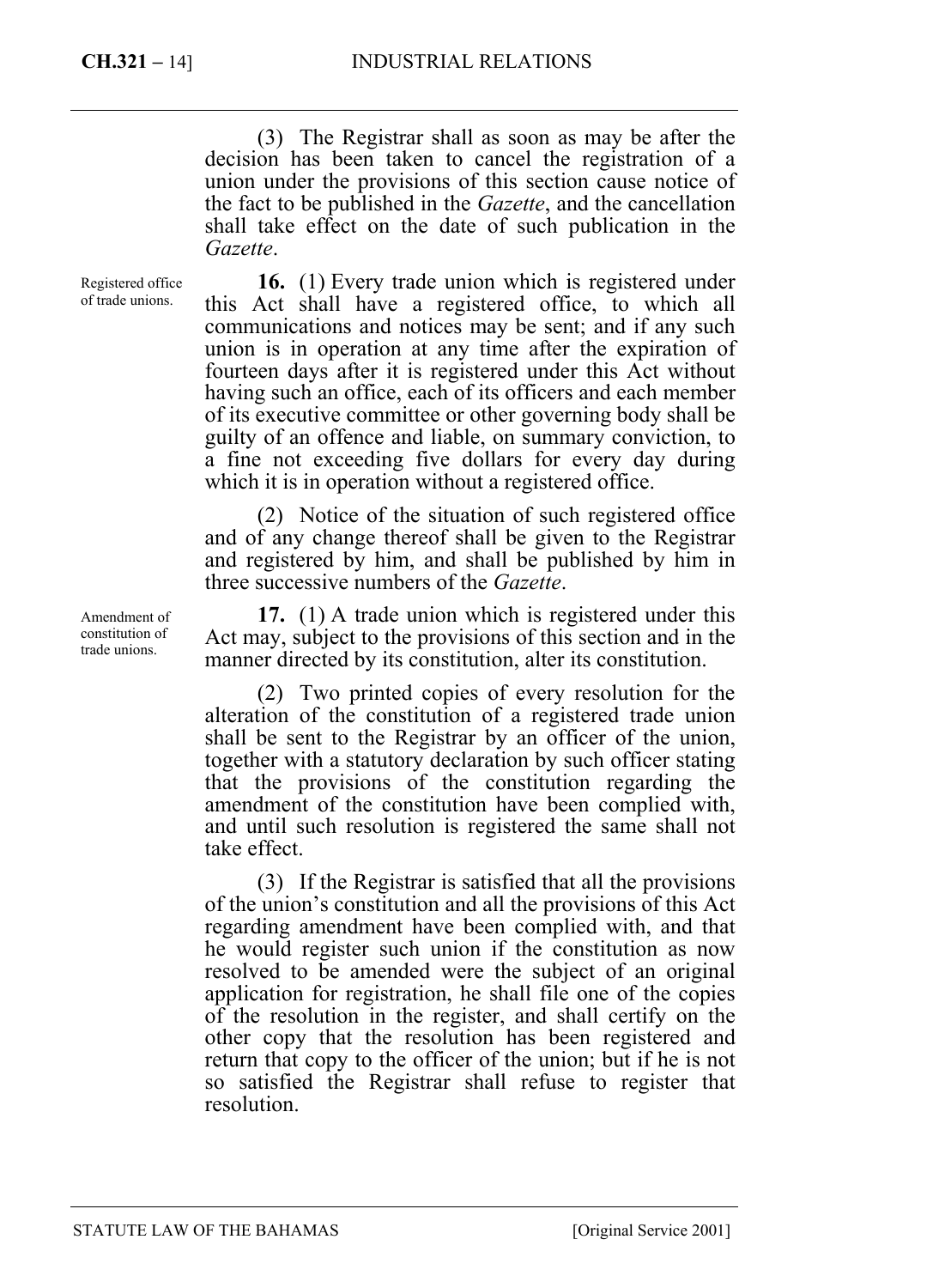(3) The Registrar shall as soon as may be after the decision has been taken to cancel the registration of a union under the provisions of this section cause notice of the fact to be published in the *Gazette*, and the cancellation shall take effect on the date of such publication in the *Gazette*.

Registered office of trade unions.

**16.** (1) Every trade union which is registered under this Act shall have a registered office, to which all communications and notices may be sent; and if any such union is in operation at any time after the expiration of fourteen days after it is registered under this Act without having such an office, each of its officers and each member of its executive committee or other governing body shall be guilty of an offence and liable, on summary conviction, to a fine not exceeding five dollars for every day during which it is in operation without a registered office.

(2) Notice of the situation of such registered office and of any change thereof shall be given to the Registrar and registered by him, and shall be published by him in three successive numbers of the *Gazette*.

Amendment of constitution of trade unions.

**17.** (1) A trade union which is registered under this Act may, subject to the provisions of this section and in the manner directed by its constitution, alter its constitution.

(2) Two printed copies of every resolution for the alteration of the constitution of a registered trade union shall be sent to the Registrar by an officer of the union, together with a statutory declaration by such officer stating that the provisions of the constitution regarding the amendment of the constitution have been complied with, and until such resolution is registered the same shall not take effect.

(3) If the Registrar is satisfied that all the provisions of the union's constitution and all the provisions of this Act regarding amendment have been complied with, and that he would register such union if the constitution as now resolved to be amended were the subject of an original application for registration, he shall file one of the copies of the resolution in the register, and shall certify on the other copy that the resolution has been registered and return that copy to the officer of the union; but if he is not so satisfied the Registrar shall refuse to register that resolution.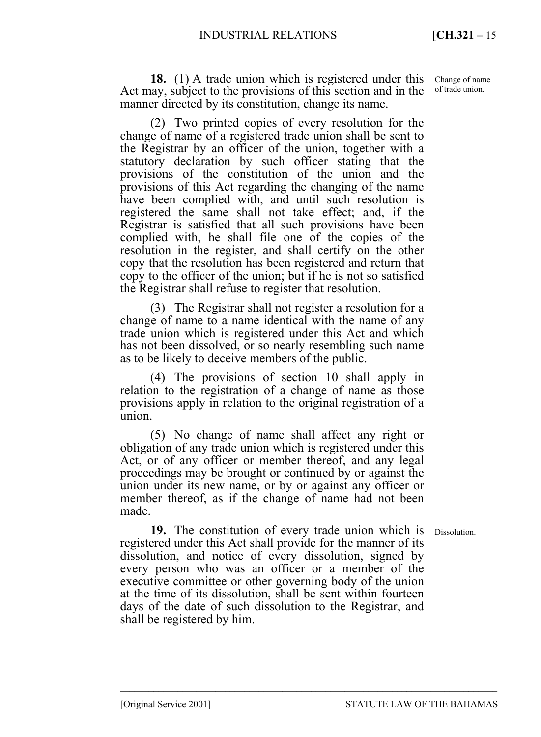**18.** (1) A trade union which is registered under this Act may, subject to the provisions of this section and in the manner directed by its constitution, change its name.

Change of name of trade union.

(2) Two printed copies of every resolution for the change of name of a registered trade union shall be sent to the Registrar by an officer of the union, together with a statutory declaration by such officer stating that the provisions of the constitution of the union and the provisions of this Act regarding the changing of the name have been complied with, and until such resolution is registered the same shall not take effect; and, if the Registrar is satisfied that all such provisions have been complied with, he shall file one of the copies of the resolution in the register, and shall certify on the other copy that the resolution has been registered and return that copy to the officer of the union; but if he is not so satisfied the Registrar shall refuse to register that resolution.

(3) The Registrar shall not register a resolution for a change of name to a name identical with the name of any trade union which is registered under this Act and which has not been dissolved, or so nearly resembling such name as to be likely to deceive members of the public.

(4) The provisions of section 10 shall apply in relation to the registration of a change of name as those provisions apply in relation to the original registration of a union.

(5) No change of name shall affect any right or obligation of any trade union which is registered under this Act, or of any officer or member thereof, and any legal proceedings may be brought or continued by or against the union under its new name, or by or against any officer or member thereof, as if the change of name had not been made.

**19.** The constitution of every trade union which is registered under this Act shall provide for the manner of its dissolution, and notice of every dissolution, signed by every person who was an officer or a member of the executive committee or other governing body of the union at the time of its dissolution, shall be sent within fourteen days of the date of such dissolution to the Registrar, and shall be registered by him.

Dissolution.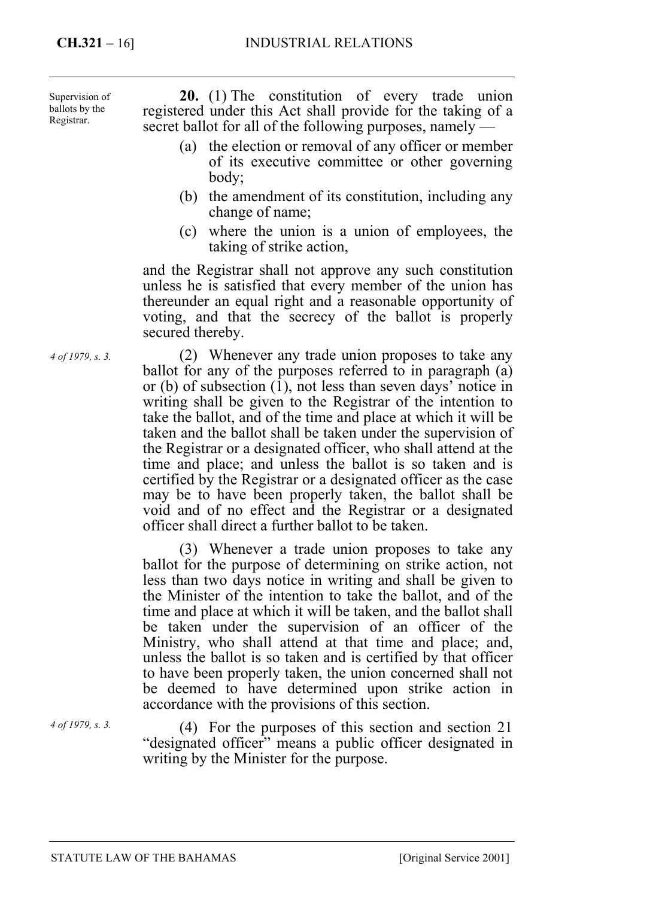Supervision of ballots by the Registrar.

**20.** (1) The constitution of every trade union registered under this Act shall provide for the taking of a secret ballot for all of the following purposes, namely —

(a) the election or removal of any officer or member of its executive committee or other governing body;

(b) the amendment of its constitution, including any change of name;

(c) where the union is a union of employees, the taking of strike action,

and the Registrar shall not approve any such constitution unless he is satisfied that every member of the union has thereunder an equal right and a reasonable opportunity of voting, and that the secrecy of the ballot is properly secured thereby.

*4 of 1979, s. 3.*

(2) Whenever any trade union proposes to take any ballot for any of the purposes referred to in paragraph (a) or (b) of subsection (1), not less than seven days' notice in writing shall be given to the Registrar of the intention to take the ballot, and of the time and place at which it will be taken and the ballot shall be taken under the supervision of the Registrar or a designated officer, who shall attend at the time and place; and unless the ballot is so taken and is certified by the Registrar or a designated officer as the case may be to have been properly taken, the ballot shall be void and of no effect and the Registrar or a designated officer shall direct a further ballot to be taken.

(3) Whenever a trade union proposes to take any ballot for the purpose of determining on strike action, not less than two days notice in writing and shall be given to the Minister of the intention to take the ballot, and of the time and place at which it will be taken, and the ballot shall be taken under the supervision of an officer of the Ministry, who shall attend at that time and place; and, unless the ballot is so taken and is certified by that officer to have been properly taken, the union concerned shall not be deemed to have determined upon strike action in accordance with the provisions of this section.

*4 of 1979, s. 3.*

(4) For the purposes of this section and section 21 "designated officer" means a public officer designated in writing by the Minister for the purpose.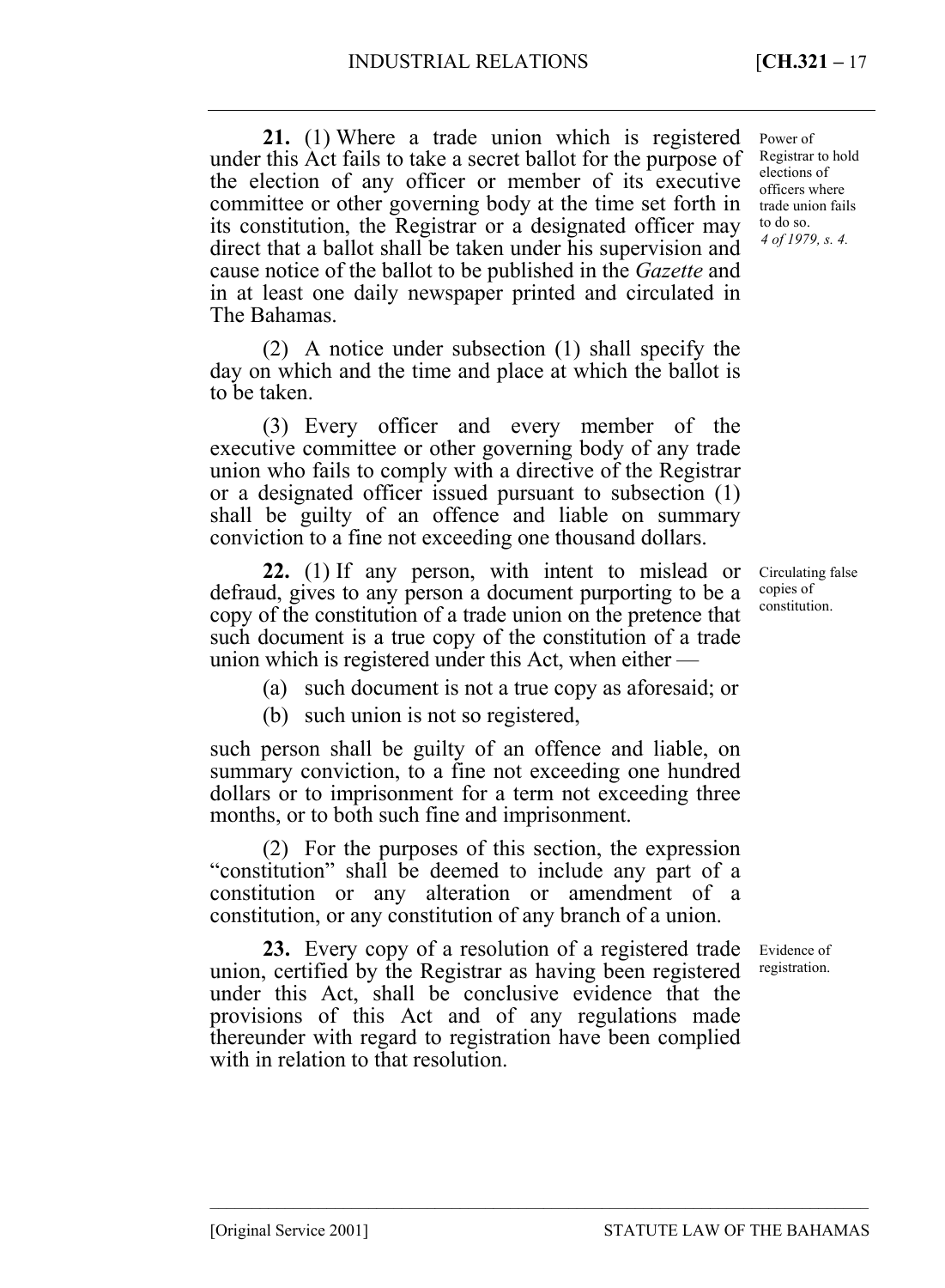**21.** (1) Where a trade union which is registered under this Act fails to take a secret ballot for the purpose of the election of any officer or member of its executive committee or other governing body at the time set forth in its constitution, the Registrar or a designated officer may direct that a ballot shall be taken under his supervision and cause notice of the ballot to be published in the *Gazette* and in at least one daily newspaper printed and circulated in The Bahamas.

Power of Registrar to hold elections of officers where trade union fails to do so.
*4 of 1979, s. 4.*

(2) A notice under subsection (1) shall specify the day on which and the time and place at which the ballot is to be taken.

(3) Every officer and every member of the executive committee or other governing body of any trade union who fails to comply with a directive of the Registrar or a designated officer issued pursuant to subsection (1) shall be guilty of an offence and liable on summary conviction to a fine not exceeding one thousand dollars.

**22.** (1) If any person, with intent to mislead or defraud, gives to any person a document purporting to be a copy of the constitution of a trade union on the pretence that such document is a true copy of the constitution of a trade union which is registered under this Act, when either —

Circulating false copies of constitution.

(a) such document is not a true copy as aforesaid; or

(b) such union is not so registered,

such person shall be guilty of an offence and liable, on summary conviction, to a fine not exceeding one hundred dollars or to imprisonment for a term not exceeding three months, or to both such fine and imprisonment.

(2) For the purposes of this section, the expression "constitution" shall be deemed to include any part of a constitution or any alteration or amendment of a constitution, or any constitution of any branch of a union.

**23.** Every copy of a resolution of a registered trade union, certified by the Registrar as having been registered under this Act, shall be conclusive evidence that the provisions of this Act and of any regulations made thereunder with regard to registration have been complied with in relation to that resolution.

Evidence of registration.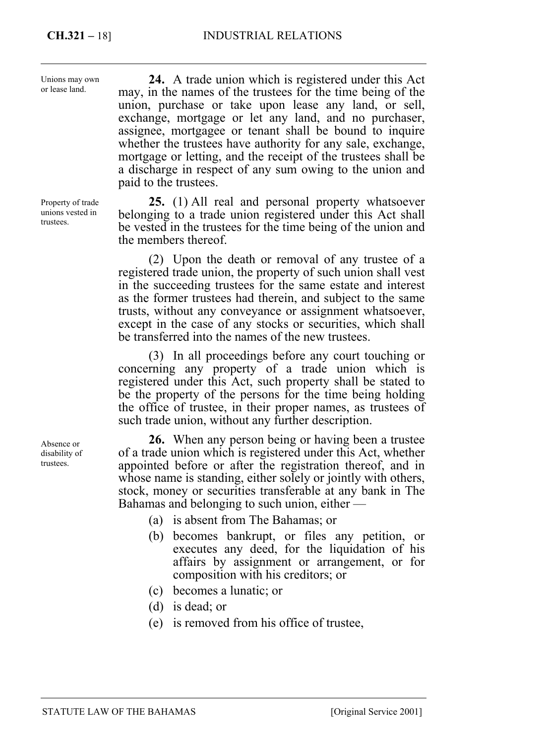Unions may own or lease land.

**24.** A trade union which is registered under this Act may, in the names of the trustees for the time being of the union, purchase or take upon lease any land, or sell, exchange, mortgage or let any land, and no purchaser, assignee, mortgagee or tenant shall be bound to inquire whether the trustees have authority for any sale, exchange, mortgage or letting, and the receipt of the trustees shall be a discharge in respect of any sum owing to the union and paid to the trustees.

Property of trade unions vested in trustees.

**25.** (1) All real and personal property whatsoever belonging to a trade union registered under this Act shall be vested in the trustees for the time being of the union and the members thereof.

(2) Upon the death or removal of any trustee of a registered trade union, the property of such union shall vest in the succeeding trustees for the same estate and interest as the former trustees had therein, and subject to the same trusts, without any conveyance or assignment whatsoever, except in the case of any stocks or securities, which shall be transferred into the names of the new trustees.

(3) In all proceedings before any court touching or concerning any property of a trade union which is registered under this Act, such property shall be stated to be the property of the persons for the time being holding the office of trustee, in their proper names, as trustees of such trade union, without any further description.

Absence or disability of trustees.

**26.** When any person being or having been a trustee of a trade union which is registered under this Act, whether appointed before or after the registration thereof, and in whose name is standing, either solely or jointly with others, stock, money or securities transferable at any bank in The Bahamas and belonging to such union, either —

(a) is absent from The Bahamas; or

(b) becomes bankrupt, or files any petition, or executes any deed, for the liquidation of his affairs by assignment or arrangement, or for composition with his creditors; or

(c) becomes a lunatic; or

(d) is dead; or

(e) is removed from his office of trustee,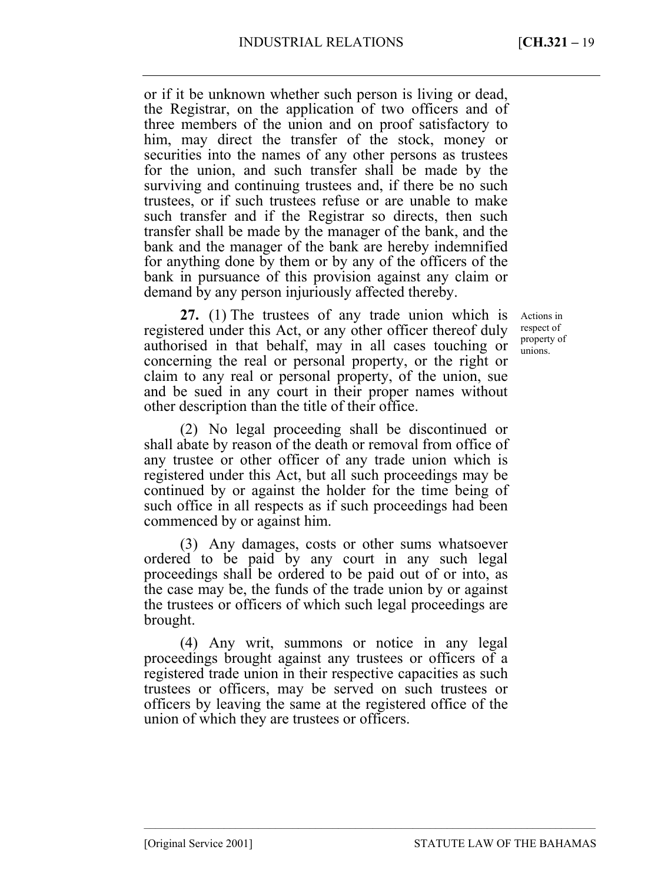or if it be unknown whether such person is living or dead, the Registrar, on the application of two officers and of three members of the union and on proof satisfactory to him, may direct the transfer of the stock, money or securities into the names of any other persons as trustees for the union, and such transfer shall be made by the surviving and continuing trustees and, if there be no such trustees, or if such trustees refuse or are unable to make such transfer and if the Registrar so directs, then such transfer shall be made by the manager of the bank, and the bank and the manager of the bank are hereby indemnified for anything done by them or by any of the officers of the bank in pursuance of this provision against any claim or demand by any person injuriously affected thereby.

Actions in respect of property of unions.

**27.** (1) The trustees of any trade union which is registered under this Act, or any other officer thereof duly authorised in that behalf, may in all cases touching or concerning the real or personal property, or the right or claim to any real or personal property, of the union, sue and be sued in any court in their proper names without other description than the title of their office.

(2) No legal proceeding shall be discontinued or shall abate by reason of the death or removal from office of any trustee or other officer of any trade union which is registered under this Act, but all such proceedings may be continued by or against the holder for the time being of such office in all respects as if such proceedings had been commenced by or against him.

(3) Any damages, costs or other sums whatsoever ordered to be paid by any court in any such legal proceedings shall be ordered to be paid out of or into, as the case may be, the funds of the trade union by or against the trustees or officers of which such legal proceedings are brought.

(4) Any writ, summons or notice in any legal proceedings brought against any trustees or officers of a registered trade union in their respective capacities as such trustees or officers, may be served on such trustees or officers by leaving the same at the registered office of the union of which they are trustees or officers.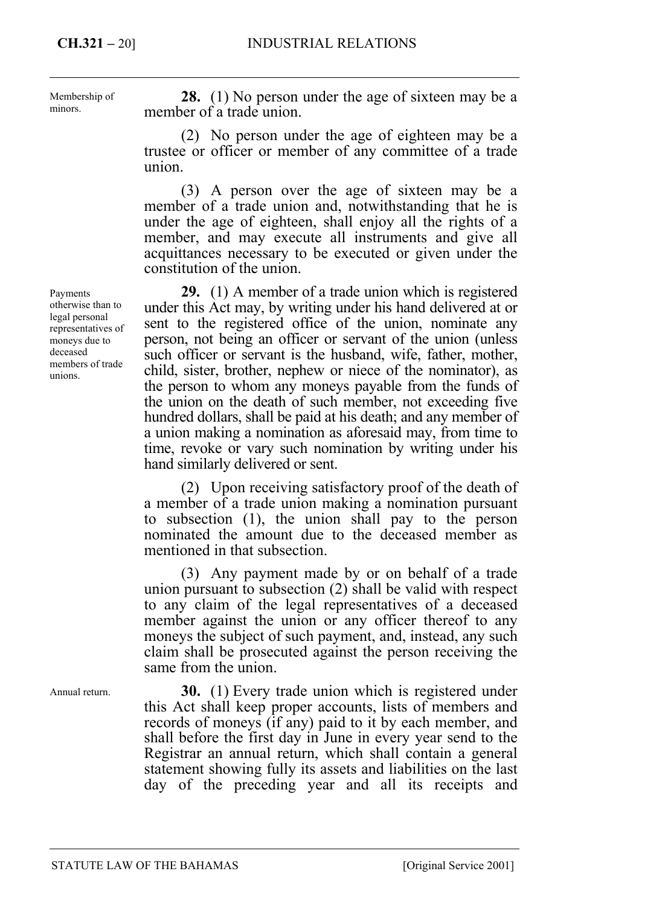Membership of minors.

**28.** (1) No person under the age of sixteen may be a member of a trade union.

(2) No person under the age of eighteen may be a trustee or officer or member of any committee of a trade union.

(3) A person over the age of sixteen may be a member of a trade union and, notwithstanding that he is under the age of eighteen, shall enjoy all the rights of a member, and may execute all instruments and give all acquittances necessary to be executed or given under the constitution of the union.

Payments otherwise than to legal personal representatives of moneys due to deceased members of trade unions.

**29.** (1) A member of a trade union which is registered under this Act may, by writing under his hand delivered at or sent to the registered office of the union, nominate any person, not being an officer or servant of the union (unless such officer or servant is the husband, wife, father, mother, child, sister, brother, nephew or niece of the nominator), as the person to whom any moneys payable from the funds of the union on the death of such member, not exceeding five hundred dollars, shall be paid at his death; and any member of a union making a nomination as aforesaid may, from time to time, revoke or vary such nomination by writing under his hand similarly delivered or sent.

(2) Upon receiving satisfactory proof of the death of a member of a trade union making a nomination pursuant to subsection (1), the union shall pay to the person nominated the amount due to the deceased member as mentioned in that subsection.

(3) Any payment made by or on behalf of a trade union pursuant to subsection (2) shall be valid with respect to any claim of the legal representatives of a deceased member against the union or any officer thereof to any moneys the subject of such payment, and, instead, any such claim shall be prosecuted against the person receiving the same from the union.

Annual return.

**30.** (1) Every trade union which is registered under this Act shall keep proper accounts, lists of members and records of moneys (if any) paid to it by each member, and shall before the first day in June in every year send to the Registrar an annual return, which shall contain a general statement showing fully its assets and liabilities on the last day of the preceding year and all its receipts and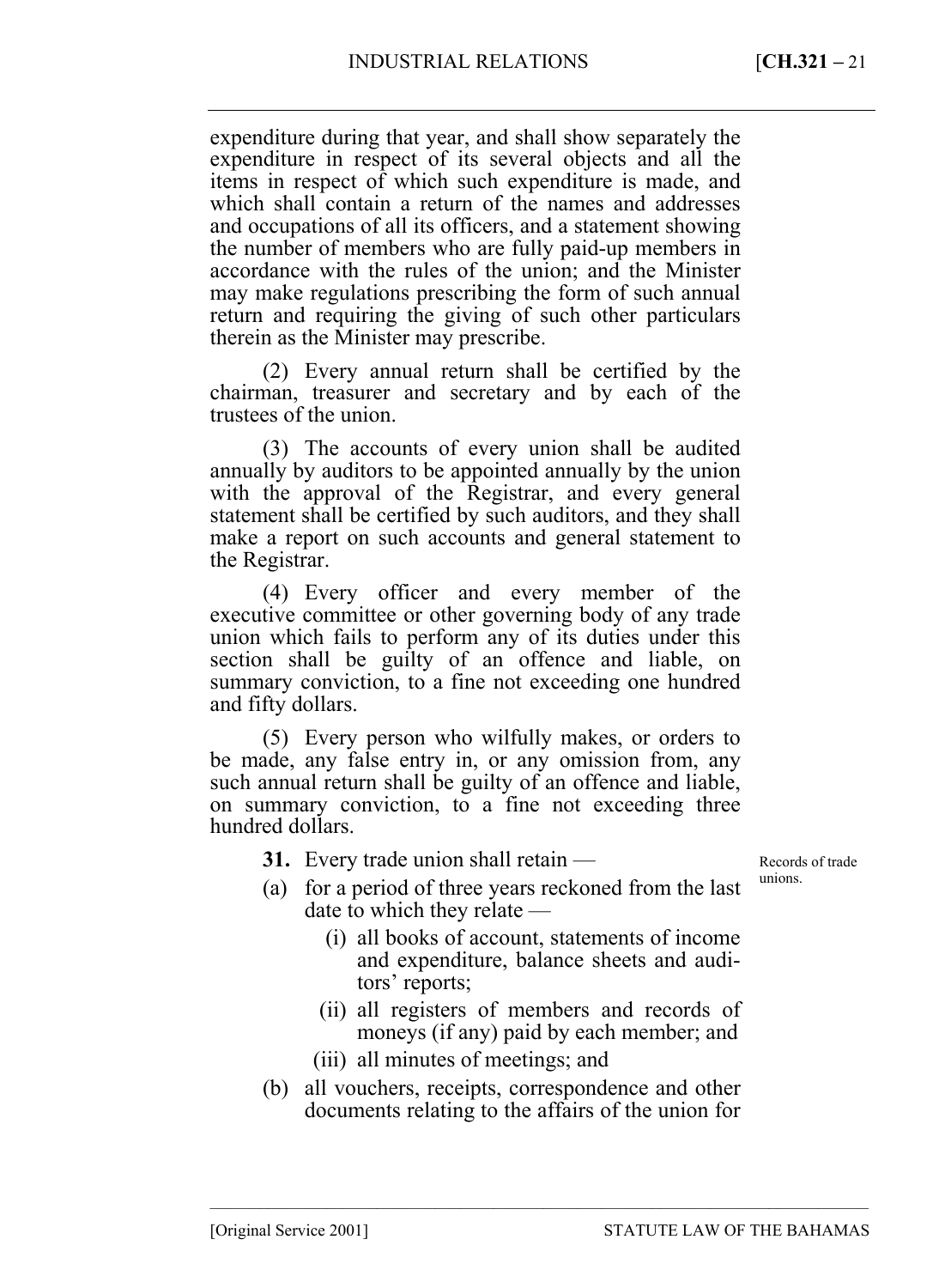expenditure during that year, and shall show separately the expenditure in respect of its several objects and all the items in respect of which such expenditure is made, and which shall contain a return of the names and addresses and occupations of all its officers, and a statement showing the number of members who are fully paid-up members in accordance with the rules of the union; and the Minister may make regulations prescribing the form of such annual return and requiring the giving of such other particulars therein as the Minister may prescribe.

(2) Every annual return shall be certified by the chairman, treasurer and secretary and by each of the trustees of the union.

(3) The accounts of every union shall be audited annually by auditors to be appointed annually by the union with the approval of the Registrar, and every general statement shall be certified by such auditors, and they shall make a report on such accounts and general statement to the Registrar.

(4) Every officer and every member of the executive committee or other governing body of any trade union which fails to perform any of its duties under this section shall be guilty of an offence and liable, on summary conviction, to a fine not exceeding one hundred and fifty dollars.

(5) Every person who wilfully makes, or orders to be made, any false entry in, or any omission from, any such annual return shall be guilty of an offence and liable, on summary conviction, to a fine not exceeding three hundred dollars.

Records of trade unions.

**31.** Every trade union shall retain —

(a) for a period of three years reckoned from the last date to which they relate —

(i) all books of account, statements of income and expenditure, balance sheets and auditors' reports;

(ii) all registers of members and records of moneys (if any) paid by each member; and

(iii) all minutes of meetings; and

(b) all vouchers, receipts, correspondence and other documents relating to the affairs of the union for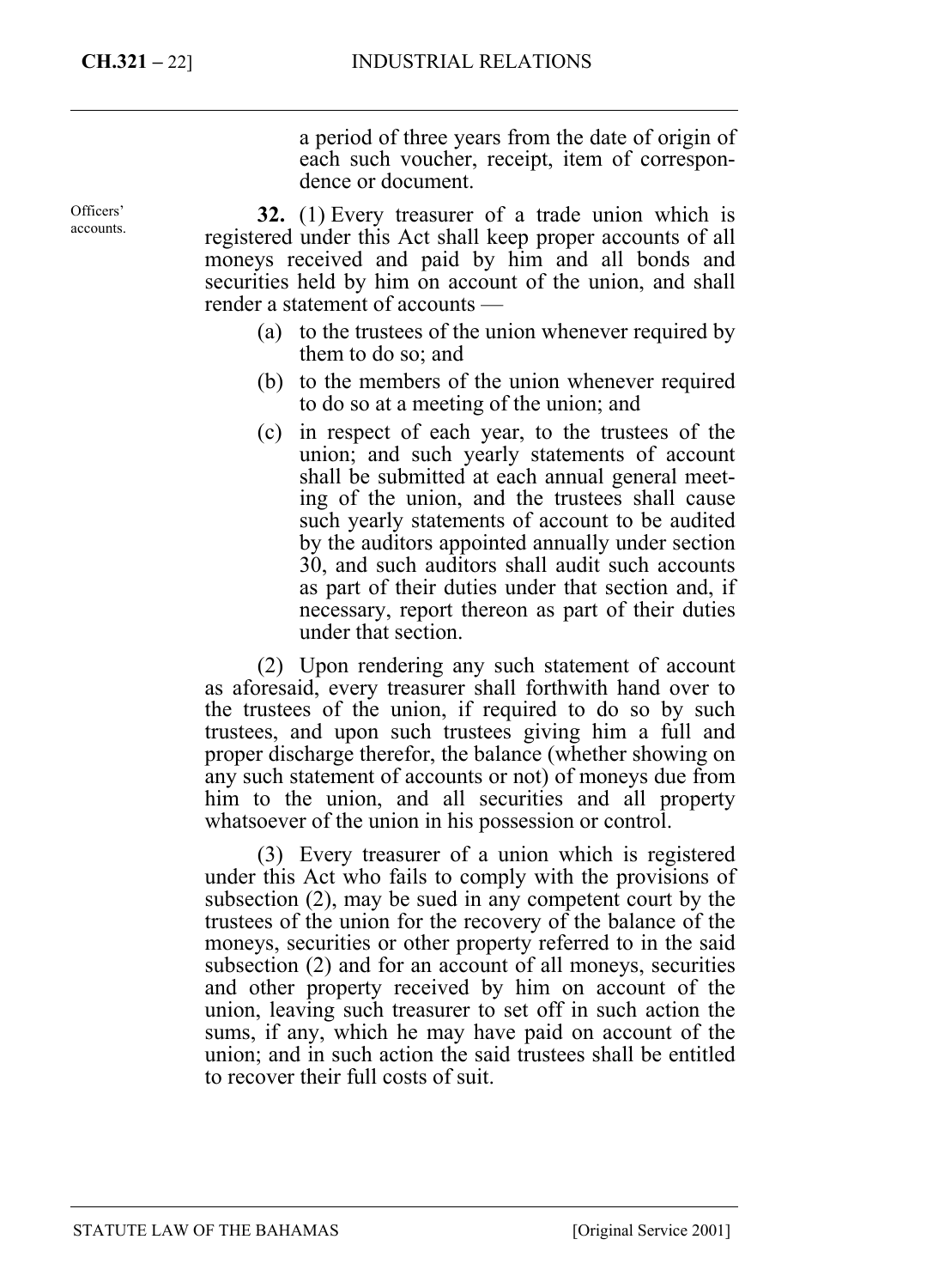a period of three years from the date of origin of each such voucher, receipt, item of correspondence or document.

Officers' accounts.

**32.** (1) Every treasurer of a trade union which is registered under this Act shall keep proper accounts of all moneys received and paid by him and all bonds and securities held by him on account of the union, and shall render a statement of accounts —

(a) to the trustees of the union whenever required by them to do so; and

(b) to the members of the union whenever required to do so at a meeting of the union; and

(c) in respect of each year, to the trustees of the union; and such yearly statements of account shall be submitted at each annual general meeting of the union, and the trustees shall cause such yearly statements of account to be audited by the auditors appointed annually under section 30, and such auditors shall audit such accounts as part of their duties under that section and, if necessary, report thereon as part of their duties under that section.

(2) Upon rendering any such statement of account as aforesaid, every treasurer shall forthwith hand over to the trustees of the union, if required to do so by such trustees, and upon such trustees giving him a full and proper discharge therefor, the balance (whether showing on any such statement of accounts or not) of moneys due from him to the union, and all securities and all property whatsoever of the union in his possession or control.

(3) Every treasurer of a union which is registered under this Act who fails to comply with the provisions of subsection (2), may be sued in any competent court by the trustees of the union for the recovery of the balance of the moneys, securities or other property referred to in the said subsection (2) and for an account of all moneys, securities and other property received by him on account of the union, leaving such treasurer to set off in such action the sums, if any, which he may have paid on account of the union; and in such action the said trustees shall be entitled to recover their full costs of suit.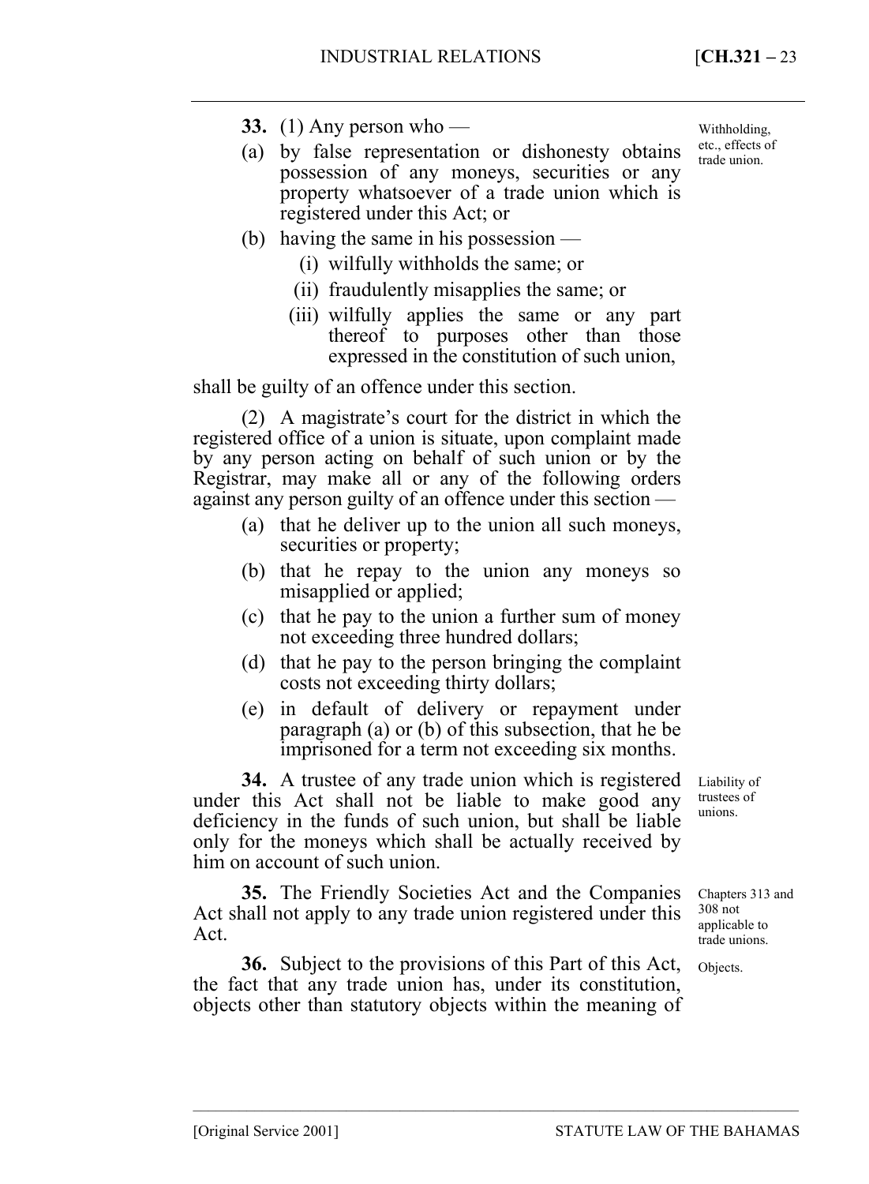**33.** (1) Any person who —

*Withholding, etc., effects of trade union.*

(a) by false representation or dishonesty obtains possession of any moneys, securities or any property whatsoever of a trade union which is registered under this Act; or

(b) having the same in his possession —

  (i) wilfully withholds the same; or

  (ii) fraudulently misapplies the same; or

  (iii) wilfully applies the same or any part thereof to purposes other than those expressed in the constitution of such union,

shall be guilty of an offence under this section.

(2) A magistrate's court for the district in which the registered office of a union is situate, upon complaint made by any person acting on behalf of such union or by the Registrar, may make all or any of the following orders against any person guilty of an offence under this section —

(a) that he deliver up to the union all such moneys, securities or property;

(b) that he repay to the union any moneys so misapplied or applied;

(c) that he pay to the union a further sum of money not exceeding three hundred dollars;

(d) that he pay to the person bringing the complaint costs not exceeding thirty dollars;

(e) in default of delivery or repayment under paragraph (a) or (b) of this subsection, that he be imprisoned for a term not exceeding six months.

*Liability of trustees of unions.*

**34.** A trustee of any trade union which is registered under this Act shall not be liable to make good any deficiency in the funds of such union, but shall be liable only for the moneys which shall be actually received by him on account of such union.

*Chapters 313 and 308 not applicable to trade unions.*

**35.** The Friendly Societies Act and the Companies Act shall not apply to any trade union registered under this Act.

*Objects.*

**36.** Subject to the provisions of this Part of this Act, the fact that any trade union has, under its constitution, objects other than statutory objects within the meaning of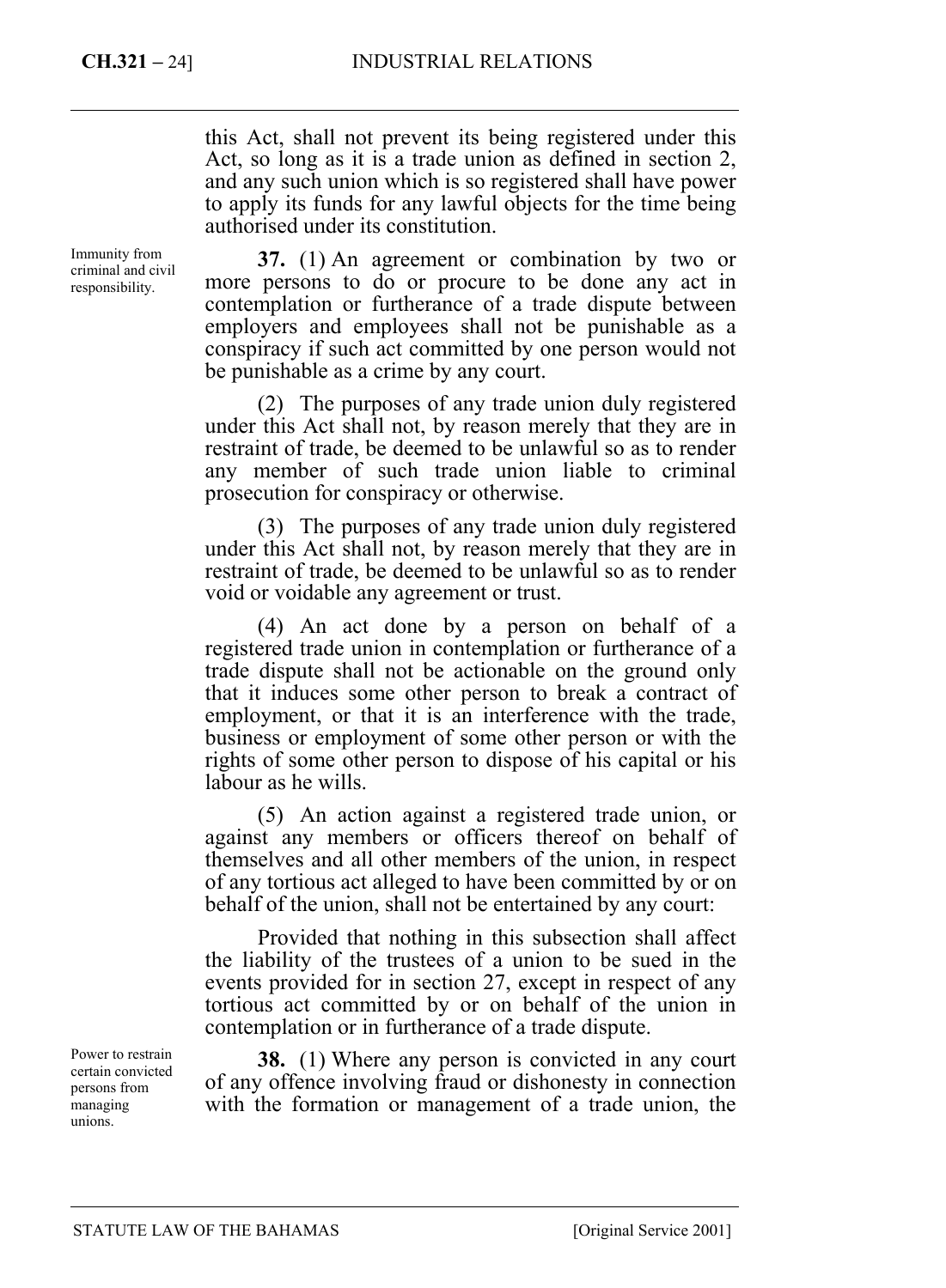this Act, shall not prevent its being registered under this Act, so long as it is a trade union as defined in section 2, and any such union which is so registered shall have power to apply its funds for any lawful objects for the time being authorised under its constitution.

Immunity from criminal and civil responsibility.

**37.** (1) An agreement or combination by two or more persons to do or procure to be done any act in contemplation or furtherance of a trade dispute between employers and employees shall not be punishable as a conspiracy if such act committed by one person would not be punishable as a crime by any court.

(2) The purposes of any trade union duly registered under this Act shall not, by reason merely that they are in restraint of trade, be deemed to be unlawful so as to render any member of such trade union liable to criminal prosecution for conspiracy or otherwise.

(3) The purposes of any trade union duly registered under this Act shall not, by reason merely that they are in restraint of trade, be deemed to be unlawful so as to render void or voidable any agreement or trust.

(4) An act done by a person on behalf of a registered trade union in contemplation or furtherance of a trade dispute shall not be actionable on the ground only that it induces some other person to break a contract of employment, or that it is an interference with the trade, business or employment of some other person or with the rights of some other person to dispose of his capital or his labour as he wills.

(5) An action against a registered trade union, or against any members or officers thereof on behalf of themselves and all other members of the union, in respect of any tortious act alleged to have been committed by or on behalf of the union, shall not be entertained by any court:

Provided that nothing in this subsection shall affect the liability of the trustees of a union to be sued in the events provided for in section 27, except in respect of any tortious act committed by or on behalf of the union in contemplation or in furtherance of a trade dispute.

Power to restrain certain convicted persons from managing unions.

**38.** (1) Where any person is convicted in any court of any offence involving fraud or dishonesty in connection with the formation or management of a trade union, the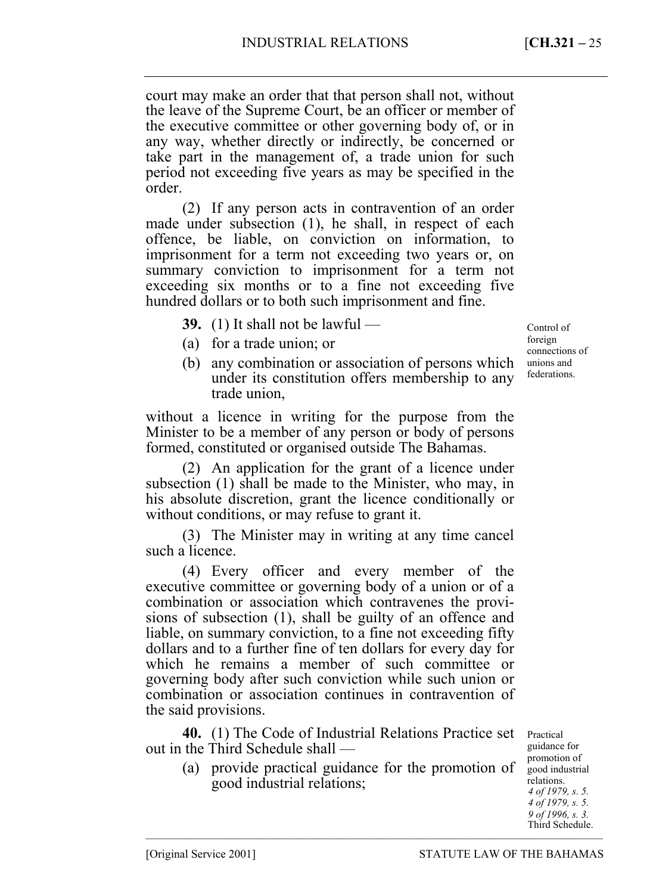court may make an order that that person shall not, without the leave of the Supreme Court, be an officer or member of the executive committee or other governing body of, or in any way, whether directly or indirectly, be concerned or take part in the management of, a trade union for such period not exceeding five years as may be specified in the order.

(2) If any person acts in contravention of an order made under subsection (1), he shall, in respect of each offence, be liable, on conviction on information, to imprisonment for a term not exceeding two years or, on summary conviction to imprisonment for a term not exceeding six months or to a fine not exceeding five hundred dollars or to both such imprisonment and fine.

Control of foreign connections of unions and federations.

**39.** (1) It shall not be lawful —

(a) for a trade union; or

(b) any combination or association of persons which under its constitution offers membership to any trade union,

without a licence in writing for the purpose from the Minister to be a member of any person or body of persons formed, constituted or organised outside The Bahamas.

(2) An application for the grant of a licence under subsection (1) shall be made to the Minister, who may, in his absolute discretion, grant the licence conditionally or without conditions, or may refuse to grant it.

(3) The Minister may in writing at any time cancel such a licence.

(4) Every officer and every member of the executive committee or governing body of a union or of a combination or association which contravenes the provisions of subsection (1), shall be guilty of an offence and liable, on summary conviction, to a fine not exceeding fifty dollars and to a further fine of ten dollars for every day for which he remains a member of such committee or governing body after such conviction while such union or combination or association continues in contravention of the said provisions.

Practical guidance for promotion of good industrial relations. *4 of 1979, s. 5. 4 of 1979, s. 5. 9 of 1996, s. 3.* Third Schedule.

**40.** (1) The Code of Industrial Relations Practice set out in the Third Schedule shall —

(a) provide practical guidance for the promotion of good industrial relations;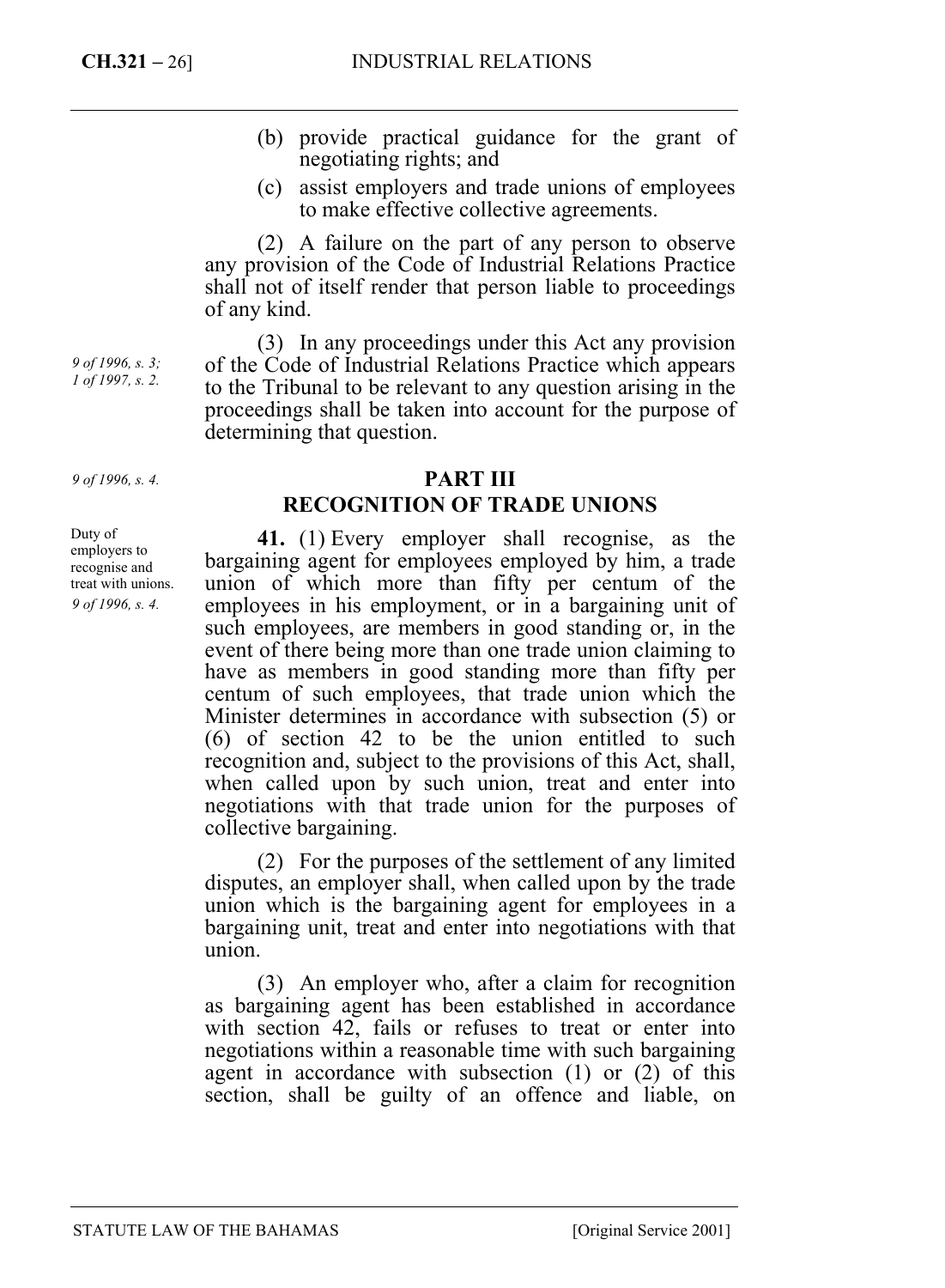(b) provide practical guidance for the grant of negotiating rights; and

(c) assist employers and trade unions of employees to make effective collective agreements.

(2) A failure on the part of any person to observe any provision of the Code of Industrial Relations Practice shall not of itself render that person liable to proceedings of any kind.

*9 of 1996, s. 3; 1 of 1997, s. 2.*

(3) In any proceedings under this Act any provision of the Code of Industrial Relations Practice which appears to the Tribunal to be relevant to any question arising in the proceedings shall be taken into account for the purpose of determining that question.

*9 of 1996, s. 4.*

## PART III
## RECOGNITION OF TRADE UNIONS

*Duty of employers to recognise and treat with unions. 9 of 1996, s. 4.*

**41.** (1) Every employer shall recognise, as the bargaining agent for employees employed by him, a trade union of which more than fifty per centum of the employees in his employment, or in a bargaining unit of such employees, are members in good standing or, in the event of there being more than one trade union claiming to have as members in good standing more than fifty per centum of such employees, that trade union which the Minister determines in accordance with subsection (5) or (6) of section 42 to be the union entitled to such recognition and, subject to the provisions of this Act, shall, when called upon by such union, treat and enter into negotiations with that trade union for the purposes of collective bargaining.

(2) For the purposes of the settlement of any limited disputes, an employer shall, when called upon by the trade union which is the bargaining agent for employees in a bargaining unit, treat and enter into negotiations with that union.

(3) An employer who, after a claim for recognition as bargaining agent has been established in accordance with section 42, fails or refuses to treat or enter into negotiations within a reasonable time with such bargaining agent in accordance with subsection (1) or (2) of this section, shall be guilty of an offence and liable, on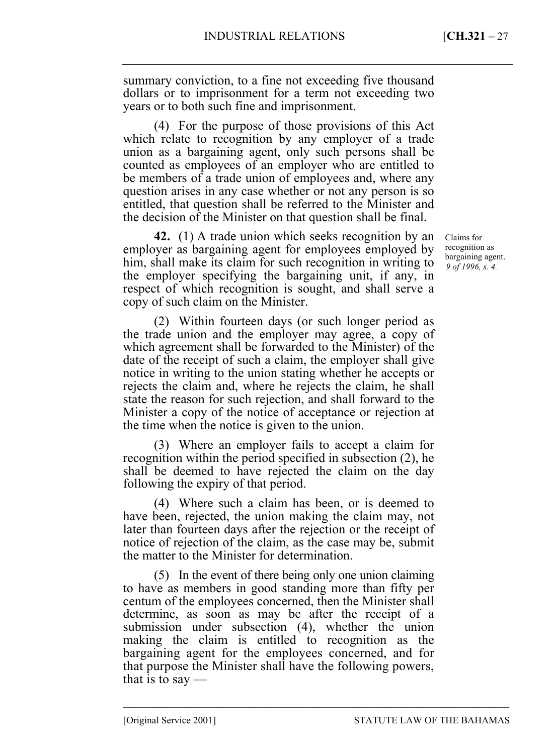summary conviction, to a fine not exceeding five thousand dollars or to imprisonment for a term not exceeding two years or to both such fine and imprisonment.

(4) For the purpose of those provisions of this Act which relate to recognition by any employer of a trade union as a bargaining agent, only such persons shall be counted as employees of an employer who are entitled to be members of a trade union of employees and, where any question arises in any case whether or not any person is so entitled, that question shall be referred to the Minister and the decision of the Minister on that question shall be final.

Claims for recognition as bargaining agent. *9 of 1996, s. 4.*

**42.** (1) A trade union which seeks recognition by an employer as bargaining agent for employees employed by him, shall make its claim for such recognition in writing to the employer specifying the bargaining unit, if any, in respect of which recognition is sought, and shall serve a copy of such claim on the Minister.

(2) Within fourteen days (or such longer period as the trade union and the employer may agree, a copy of which agreement shall be forwarded to the Minister) of the date of the receipt of such a claim, the employer shall give notice in writing to the union stating whether he accepts or rejects the claim and, where he rejects the claim, he shall state the reason for such rejection, and shall forward to the Minister a copy of the notice of acceptance or rejection at the time when the notice is given to the union.

(3) Where an employer fails to accept a claim for recognition within the period specified in subsection (2), he shall be deemed to have rejected the claim on the day following the expiry of that period.

(4) Where such a claim has been, or is deemed to have been, rejected, the union making the claim may, not later than fourteen days after the rejection or the receipt of notice of rejection of the claim, as the case may be, submit the matter to the Minister for determination.

(5) In the event of there being only one union claiming to have as members in good standing more than fifty per centum of the employees concerned, then the Minister shall determine, as soon as may be after the receipt of a submission under subsection (4), whether the union making the claim is entitled to recognition as the bargaining agent for the employees concerned, and for that purpose the Minister shall have the following powers, that is to say —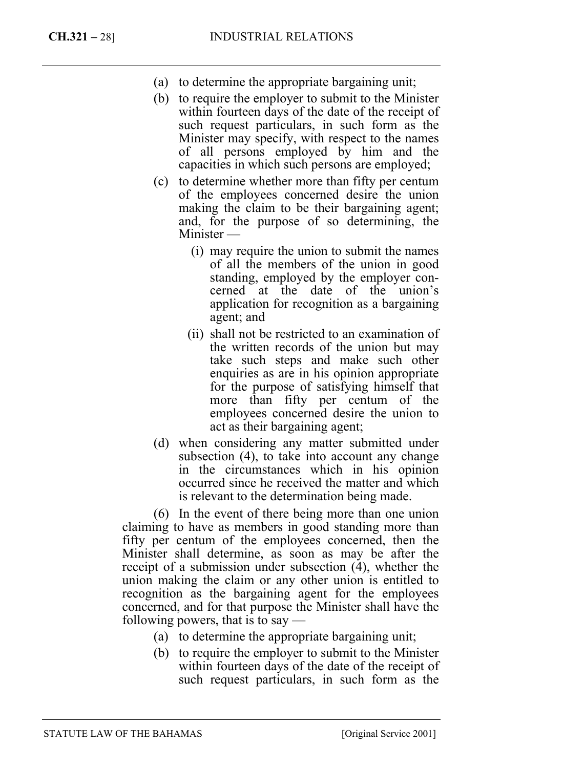(a) to determine the appropriate bargaining unit;

(b) to require the employer to submit to the Minister within fourteen days of the date of the receipt of such request particulars, in such form as the Minister may specify, with respect to the names of all persons employed by him and the capacities in which such persons are employed;

(c) to determine whether more than fifty per centum of the employees concerned desire the union making the claim to be their bargaining agent; and, for the purpose of so determining, the Minister —

(i) may require the union to submit the names of all the members of the union in good standing, employed by the employer concerned at the date of the union's application for recognition as a bargaining agent; and

(ii) shall not be restricted to an examination of the written records of the union but may take such steps and make such other enquiries as are in his opinion appropriate for the purpose of satisfying himself that more than fifty per centum of the employees concerned desire the union to act as their bargaining agent;

(d) when considering any matter submitted under subsection (4), to take into account any change in the circumstances which in his opinion occurred since he received the matter and which is relevant to the determination being made.

(6) In the event of there being more than one union claiming to have as members in good standing more than fifty per centum of the employees concerned, then the Minister shall determine, as soon as may be after the receipt of a submission under subsection (4), whether the union making the claim or any other union is entitled to recognition as the bargaining agent for the employees concerned, and for that purpose the Minister shall have the following powers, that is to say —

(a) to determine the appropriate bargaining unit;

(b) to require the employer to submit to the Minister within fourteen days of the date of the receipt of such request particulars, in such form as the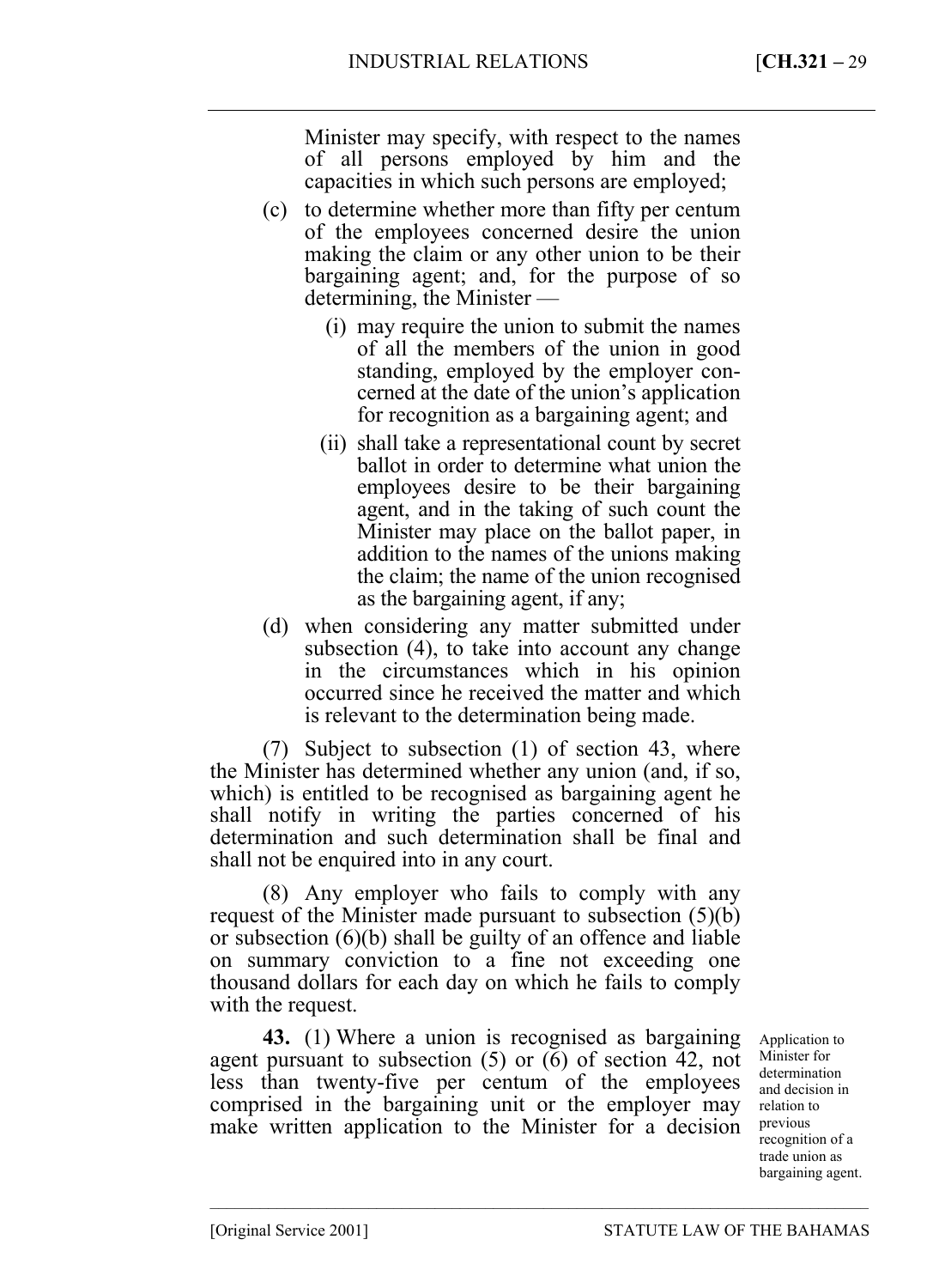Minister may specify, with respect to the names of all persons employed by him and the capacities in which such persons are employed;

(c) to determine whether more than fifty per centum of the employees concerned desire the union making the claim or any other union to be their bargaining agent; and, for the purpose of so determining, the Minister —

(i) may require the union to submit the names of all the members of the union in good standing, employed by the employer concerned at the date of the union's application for recognition as a bargaining agent; and

(ii) shall take a representational count by secret ballot in order to determine what union the employees desire to be their bargaining agent, and in the taking of such count the Minister may place on the ballot paper, in addition to the names of the unions making the claim; the name of the union recognised as the bargaining agent, if any;

(d) when considering any matter submitted under subsection (4), to take into account any change in the circumstances which in his opinion occurred since he received the matter and which is relevant to the determination being made.

(7) Subject to subsection (1) of section 43, where the Minister has determined whether any union (and, if so, which) is entitled to be recognised as bargaining agent he shall notify in writing the parties concerned of his determination and such determination shall be final and shall not be enquired into in any court.

(8) Any employer who fails to comply with any request of the Minister made pursuant to subsection (5)(b) or subsection (6)(b) shall be guilty of an offence and liable on summary conviction to a fine not exceeding one thousand dollars for each day on which he fails to comply with the request.

*Application to Minister for determination and decision in relation to previous recognition of a trade union as bargaining agent.*

**43.** (1) Where a union is recognised as bargaining agent pursuant to subsection (5) or (6) of section 42, not less than twenty-five per centum of the employees comprised in the bargaining unit or the employer may make written application to the Minister for a decision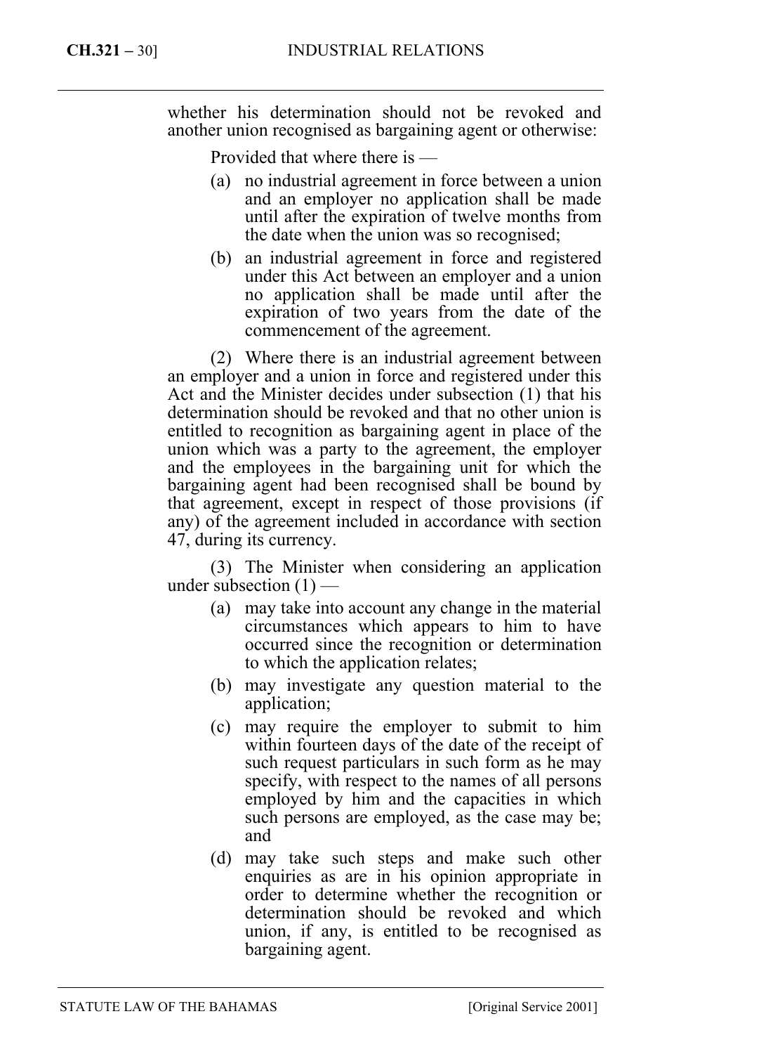whether his determination should not be revoked and another union recognised as bargaining agent or otherwise:

Provided that where there is —

(a) no industrial agreement in force between a union and an employer no application shall be made until after the expiration of twelve months from the date when the union was so recognised;

(b) an industrial agreement in force and registered under this Act between an employer and a union no application shall be made until after the expiration of two years from the date of the commencement of the agreement.

(2) Where there is an industrial agreement between an employer and a union in force and registered under this Act and the Minister decides under subsection (1) that his determination should be revoked and that no other union is entitled to recognition as bargaining agent in place of the union which was a party to the agreement, the employer and the employees in the bargaining unit for which the bargaining agent had been recognised shall be bound by that agreement, except in respect of those provisions (if any) of the agreement included in accordance with section 47, during its currency.

(3) The Minister when considering an application under subsection (1) —

(a) may take into account any change in the material circumstances which appears to him to have occurred since the recognition or determination to which the application relates;

(b) may investigate any question material to the application;

(c) may require the employer to submit to him within fourteen days of the date of the receipt of such request particulars in such form as he may specify, with respect to the names of all persons employed by him and the capacities in which such persons are employed, as the case may be; and

(d) may take such steps and make such other enquiries as are in his opinion appropriate in order to determine whether the recognition or determination should be revoked and which union, if any, is entitled to be recognised as bargaining agent.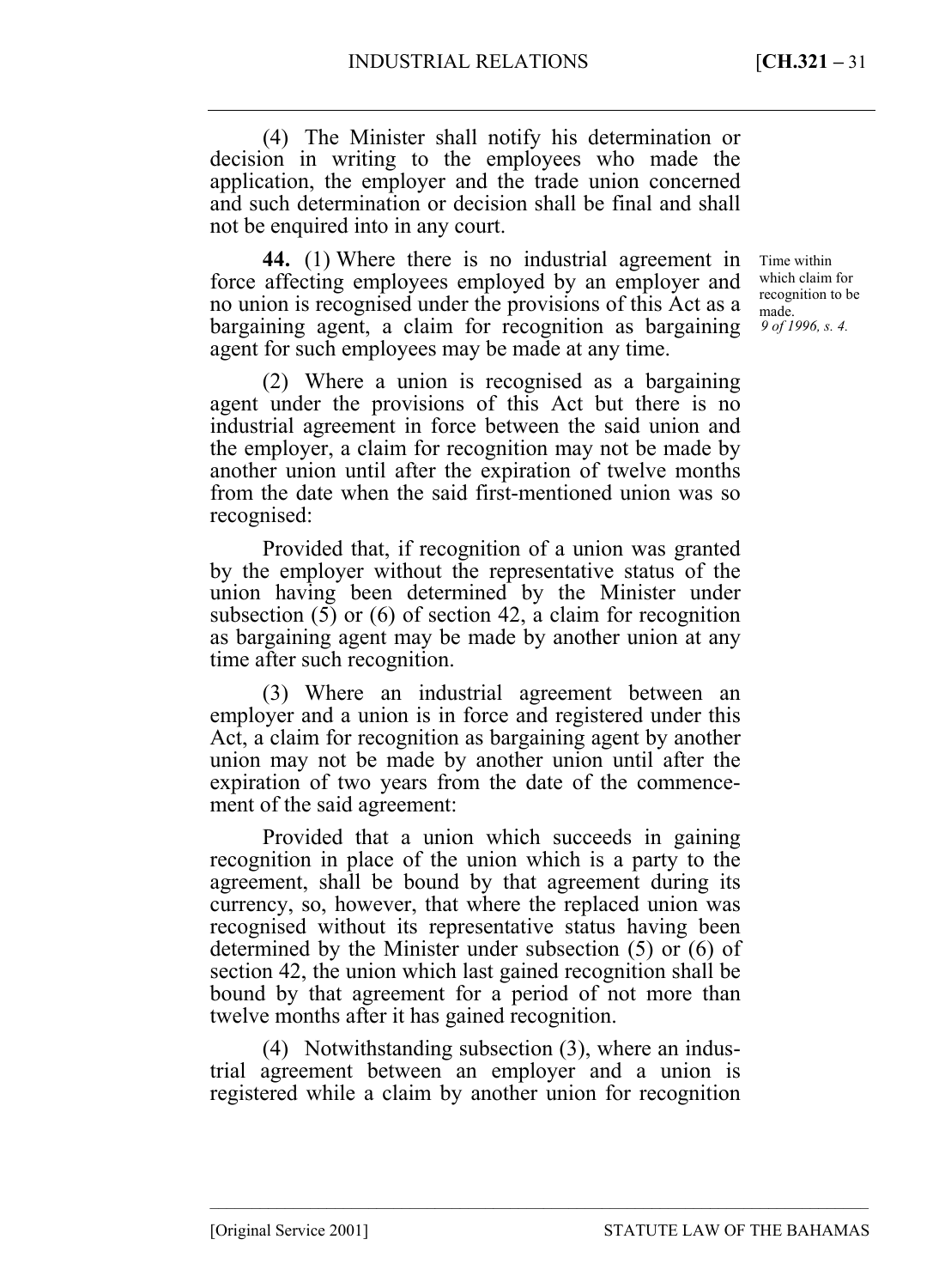(4) The Minister shall notify his determination or decision in writing to the employees who made the application, the employer and the trade union concerned and such determination or decision shall be final and shall not be enquired into in any court.

Time within which claim for recognition to be made.
*9 of 1996, s. 4.*

**44.** (1) Where there is no industrial agreement in force affecting employees employed by an employer and no union is recognised under the provisions of this Act as a bargaining agent, a claim for recognition as bargaining agent for such employees may be made at any time.

(2) Where a union is recognised as a bargaining agent under the provisions of this Act but there is no industrial agreement in force between the said union and the employer, a claim for recognition may not be made by another union until after the expiration of twelve months from the date when the said first-mentioned union was so recognised:

Provided that, if recognition of a union was granted by the employer without the representative status of the union having been determined by the Minister under subsection (5) or (6) of section 42, a claim for recognition as bargaining agent may be made by another union at any time after such recognition.

(3) Where an industrial agreement between an employer and a union is in force and registered under this Act, a claim for recognition as bargaining agent by another union may not be made by another union until after the expiration of two years from the date of the commencement of the said agreement:

Provided that a union which succeeds in gaining recognition in place of the union which is a party to the agreement, shall be bound by that agreement during its currency, so, however, that where the replaced union was recognised without its representative status having been determined by the Minister under subsection (5) or (6) of section 42, the union which last gained recognition shall be bound by that agreement for a period of not more than twelve months after it has gained recognition.

(4) Notwithstanding subsection (3), where an industrial agreement between an employer and a union is registered while a claim by another union for recognition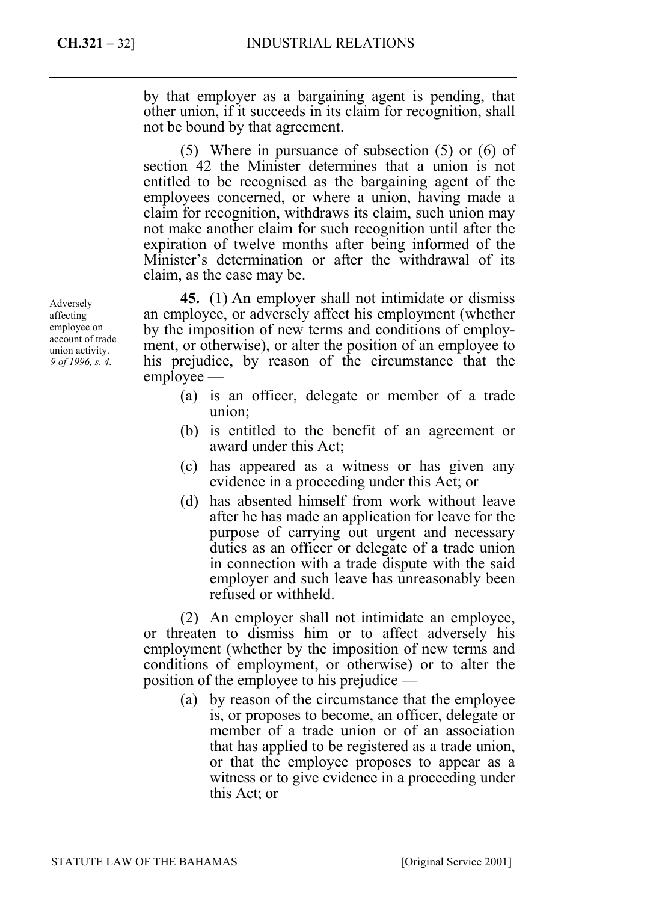by that employer as a bargaining agent is pending, that other union, if it succeeds in its claim for recognition, shall not be bound by that agreement.

(5) Where in pursuance of subsection (5) or (6) of section 42 the Minister determines that a union is not entitled to be recognised as the bargaining agent of the employees concerned, or where a union, having made a claim for recognition, withdraws its claim, such union may not make another claim for such recognition until after the expiration of twelve months after being informed of the Minister's determination or after the withdrawal of its claim, as the case may be.

Adversely affecting employee on account of trade union activity.
*9 of 1996, s. 4.*

**45.** (1) An employer shall not intimidate or dismiss an employee, or adversely affect his employment (whether by the imposition of new terms and conditions of employment, or otherwise), or alter the position of an employee to his prejudice, by reason of the circumstance that the employee —

(a) is an officer, delegate or member of a trade union;

(b) is entitled to the benefit of an agreement or award under this Act;

(c) has appeared as a witness or has given any evidence in a proceeding under this Act; or

(d) has absented himself from work without leave after he has made an application for leave for the purpose of carrying out urgent and necessary duties as an officer or delegate of a trade union in connection with a trade dispute with the said employer and such leave has unreasonably been refused or withheld.

(2) An employer shall not intimidate an employee, or threaten to dismiss him or to affect adversely his employment (whether by the imposition of new terms and conditions of employment, or otherwise) or to alter the position of the employee to his prejudice —

(a) by reason of the circumstance that the employee is, or proposes to become, an officer, delegate or member of a trade union or of an association that has applied to be registered as a trade union, or that the employee proposes to appear as a witness or to give evidence in a proceeding under this Act; or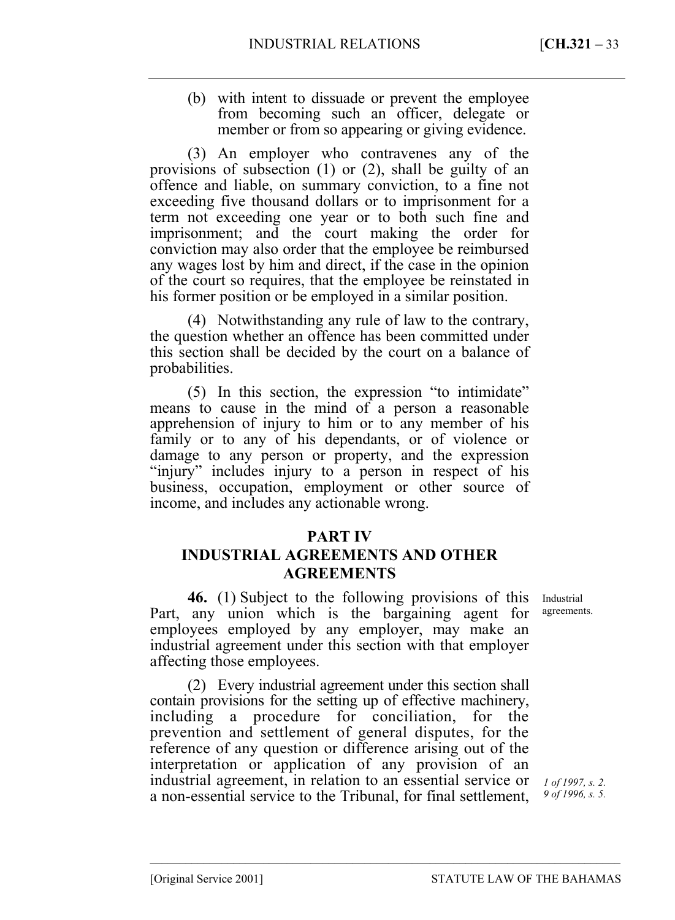(b) with intent to dissuade or prevent the employee from becoming such an officer, delegate or member or from so appearing or giving evidence.

(3) An employer who contravenes any of the provisions of subsection (1) or (2), shall be guilty of an offence and liable, on summary conviction, to a fine not exceeding five thousand dollars or to imprisonment for a term not exceeding one year or to both such fine and imprisonment; and the court making the order for conviction may also order that the employee be reimbursed any wages lost by him and direct, if the case in the opinion of the court so requires, that the employee be reinstated in his former position or be employed in a similar position.

(4) Notwithstanding any rule of law to the contrary, the question whether an offence has been committed under this section shall be decided by the court on a balance of probabilities.

(5) In this section, the expression "to intimidate" means to cause in the mind of a person a reasonable apprehension of injury to him or to any member of his family or to any of his dependants, or of violence or damage to any person or property, and the expression "injury" includes injury to a person in respect of his business, occupation, employment or other source of income, and includes any actionable wrong.

## PART IV
## INDUSTRIAL AGREEMENTS AND OTHER AGREEMENTS

*Industrial agreements.*

**46.** (1) Subject to the following provisions of this Part, any union which is the bargaining agent for employees employed by any employer, may make an industrial agreement under this section with that employer affecting those employees.

*1 of 1997, s. 2.*
*9 of 1996, s. 5.*

(2) Every industrial agreement under this section shall contain provisions for the setting up of effective machinery, including a procedure for conciliation, for the prevention and settlement of general disputes, for the reference of any question or difference arising out of the interpretation or application of any provision of an industrial agreement, in relation to an essential service or a non-essential service to the Tribunal, for final settlement,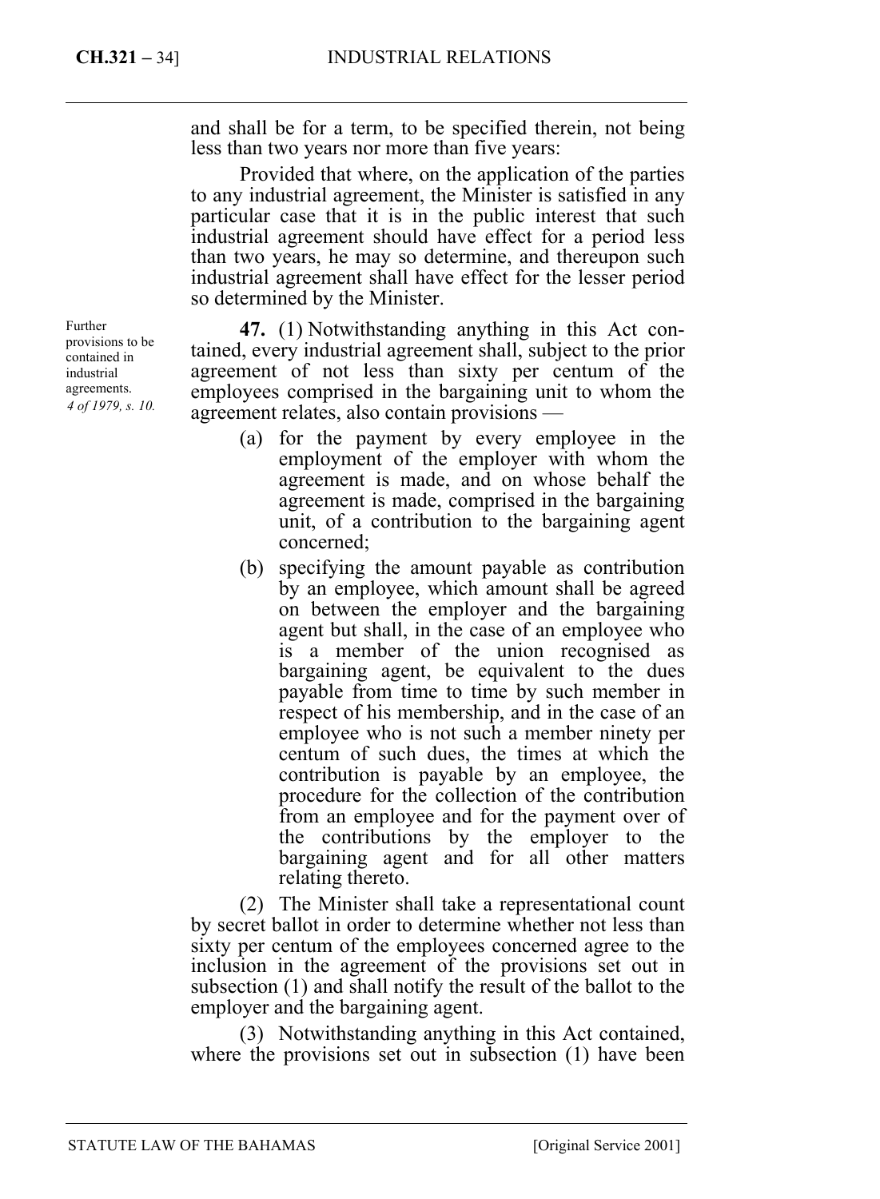and shall be for a term, to be specified therein, not being less than two years nor more than five years:

Provided that where, on the application of the parties to any industrial agreement, the Minister is satisfied in any particular case that it is in the public interest that such industrial agreement should have effect for a period less than two years, he may so determine, and thereupon such industrial agreement shall have effect for the lesser period so determined by the Minister.

Further provisions to be contained in industrial agreements. *4 of 1979, s. 10.*

**47.** (1) Notwithstanding anything in this Act contained, every industrial agreement shall, subject to the prior agreement of not less than sixty per centum of the employees comprised in the bargaining unit to whom the agreement relates, also contain provisions —

(a) for the payment by every employee in the employment of the employer with whom the agreement is made, and on whose behalf the agreement is made, comprised in the bargaining unit, of a contribution to the bargaining agent concerned;

(b) specifying the amount payable as contribution by an employee, which amount shall be agreed on between the employer and the bargaining agent but shall, in the case of an employee who is a member of the union recognised as bargaining agent, be equivalent to the dues payable from time to time by such member in respect of his membership, and in the case of an employee who is not such a member ninety per centum of such dues, the times at which the contribution is payable by an employee, the procedure for the collection of the contribution from an employee and for the payment over of the contributions by the employer to the bargaining agent and for all other matters relating thereto.

(2) The Minister shall take a representational count by secret ballot in order to determine whether not less than sixty per centum of the employees concerned agree to the inclusion in the agreement of the provisions set out in subsection (1) and shall notify the result of the ballot to the employer and the bargaining agent.

(3) Notwithstanding anything in this Act contained, where the provisions set out in subsection (1) have been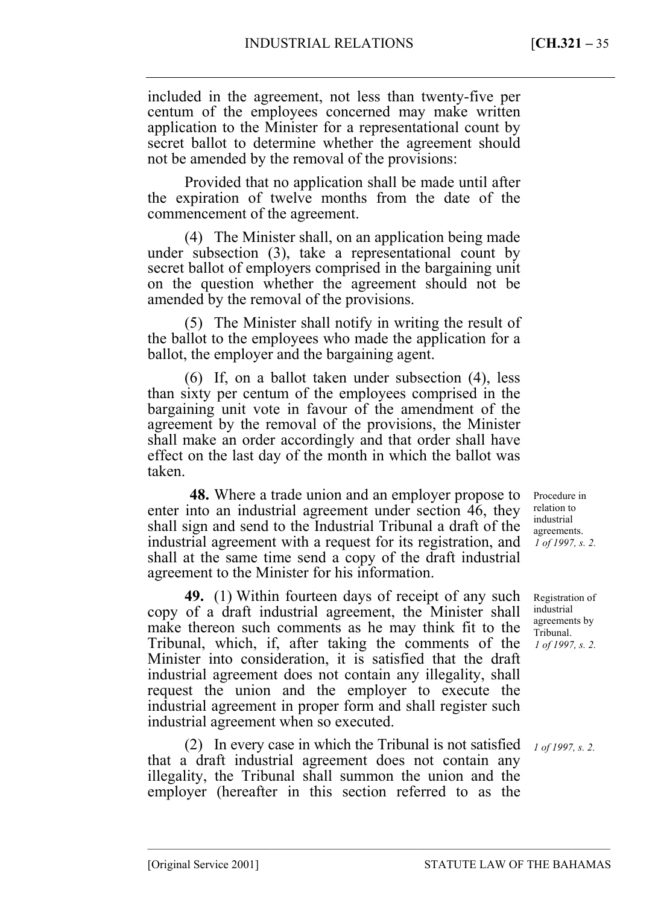included in the agreement, not less than twenty-five per centum of the employees concerned may make written application to the Minister for a representational count by secret ballot to determine whether the agreement should not be amended by the removal of the provisions:

Provided that no application shall be made until after the expiration of twelve months from the date of the commencement of the agreement.

(4) The Minister shall, on an application being made under subsection (3), take a representational count by secret ballot of employers comprised in the bargaining unit on the question whether the agreement should not be amended by the removal of the provisions.

(5) The Minister shall notify in writing the result of the ballot to the employees who made the application for a ballot, the employer and the bargaining agent.

(6) If, on a ballot taken under subsection (4), less than sixty per centum of the employees comprised in the bargaining unit vote in favour of the amendment of the agreement by the removal of the provisions, the Minister shall make an order accordingly and that order shall have effect on the last day of the month in which the ballot was taken.

Procedure in relation to industrial agreements.
*1 of 1997, s. 2.*

**48.** Where a trade union and an employer propose to enter into an industrial agreement under section 46, they shall sign and send to the Industrial Tribunal a draft of the industrial agreement with a request for its registration, and shall at the same time send a copy of the draft industrial agreement to the Minister for his information.

Registration of industrial agreements by Tribunal.
*1 of 1997, s. 2.*

**49.** (1) Within fourteen days of receipt of any such copy of a draft industrial agreement, the Minister shall make thereon such comments as he may think fit to the Tribunal, which, if, after taking the comments of the Minister into consideration, it is satisfied that the draft industrial agreement does not contain any illegality, shall request the union and the employer to execute the industrial agreement in proper form and shall register such industrial agreement when so executed.

*1 of 1997, s. 2.*

(2) In every case in which the Tribunal is not satisfied that a draft industrial agreement does not contain any illegality, the Tribunal shall summon the union and the employer (hereafter in this section referred to as the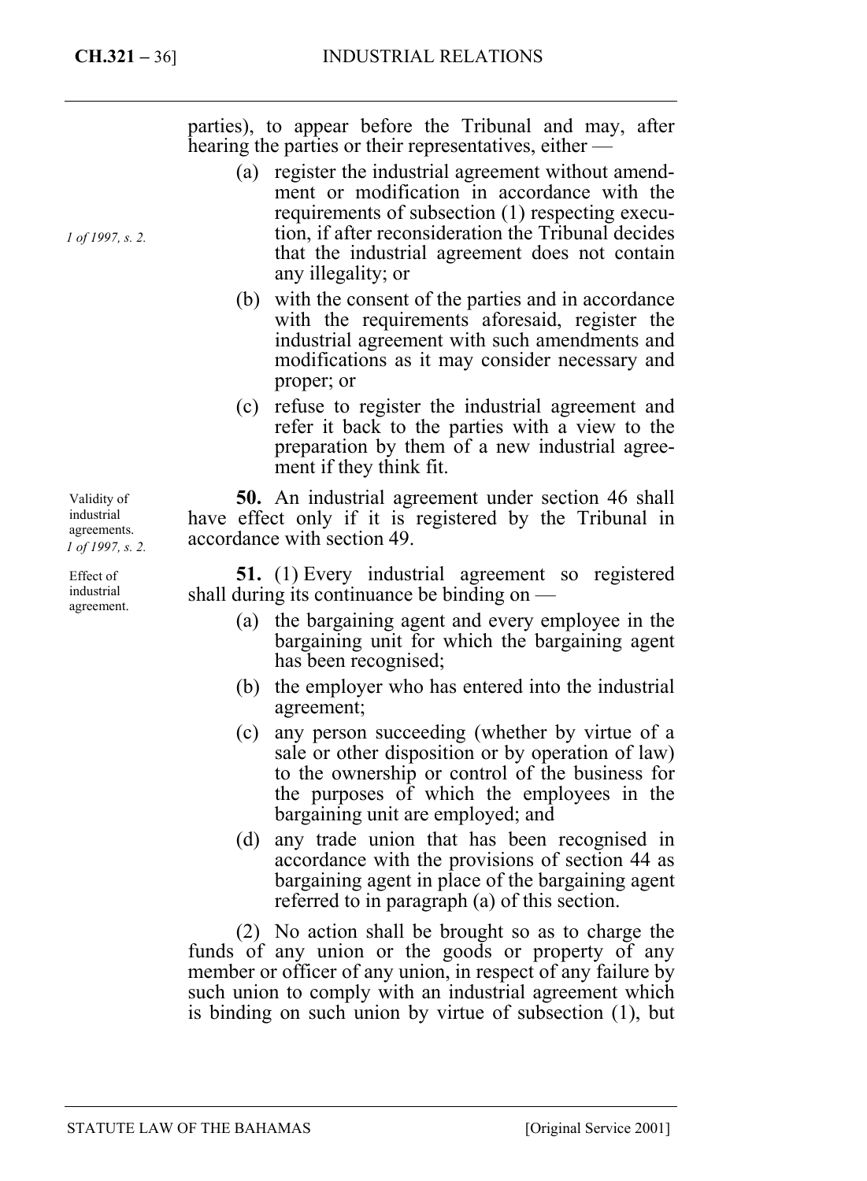parties), to appear before the Tribunal and may, after hearing the parties or their representatives, either —

*1 of 1997, s. 2.*

(a) register the industrial agreement without amendment or modification in accordance with the requirements of subsection (1) respecting execution, if after reconsideration the Tribunal decides that the industrial agreement does not contain any illegality; or

(b) with the consent of the parties and in accordance with the requirements aforesaid, register the industrial agreement with such amendments and modifications as it may consider necessary and proper; or

(c) refuse to register the industrial agreement and refer it back to the parties with a view to the preparation by them of a new industrial agreement if they think fit.

Validity of industrial agreements. *1 of 1997, s. 2.*

**50.** An industrial agreement under section 46 shall have effect only if it is registered by the Tribunal in accordance with section 49.

Effect of industrial agreement.

**51.** (1) Every industrial agreement so registered shall during its continuance be binding on —

(a) the bargaining agent and every employee in the bargaining unit for which the bargaining agent has been recognised;

(b) the employer who has entered into the industrial agreement;

(c) any person succeeding (whether by virtue of a sale or other disposition or by operation of law) to the ownership or control of the business for the purposes of which the employees in the bargaining unit are employed; and

(d) any trade union that has been recognised in accordance with the provisions of section 44 as bargaining agent in place of the bargaining agent referred to in paragraph (a) of this section.

(2) No action shall be brought so as to charge the funds of any union or the goods or property of any member or officer of any union, in respect of any failure by such union to comply with an industrial agreement which is binding on such union by virtue of subsection (1), but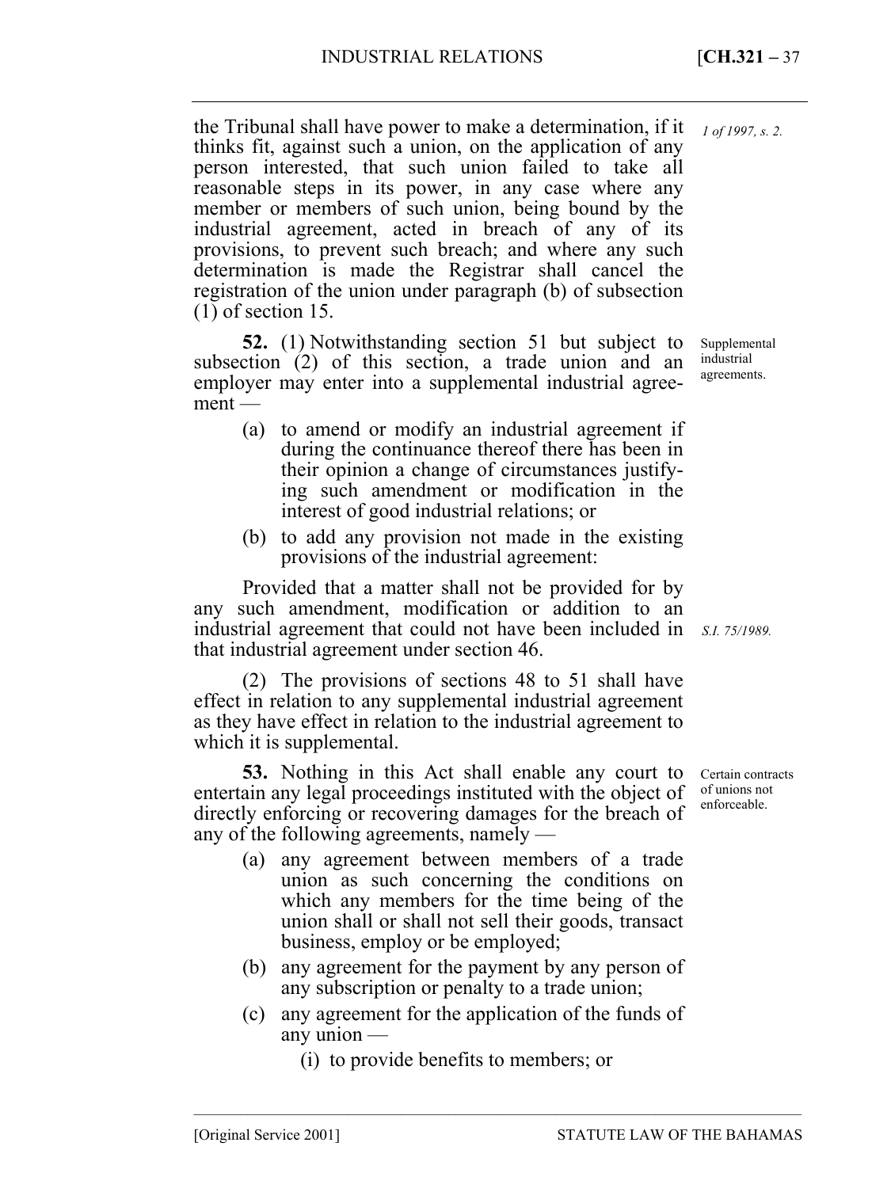the Tribunal shall have power to make a determination, if it thinks fit, against such a union, on the application of any person interested, that such union failed to take all reasonable steps in its power, in any case where any member or members of such union, being bound by the industrial agreement, acted in breach of any of its provisions, to prevent such breach; and where any such determination is made the Registrar shall cancel the registration of the union under paragraph (b) of subsection (1) of section 15.

*1 of 1997, s. 2.*

Supplemental industrial agreements.

**52.** (1) Notwithstanding section 51 but subject to subsection (2) of this section, a trade union and an employer may enter into a supplemental industrial agreement —

(a) to amend or modify an industrial agreement if during the continuance thereof there has been in their opinion a change of circumstances justifying such amendment or modification in the interest of good industrial relations; or

(b) to add any provision not made in the existing provisions of the industrial agreement:

Provided that a matter shall not be provided for by any such amendment, modification or addition to an industrial agreement that could not have been included in that industrial agreement under section 46.

*S.I. 75/1989.*

(2) The provisions of sections 48 to 51 shall have effect in relation to any supplemental industrial agreement as they have effect in relation to the industrial agreement to which it is supplemental.

Certain contracts of unions not enforceable.

**53.** Nothing in this Act shall enable any court to entertain any legal proceedings instituted with the object of directly enforcing or recovering damages for the breach of any of the following agreements, namely —

(a) any agreement between members of a trade union as such concerning the conditions on which any members for the time being of the union shall or shall not sell their goods, transact business, employ or be employed;

(b) any agreement for the payment by any person of any subscription or penalty to a trade union;

(c) any agreement for the application of the funds of any union —

(i) to provide benefits to members; or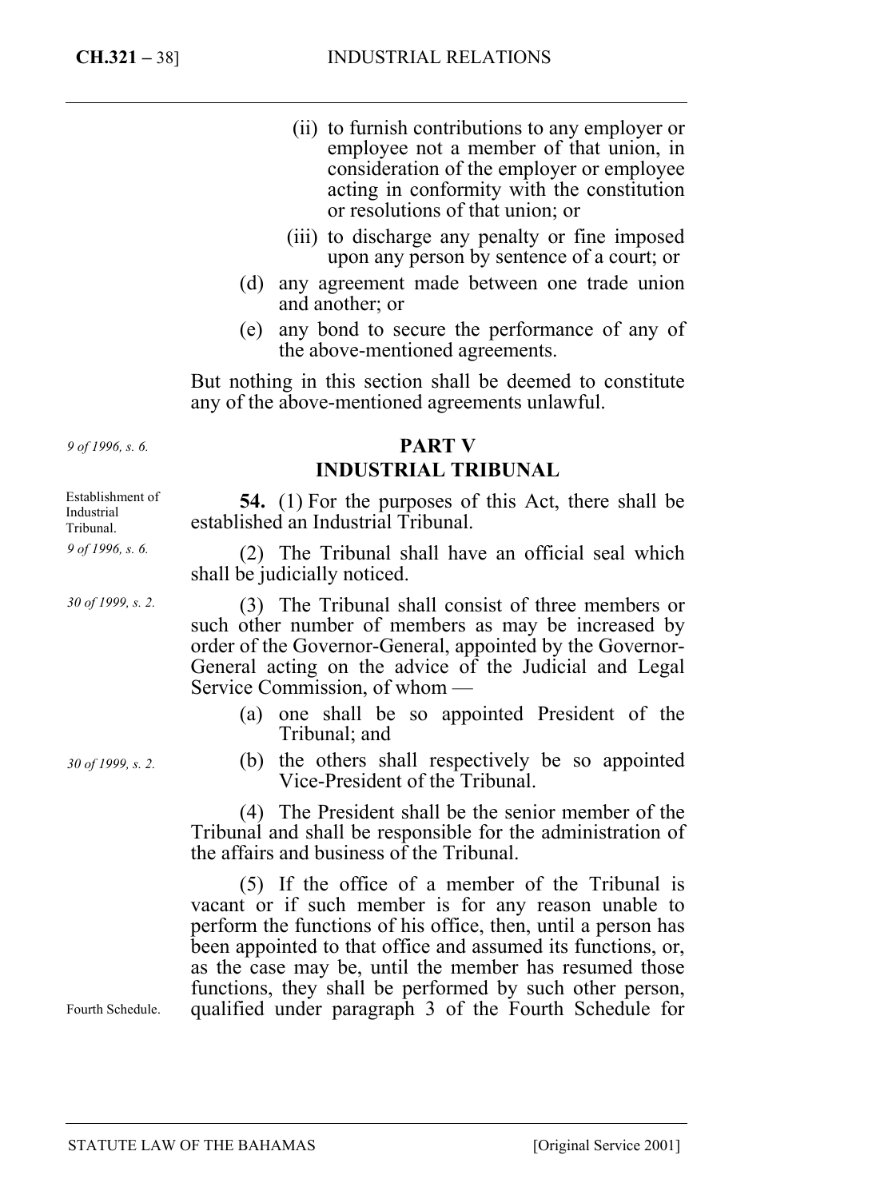(ii) to furnish contributions to any employer or employee not a member of that union, in consideration of the employer or employee acting in conformity with the constitution or resolutions of that union; or

(iii) to discharge any penalty or fine imposed upon any person by sentence of a court; or

(d) any agreement made between one trade union and another; or

(e) any bond to secure the performance of any of the above-mentioned agreements.

But nothing in this section shall be deemed to constitute any of the above-mentioned agreements unlawful.

*9 of 1996, s. 6.*

## PART V
## INDUSTRIAL TRIBUNAL

Establishment of Industrial Tribunal.

**54.** (1) For the purposes of this Act, there shall be established an Industrial Tribunal.

*9 of 1996, s. 6.*

(2) The Tribunal shall have an official seal which shall be judicially noticed.

*30 of 1999, s. 2.*

(3) The Tribunal shall consist of three members or such other number of members as may be increased by order of the Governor-General, appointed by the Governor-General acting on the advice of the Judicial and Legal Service Commission, of whom —

(a) one shall be so appointed President of the Tribunal; and

*30 of 1999, s. 2.*

(b) the others shall respectively be so appointed Vice-President of the Tribunal.

(4) The President shall be the senior member of the Tribunal and shall be responsible for the administration of the affairs and business of the Tribunal.

(5) If the office of a member of the Tribunal is vacant or if such member is for any reason unable to perform the functions of his office, then, until a person has been appointed to that office and assumed its functions, or, as the case may be, until the member has resumed those functions, they shall be performed by such other person, qualified under paragraph 3 of the Fourth Schedule for

Fourth Schedule.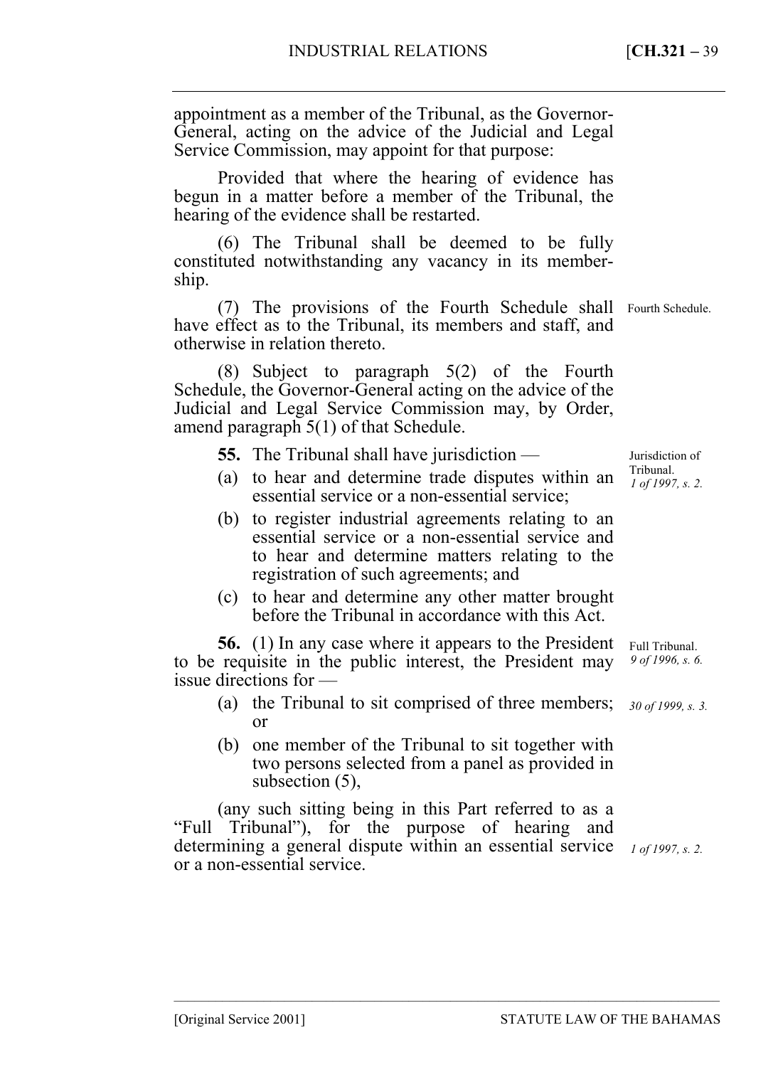appointment as a member of the Tribunal, as the Governor-General, acting on the advice of the Judicial and Legal Service Commission, may appoint for that purpose:

Provided that where the hearing of evidence has begun in a matter before a member of the Tribunal, the hearing of the evidence shall be restarted.

(6) The Tribunal shall be deemed to be fully constituted notwithstanding any vacancy in its membership.

(7) The provisions of the Fourth Schedule shall have effect as to the Tribunal, its members and staff, and otherwise in relation thereto. Fourth Schedule.

(8) Subject to paragraph 5(2) of the Fourth Schedule, the Governor-General acting on the advice of the Judicial and Legal Service Commission may, by Order, amend paragraph 5(1) of that Schedule.

**55.** The Tribunal shall have jurisdiction — Jurisdiction of Tribunal. *1 of 1997, s. 2.*

(a) to hear and determine trade disputes within an essential service or a non-essential service;

(b) to register industrial agreements relating to an essential service or a non-essential service and to hear and determine matters relating to the registration of such agreements; and

(c) to hear and determine any other matter brought before the Tribunal in accordance with this Act.

**56.** (1) In any case where it appears to the President to be requisite in the public interest, the President may issue directions for — Full Tribunal. *9 of 1996, s. 6.*

(a) the Tribunal to sit comprised of three members; or *30 of 1999, s. 3.*

(b) one member of the Tribunal to sit together with two persons selected from a panel as provided in subsection (5),

(any such sitting being in this Part referred to as a "Full Tribunal"), for the purpose of hearing and determining a general dispute within an essential service or a non-essential service. *1 of 1997, s. 2.*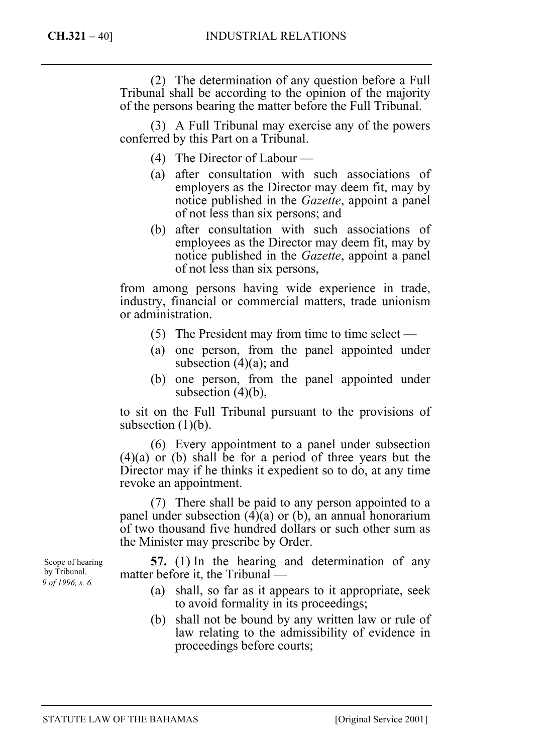(2) The determination of any question before a Full Tribunal shall be according to the opinion of the majority of the persons bearing the matter before the Full Tribunal.

(3) A Full Tribunal may exercise any of the powers conferred by this Part on a Tribunal.

(4) The Director of Labour —

(a) after consultation with such associations of employers as the Director may deem fit, may by notice published in the *Gazette*, appoint a panel of not less than six persons; and

(b) after consultation with such associations of employees as the Director may deem fit, may by notice published in the *Gazette*, appoint a panel of not less than six persons,

from among persons having wide experience in trade, industry, financial or commercial matters, trade unionism or administration.

(5) The President may from time to time select —

(a) one person, from the panel appointed under subsection (4)(a); and

(b) one person, from the panel appointed under subsection (4)(b),

to sit on the Full Tribunal pursuant to the provisions of subsection (1)(b).

(6) Every appointment to a panel under subsection (4)(a) or (b) shall be for a period of three years but the Director may if he thinks it expedient so to do, at any time revoke an appointment.

(7) There shall be paid to any person appointed to a panel under subsection (4)(a) or (b), an annual honorarium of two thousand five hundred dollars or such other sum as the Minister may prescribe by Order.

Scope of hearing by Tribunal.
*9 of 1996, s. 6.*

**57.** (1) In the hearing and determination of any matter before it, the Tribunal —

(a) shall, so far as it appears to it appropriate, seek to avoid formality in its proceedings;

(b) shall not be bound by any written law or rule of law relating to the admissibility of evidence in proceedings before courts;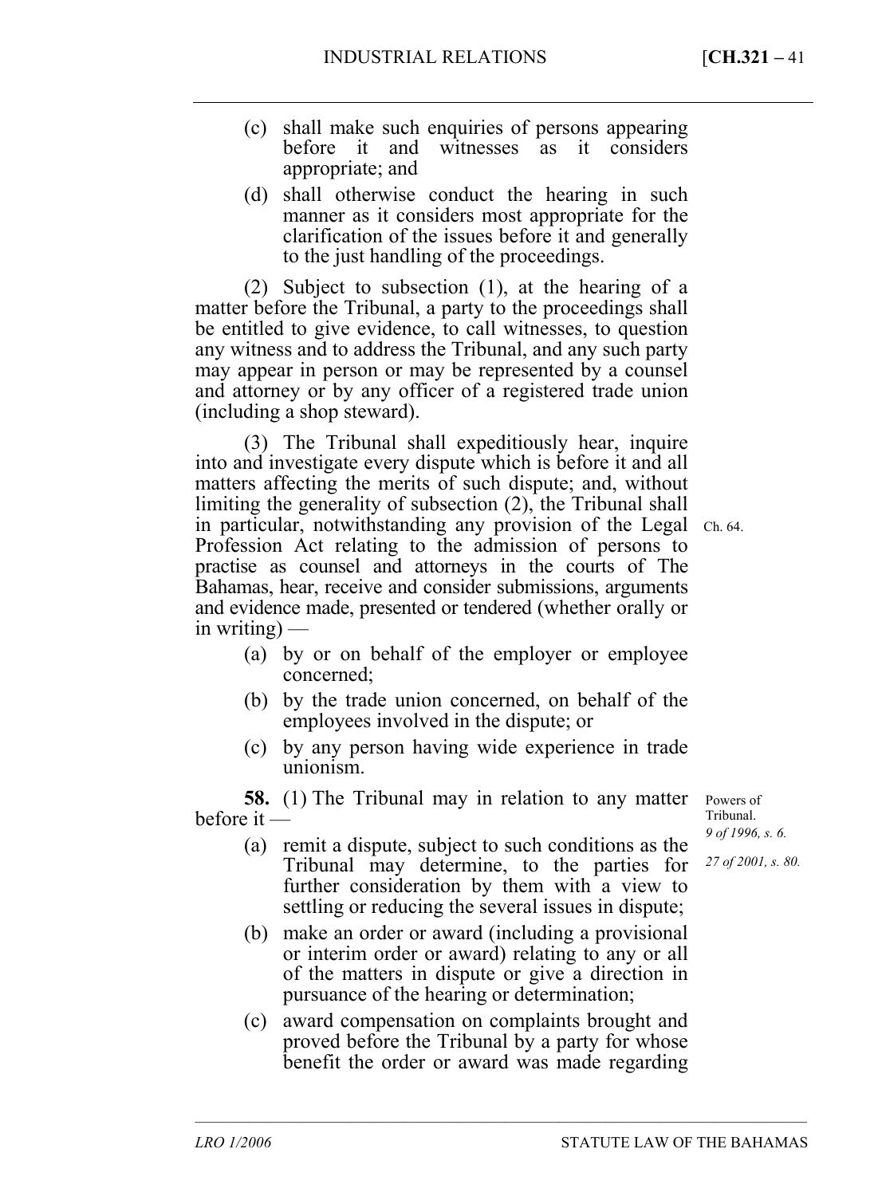(c) shall make such enquiries of persons appearing before it and witnesses as it considers appropriate; and

(d) shall otherwise conduct the hearing in such manner as it considers most appropriate for the clarification of the issues before it and generally to the just handling of the proceedings.

(2) Subject to subsection (1), at the hearing of a matter before the Tribunal, a party to the proceedings shall be entitled to give evidence, to call witnesses, to question any witness and to address the Tribunal, and any such party may appear in person or may be represented by a counsel and attorney or by any officer of a registered trade union (including a shop steward).

(3) The Tribunal shall expeditiously hear, inquire into and investigate every dispute which is before it and all matters affecting the merits of such dispute; and, without limiting the generality of subsection (2), the Tribunal shall in particular, notwithstanding any provision of the Legal Profession Act relating to the admission of persons to practise as counsel and attorneys in the courts of The Bahamas, hear, receive and consider submissions, arguments and evidence made, presented or tendered (whether orally or in writing) —

Ch. 64.

(a) by or on behalf of the employer or employee concerned;

(b) by the trade union concerned, on behalf of the employees involved in the dispute; or

(c) by any person having wide experience in trade unionism.

Powers of Tribunal.
*9 of 1996, s. 6.*
*27 of 2001, s. 80.*

**58.** (1) The Tribunal may in relation to any matter before it —

(a) remit a dispute, subject to such conditions as the Tribunal may determine, to the parties for further consideration by them with a view to settling or reducing the several issues in dispute;

(b) make an order or award (including a provisional or interim order or award) relating to any or all of the matters in dispute or give a direction in pursuance of the hearing or determination;

(c) award compensation on complaints brought and proved before the Tribunal by a party for whose benefit the order or award was made regarding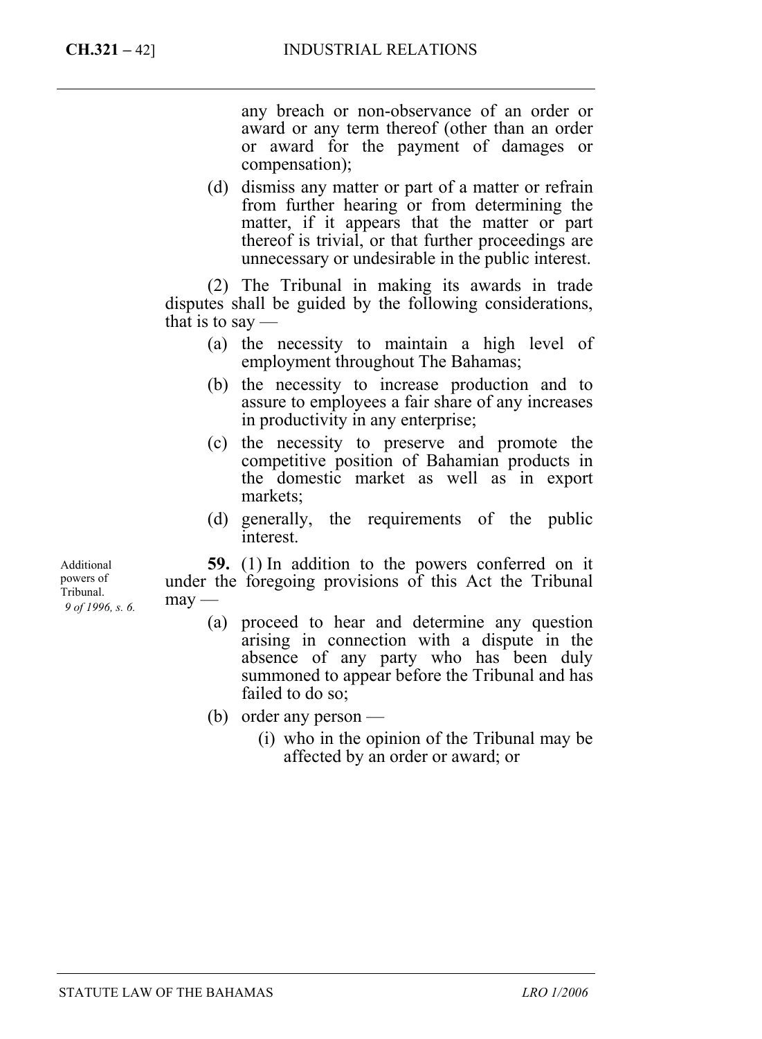any breach or non-observance of an order or award or any term thereof (other than an order or award for the payment of damages or compensation);

(d) dismiss any matter or part of a matter or refrain from further hearing or from determining the matter, if it appears that the matter or part thereof is trivial, or that further proceedings are unnecessary or undesirable in the public interest.

(2) The Tribunal in making its awards in trade disputes shall be guided by the following considerations, that is to say —

(a) the necessity to maintain a high level of employment throughout The Bahamas;

(b) the necessity to increase production and to assure to employees a fair share of any increases in productivity in any enterprise;

(c) the necessity to preserve and promote the competitive position of Bahamian products in the domestic market as well as in export markets;

(d) generally, the requirements of the public interest.

Additional powers of Tribunal. *9 of 1996, s. 6.*

**59.** (1) In addition to the powers conferred on it under the foregoing provisions of this Act the Tribunal may —

(a) proceed to hear and determine any question arising in connection with a dispute in the absence of any party who has been duly summoned to appear before the Tribunal and has failed to do so;

(b) order any person —

(i) who in the opinion of the Tribunal may be affected by an order or award; or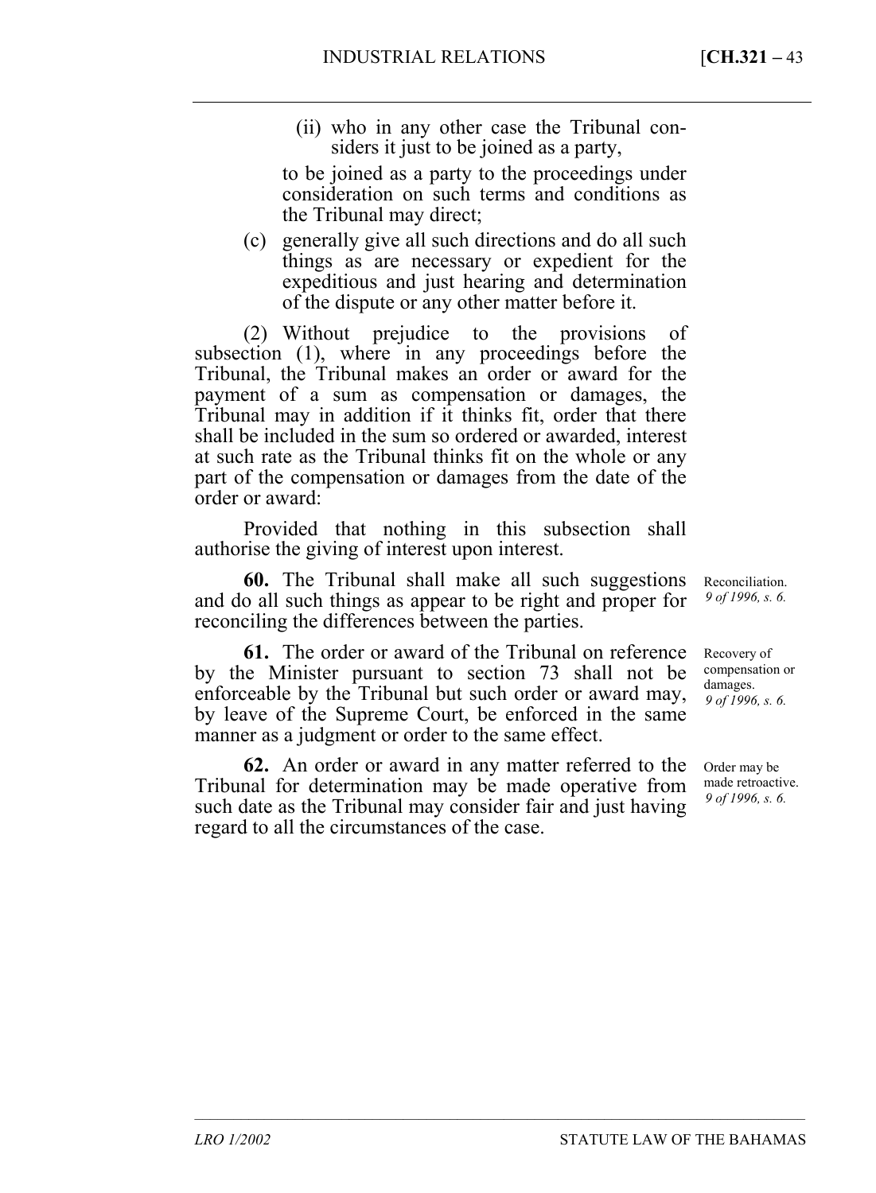(ii) who in any other case the Tribunal considers it just to be joined as a party,

to be joined as a party to the proceedings under consideration on such terms and conditions as the Tribunal may direct;

(c) generally give all such directions and do all such things as are necessary or expedient for the expeditious and just hearing and determination of the dispute or any other matter before it.

(2) Without prejudice to the provisions of subsection (1), where in any proceedings before the Tribunal, the Tribunal makes an order or award for the payment of a sum as compensation or damages, the Tribunal may in addition if it thinks fit, order that there shall be included in the sum so ordered or awarded, interest at such rate as the Tribunal thinks fit on the whole or any part of the compensation or damages from the date of the order or award:

Provided that nothing in this subsection shall authorise the giving of interest upon interest.

Reconciliation. *9 of 1996, s. 6.*

**60.** The Tribunal shall make all such suggestions and do all such things as appear to be right and proper for reconciling the differences between the parties.

Recovery of compensation or damages. *9 of 1996, s. 6.*

**61.** The order or award of the Tribunal on reference by the Minister pursuant to section 73 shall not be enforceable by the Tribunal but such order or award may, by leave of the Supreme Court, be enforced in the same manner as a judgment or order to the same effect.

Order may be made retroactive. *9 of 1996, s. 6.*

**62.** An order or award in any matter referred to the Tribunal for determination may be made operative from such date as the Tribunal may consider fair and just having regard to all the circumstances of the case.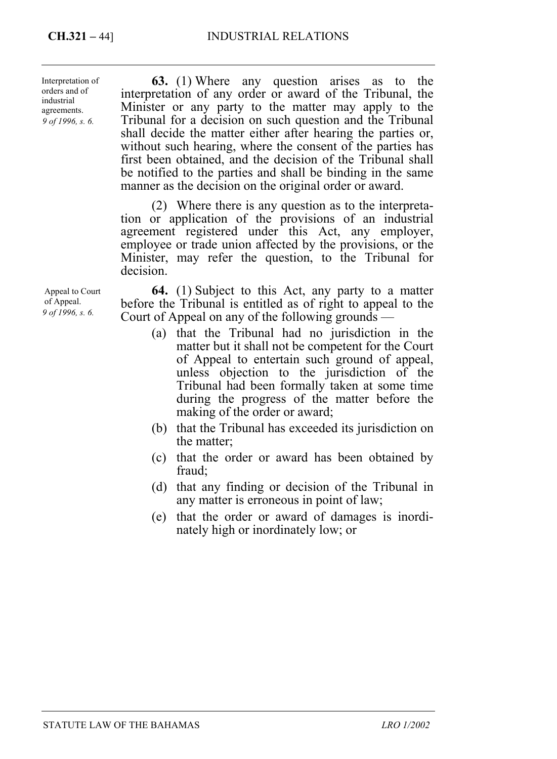Interpretation of orders and of industrial agreements.
*9 of 1996, s. 6.*

**63.** (1) Where any question arises as to the interpretation of any order or award of the Tribunal, the Minister or any party to the matter may apply to the Tribunal for a decision on such question and the Tribunal shall decide the matter either after hearing the parties or, without such hearing, where the consent of the parties has first been obtained, and the decision of the Tribunal shall be notified to the parties and shall be binding in the same manner as the decision on the original order or award.

(2) Where there is any question as to the interpretation or application of the provisions of an industrial agreement registered under this Act, any employer, employee or trade union affected by the provisions, or the Minister, may refer the question, to the Tribunal for decision.

Appeal to Court of Appeal.
*9 of 1996, s. 6.*

**64.** (1) Subject to this Act, any party to a matter before the Tribunal is entitled as of right to appeal to the Court of Appeal on any of the following grounds —

(a) that the Tribunal had no jurisdiction in the matter but it shall not be competent for the Court of Appeal to entertain such ground of appeal, unless objection to the jurisdiction of the Tribunal had been formally taken at some time during the progress of the matter before the making of the order or award;

(b) that the Tribunal has exceeded its jurisdiction on the matter;

(c) that the order or award has been obtained by fraud;

(d) that any finding or decision of the Tribunal in any matter is erroneous in point of law;

(e) that the order or award of damages is inordinately high or inordinately low; or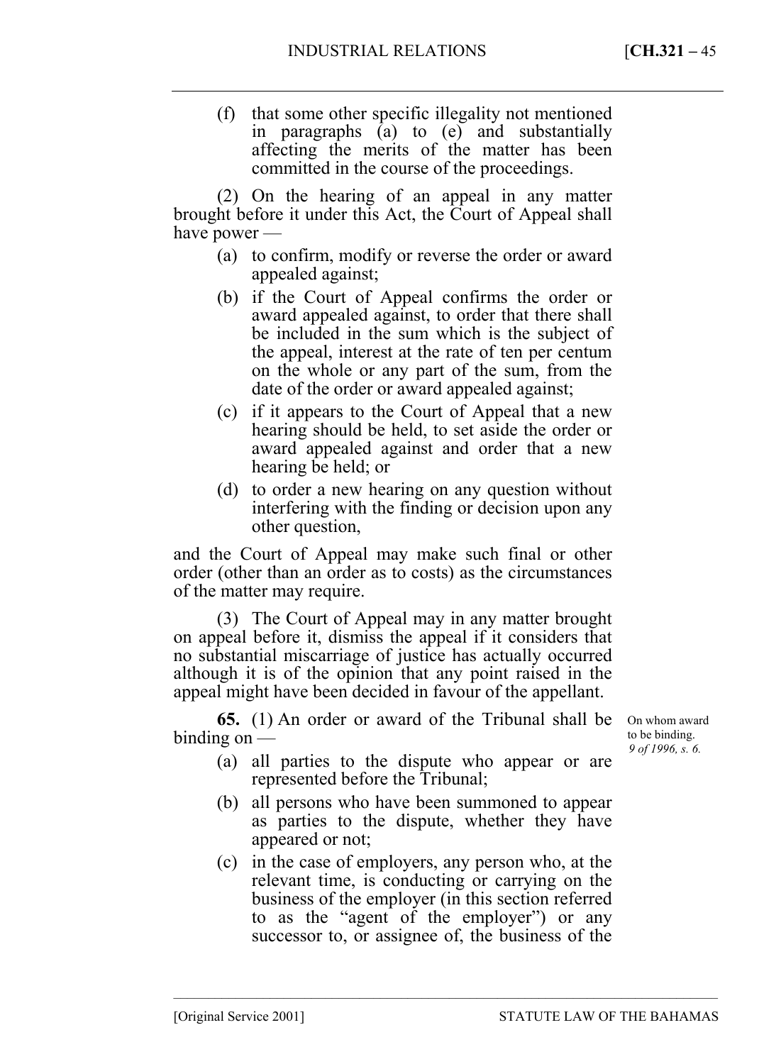(f) that some other specific illegality not mentioned in paragraphs (a) to (e) and substantially affecting the merits of the matter has been committed in the course of the proceedings.

(2) On the hearing of an appeal in any matter brought before it under this Act, the Court of Appeal shall have power —

(a) to confirm, modify or reverse the order or award appealed against;

(b) if the Court of Appeal confirms the order or award appealed against, to order that there shall be included in the sum which is the subject of the appeal, interest at the rate of ten per centum on the whole or any part of the sum, from the date of the order or award appealed against;

(c) if it appears to the Court of Appeal that a new hearing should be held, to set aside the order or award appealed against and order that a new hearing be held; or

(d) to order a new hearing on any question without interfering with the finding or decision upon any other question,

and the Court of Appeal may make such final or other order (other than an order as to costs) as the circumstances of the matter may require.

(3) The Court of Appeal may in any matter brought on appeal before it, dismiss the appeal if it considers that no substantial miscarriage of justice has actually occurred although it is of the opinion that any point raised in the appeal might have been decided in favour of the appellant.

On whom award to be binding. *9 of 1996, s. 6.*

**65.** (1) An order or award of the Tribunal shall be binding on —

(a) all parties to the dispute who appear or are represented before the Tribunal;

(b) all persons who have been summoned to appear as parties to the dispute, whether they have appeared or not;

(c) in the case of employers, any person who, at the relevant time, is conducting or carrying on the business of the employer (in this section referred to as the "agent of the employer") or any successor to, or assignee of, the business of the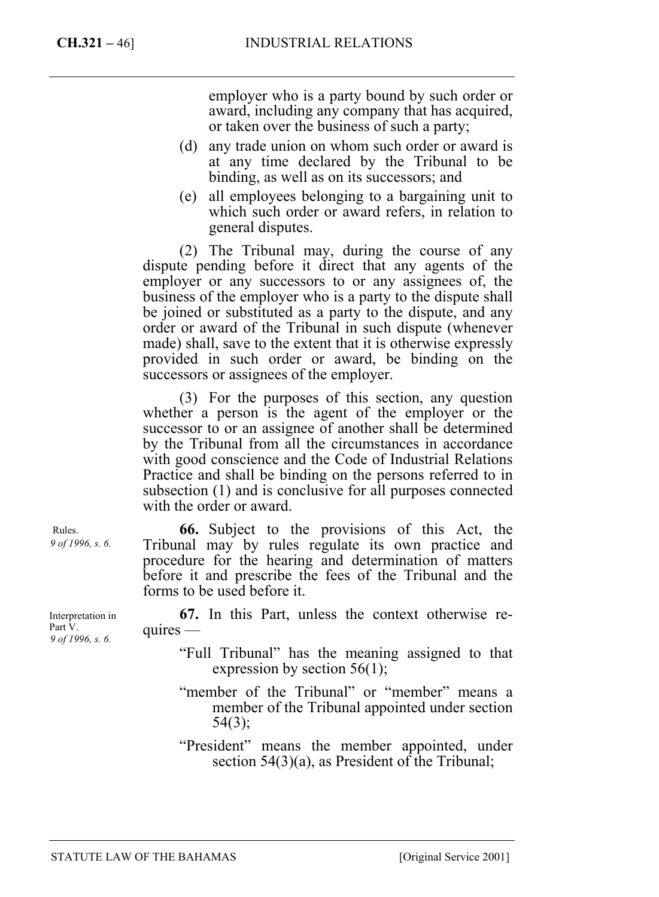employer who is a party bound by such order or award, including any company that has acquired, or taken over the business of such a party;

(d) any trade union on whom such order or award is at any time declared by the Tribunal to be binding, as well as on its successors; and

(e) all employees belonging to a bargaining unit to which such order or award refers, in relation to general disputes.

(2) The Tribunal may, during the course of any dispute pending before it direct that any agents of the employer or any successors to or any assignees of, the business of the employer who is a party to the dispute shall be joined or substituted as a party to the dispute, and any order or award of the Tribunal in such dispute (whenever made) shall, save to the extent that it is otherwise expressly provided in such order or award, be binding on the successors or assignees of the employer.

(3) For the purposes of this section, any question whether a person is the agent of the employer or the successor to or an assignee of another shall be determined by the Tribunal from all the circumstances in accordance with good conscience and the Code of Industrial Relations Practice and shall be binding on the persons referred to in subsection (1) and is conclusive for all purposes connected with the order or award.

Rules.
*9 of 1996, s. 6.*

**66.** Subject to the provisions of this Act, the Tribunal may by rules regulate its own practice and procedure for the hearing and determination of matters before it and prescribe the fees of the Tribunal and the forms to be used before it.

Interpretation in Part V.
*9 of 1996, s. 6.*

**67.** In this Part, unless the context otherwise requires —

"Full Tribunal" has the meaning assigned to that expression by section 56(1);

"member of the Tribunal" or "member" means a member of the Tribunal appointed under section 54(3);

"President" means the member appointed, under section 54(3)(a), as President of the Tribunal;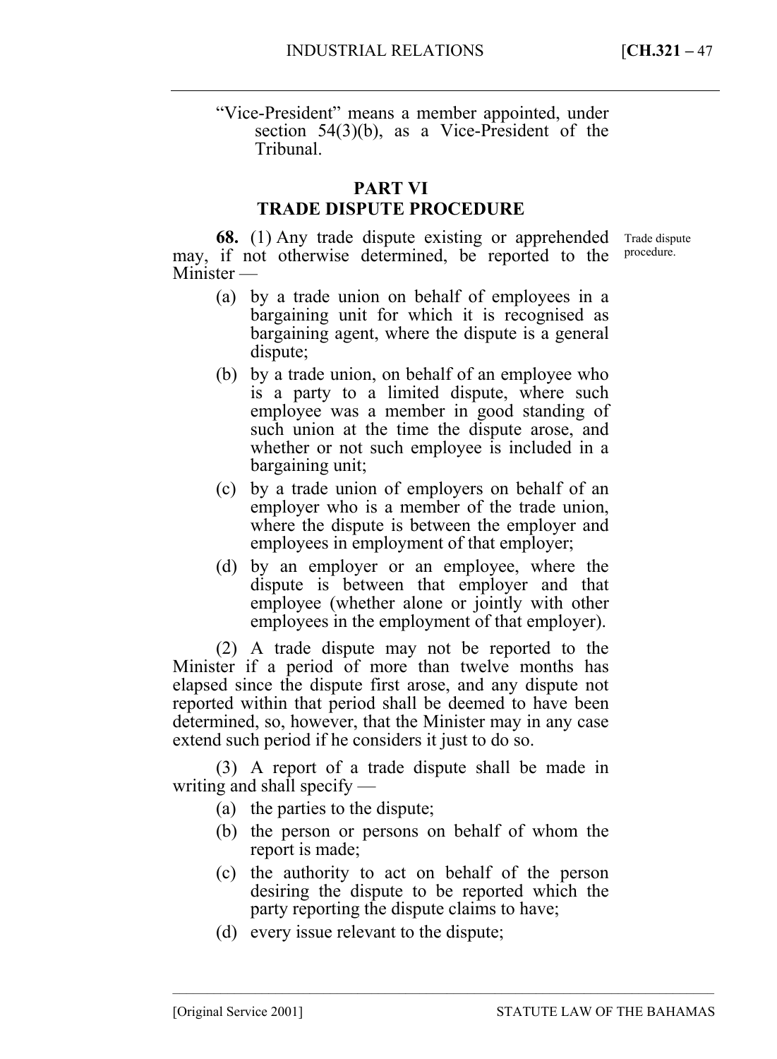"Vice-President" means a member appointed, under section 54(3)(b), as a Vice-President of the Tribunal.

## PART VI
## TRADE DISPUTE PROCEDURE

Trade dispute procedure.

**68.** (1) Any trade dispute existing or apprehended may, if not otherwise determined, be reported to the Minister —

(a) by a trade union on behalf of employees in a bargaining unit for which it is recognised as bargaining agent, where the dispute is a general dispute;

(b) by a trade union, on behalf of an employee who is a party to a limited dispute, where such employee was a member in good standing of such union at the time the dispute arose, and whether or not such employee is included in a bargaining unit;

(c) by a trade union of employers on behalf of an employer who is a member of the trade union, where the dispute is between the employer and employees in employment of that employer;

(d) by an employer or an employee, where the dispute is between that employer and that employee (whether alone or jointly with other employees in the employment of that employer).

(2) A trade dispute may not be reported to the Minister if a period of more than twelve months has elapsed since the dispute first arose, and any dispute not reported within that period shall be deemed to have been determined, so, however, that the Minister may in any case extend such period if he considers it just to do so.

(3) A report of a trade dispute shall be made in writing and shall specify —

(a) the parties to the dispute;

(b) the person or persons on behalf of whom the report is made;

(c) the authority to act on behalf of the person desiring the dispute to be reported which the party reporting the dispute claims to have;

(d) every issue relevant to the dispute;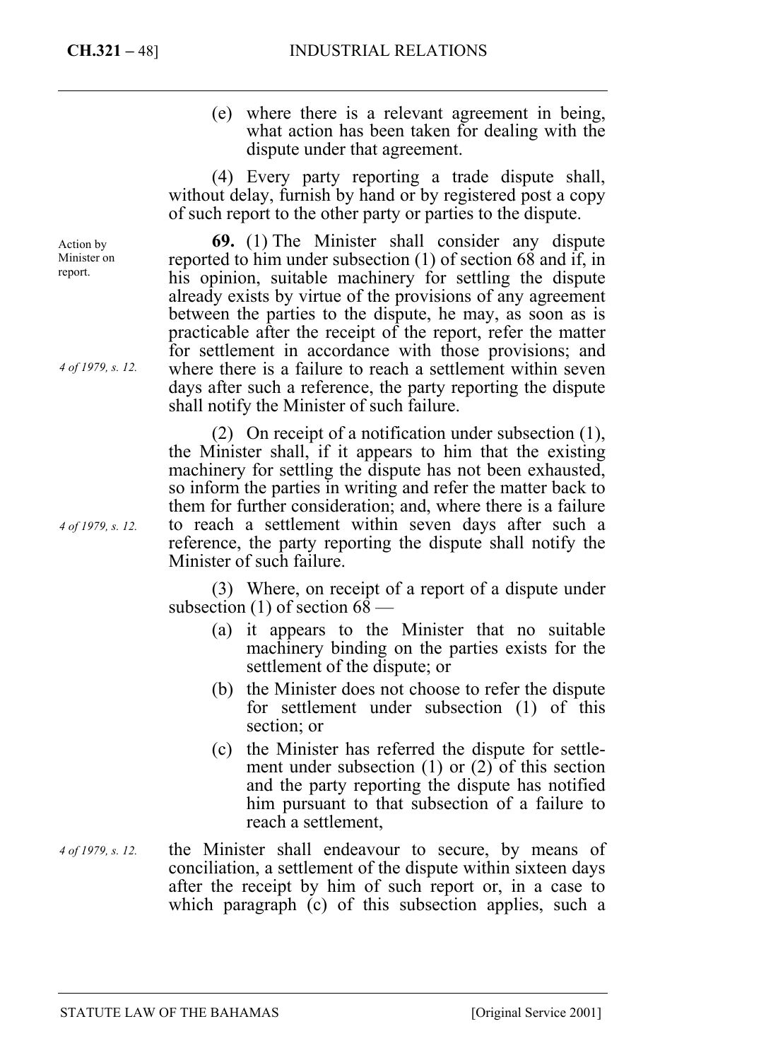(e) where there is a relevant agreement in being, what action has been taken for dealing with the dispute under that agreement.

(4) Every party reporting a trade dispute shall, without delay, furnish by hand or by registered post a copy of such report to the other party or parties to the dispute.

Action by Minister on report.

**69.** (1) The Minister shall consider any dispute reported to him under subsection (1) of section 68 and if, in his opinion, suitable machinery for settling the dispute already exists by virtue of the provisions of any agreement between the parties to the dispute, he may, as soon as is practicable after the receipt of the report, refer the matter for settlement in accordance with those provisions; and where there is a failure to reach a settlement within seven days after such a reference, the party reporting the dispute shall notify the Minister of such failure.

*4 of 1979, s. 12.*

(2) On receipt of a notification under subsection (1), the Minister shall, if it appears to him that the existing machinery for settling the dispute has not been exhausted, so inform the parties in writing and refer the matter back to them for further consideration; and, where there is a failure to reach a settlement within seven days after such a reference, the party reporting the dispute shall notify the Minister of such failure.

*4 of 1979, s. 12.*

(3) Where, on receipt of a report of a dispute under subsection (1) of section 68 —

(a) it appears to the Minister that no suitable machinery binding on the parties exists for the settlement of the dispute; or

(b) the Minister does not choose to refer the dispute for settlement under subsection (1) of this section; or

(c) the Minister has referred the dispute for settlement under subsection (1) or (2) of this section and the party reporting the dispute has notified him pursuant to that subsection of a failure to reach a settlement,

*4 of 1979, s. 12.*

the Minister shall endeavour to secure, by means of conciliation, a settlement of the dispute within sixteen days after the receipt by him of such report or, in a case to which paragraph (c) of this subsection applies, such a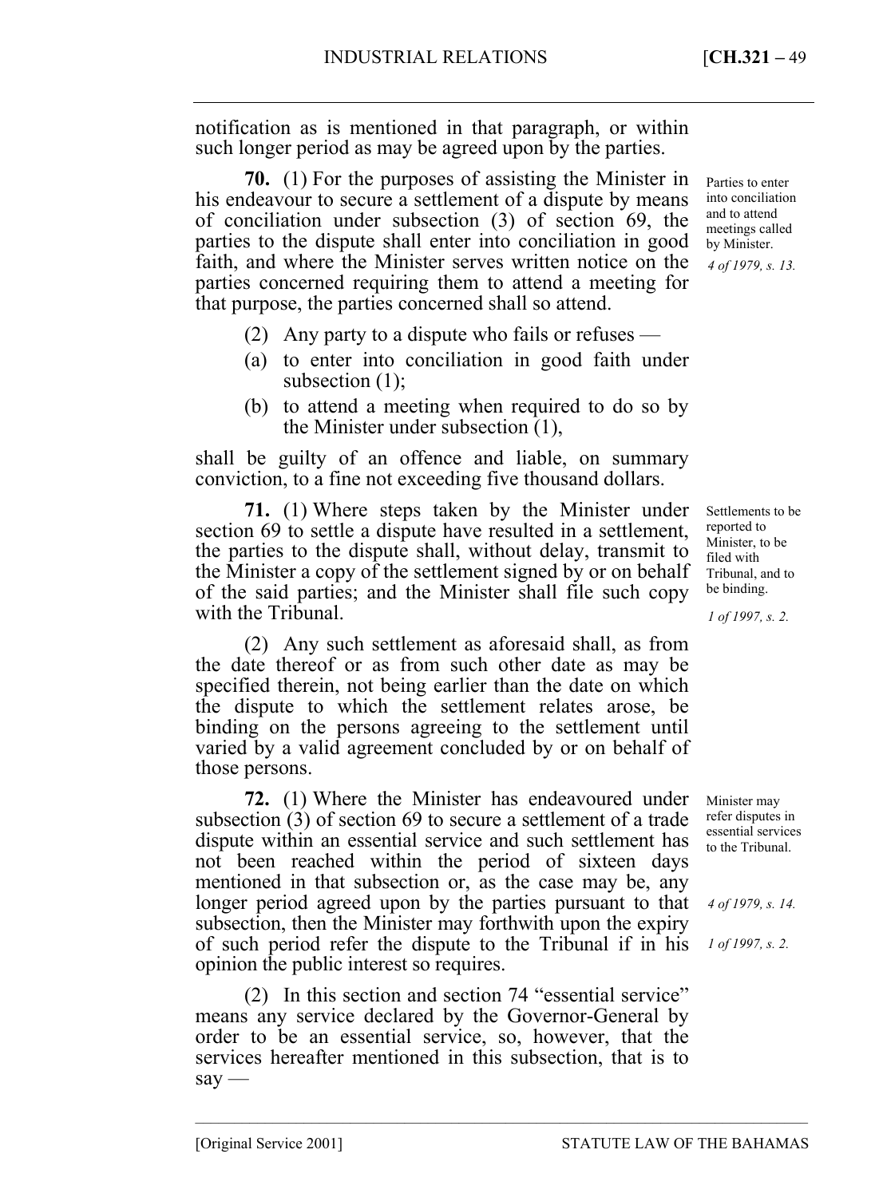notification as is mentioned in that paragraph, or within such longer period as may be agreed upon by the parties.

**70.** (1) For the purposes of assisting the Minister in his endeavour to secure a settlement of a dispute by means of conciliation under subsection (3) of section 69, the parties to the dispute shall enter into conciliation in good faith, and where the Minister serves written notice on the parties concerned requiring them to attend a meeting for that purpose, the parties concerned shall so attend.

Parties to enter into conciliation and to attend meetings called by Minister.
*4 of 1979, s. 13.*

(2) Any party to a dispute who fails or refuses —

(a) to enter into conciliation in good faith under subsection (1);

(b) to attend a meeting when required to do so by the Minister under subsection (1),

shall be guilty of an offence and liable, on summary conviction, to a fine not exceeding five thousand dollars.

**71.** (1) Where steps taken by the Minister under section 69 to settle a dispute have resulted in a settlement, the parties to the dispute shall, without delay, transmit to the Minister a copy of the settlement signed by or on behalf of the said parties; and the Minister shall file such copy with the Tribunal.

Settlements to be reported to Minister, to be filed with Tribunal, and to be binding.
*1 of 1997, s. 2.*

(2) Any such settlement as aforesaid shall, as from the date thereof or as from such other date as may be specified therein, not being earlier than the date on which the dispute to which the settlement relates arose, be binding on the persons agreeing to the settlement until varied by a valid agreement concluded by or on behalf of those persons.

**72.** (1) Where the Minister has endeavoured under subsection (3) of section 69 to secure a settlement of a trade dispute within an essential service and such settlement has not been reached within the period of sixteen days mentioned in that subsection or, as the case may be, any longer period agreed upon by the parties pursuant to that subsection, then the Minister may forthwith upon the expiry of such period refer the dispute to the Tribunal if in his opinion the public interest so requires.

Minister may refer disputes in essential services to the Tribunal.
*4 of 1979, s. 14.*
*1 of 1997, s. 2.*

(2) In this section and section 74 "essential service" means any service declared by the Governor-General by order to be an essential service, so, however, that the services hereafter mentioned in this subsection, that is to say —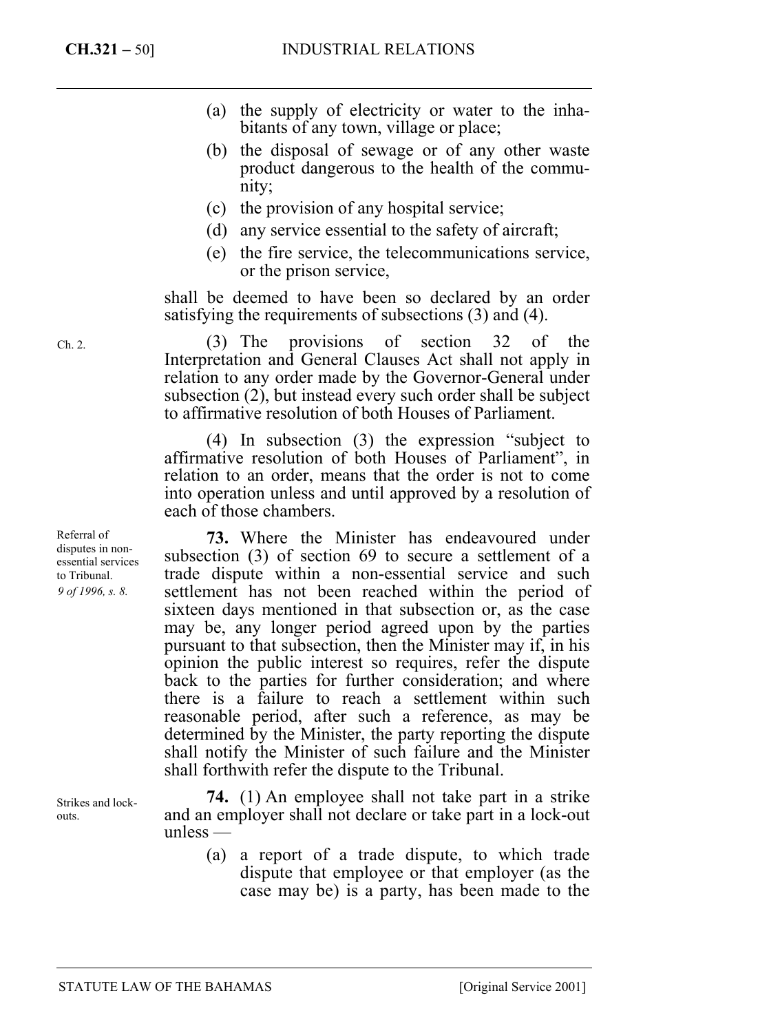(a) the supply of electricity or water to the inhabitants of any town, village or place;

(b) the disposal of sewage or of any other waste product dangerous to the health of the community;

(c) the provision of any hospital service;

(d) any service essential to the safety of aircraft;

(e) the fire service, the telecommunications service, or the prison service,

shall be deemed to have been so declared by an order satisfying the requirements of subsections (3) and (4).

Ch. 2.

(3) The provisions of section 32 of the Interpretation and General Clauses Act shall not apply in relation to any order made by the Governor-General under subsection (2), but instead every such order shall be subject to affirmative resolution of both Houses of Parliament.

(4) In subsection (3) the expression "subject to affirmative resolution of both Houses of Parliament", in relation to an order, means that the order is not to come into operation unless and until approved by a resolution of each of those chambers.

Referral of disputes in non-essential services to Tribunal.
*9 of 1996, s. 8.*

**73.** Where the Minister has endeavoured under subsection (3) of section 69 to secure a settlement of a trade dispute within a non-essential service and such settlement has not been reached within the period of sixteen days mentioned in that subsection or, as the case may be, any longer period agreed upon by the parties pursuant to that subsection, then the Minister may if, in his opinion the public interest so requires, refer the dispute back to the parties for further consideration; and where there is a failure to reach a settlement within such reasonable period, after such a reference, as may be determined by the Minister, the party reporting the dispute shall notify the Minister of such failure and the Minister shall forthwith refer the dispute to the Tribunal.

Strikes and lock-outs.

**74.** (1) An employee shall not take part in a strike and an employer shall not declare or take part in a lock-out unless —

(a) a report of a trade dispute, to which trade dispute that employee or that employer (as the case may be) is a party, has been made to the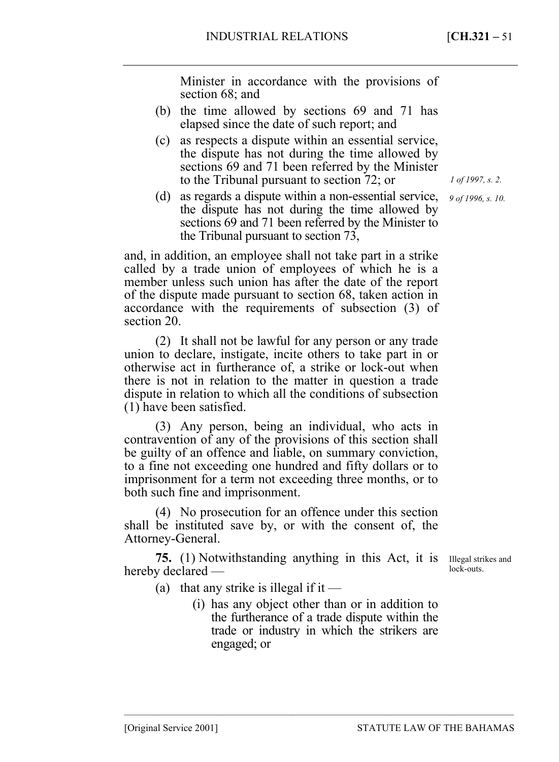Minister in accordance with the provisions of section 68; and

(b) the time allowed by sections 69 and 71 has elapsed since the date of such report; and

(c) as respects a dispute within an essential service, the dispute has not during the time allowed by sections 69 and 71 been referred by the Minister to the Tribunal pursuant to section 72; or

*1 of 1997, s. 2.*

(d) as regards a dispute within a non-essential service, the dispute has not during the time allowed by sections 69 and 71 been referred by the Minister to the Tribunal pursuant to section 73,

*9 of 1996, s. 10.*

and, in addition, an employee shall not take part in a strike called by a trade union of employees of which he is a member unless such union has after the date of the report of the dispute made pursuant to section 68, taken action in accordance with the requirements of subsection (3) of section 20.

(2) It shall not be lawful for any person or any trade union to declare, instigate, incite others to take part in or otherwise act in furtherance of, a strike or lock-out when there is not in relation to the matter in question a trade dispute in relation to which all the conditions of subsection (1) have been satisfied.

(3) Any person, being an individual, who acts in contravention of any of the provisions of this section shall be guilty of an offence and liable, on summary conviction, to a fine not exceeding one hundred and fifty dollars or to imprisonment for a term not exceeding three months, or to both such fine and imprisonment.

(4) No prosecution for an offence under this section shall be instituted save by, or with the consent of, the Attorney-General.

Illegal strikes and lock-outs.

**75.** (1) Notwithstanding anything in this Act, it is hereby declared —

(a) that any strike is illegal if it —

(i) has any object other than or in addition to the furtherance of a trade dispute within the trade or industry in which the strikers are engaged; or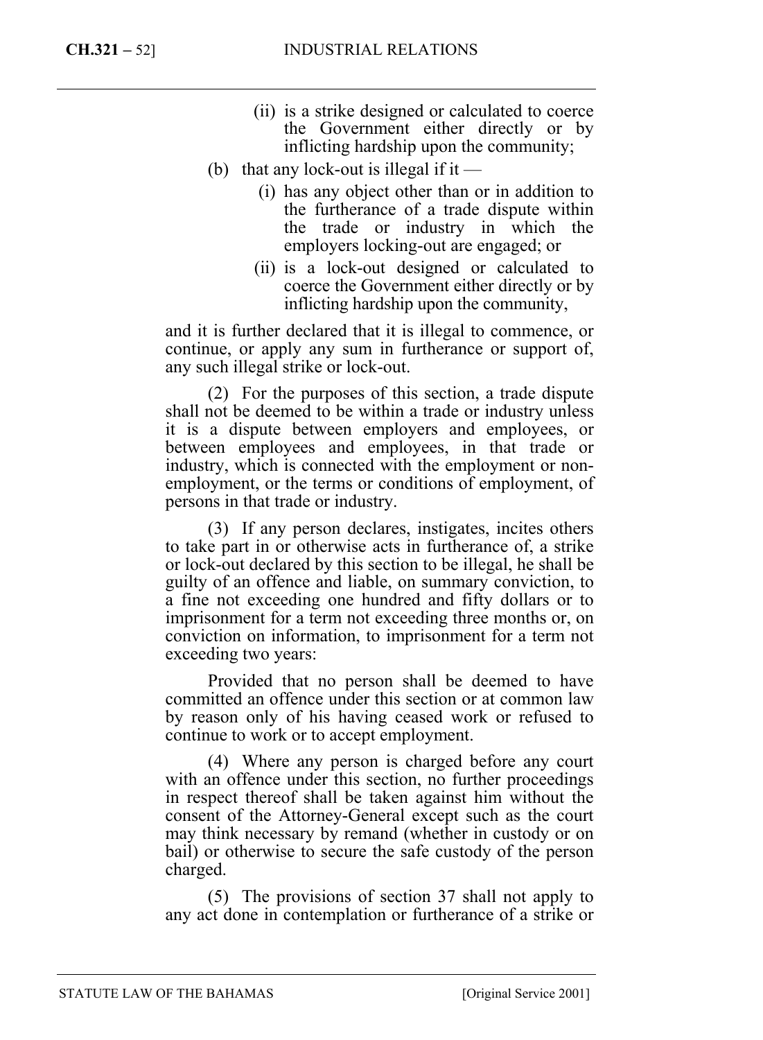(ii) is a strike designed or calculated to coerce the Government either directly or by inflicting hardship upon the community;

(b) that any lock-out is illegal if it —

(i) has any object other than or in addition to the furtherance of a trade dispute within the trade or industry in which the employers locking-out are engaged; or

(ii) is a lock-out designed or calculated to coerce the Government either directly or by inflicting hardship upon the community,

and it is further declared that it is illegal to commence, or continue, or apply any sum in furtherance or support of, any such illegal strike or lock-out.

(2) For the purposes of this section, a trade dispute shall not be deemed to be within a trade or industry unless it is a dispute between employers and employees, or between employees and employees, in that trade or industry, which is connected with the employment or non-employment, or the terms or conditions of employment, of persons in that trade or industry.

(3) If any person declares, instigates, incites others to take part in or otherwise acts in furtherance of, a strike or lock-out declared by this section to be illegal, he shall be guilty of an offence and liable, on summary conviction, to a fine not exceeding one hundred and fifty dollars or to imprisonment for a term not exceeding three months or, on conviction on information, to imprisonment for a term not exceeding two years:

Provided that no person shall be deemed to have committed an offence under this section or at common law by reason only of his having ceased work or refused to continue to work or to accept employment.

(4) Where any person is charged before any court with an offence under this section, no further proceedings in respect thereof shall be taken against him without the consent of the Attorney-General except such as the court may think necessary by remand (whether in custody or on bail) or otherwise to secure the safe custody of the person charged.

(5) The provisions of section 37 shall not apply to any act done in contemplation or furtherance of a strike or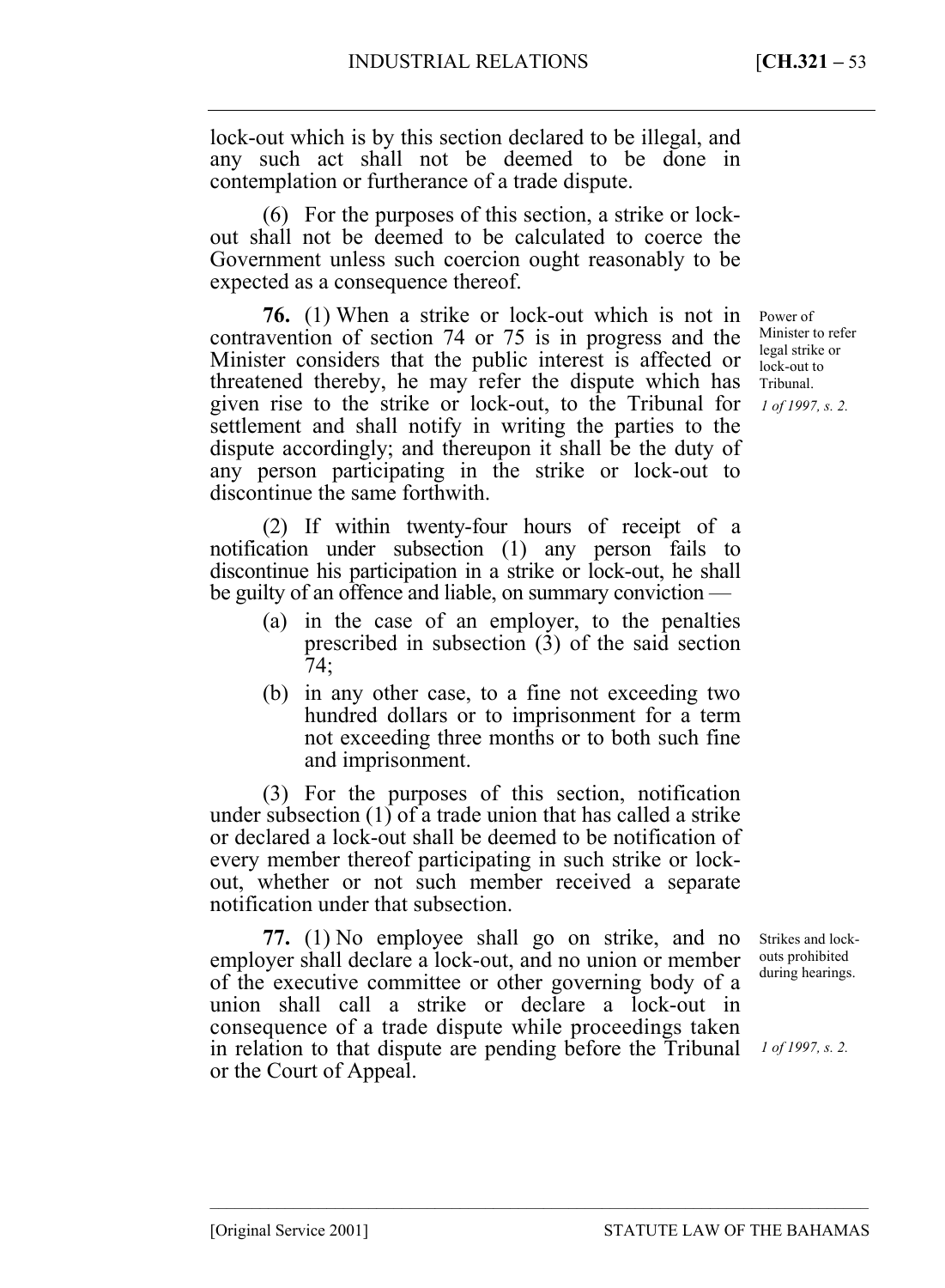lock-out which is by this section declared to be illegal, and any such act shall not be deemed to be done in contemplation or furtherance of a trade dispute.

(6) For the purposes of this section, a strike or lock-out shall not be deemed to be calculated to coerce the Government unless such coercion ought reasonably to be expected as a consequence thereof.

Power of Minister to refer legal strike or lock-out to Tribunal.
*1 of 1997, s. 2.*

**76.** (1) When a strike or lock-out which is not in contravention of section 74 or 75 is in progress and the Minister considers that the public interest is affected or threatened thereby, he may refer the dispute which has given rise to the strike or lock-out, to the Tribunal for settlement and shall notify in writing the parties to the dispute accordingly; and thereupon it shall be the duty of any person participating in the strike or lock-out to discontinue the same forthwith.

(2) If within twenty-four hours of receipt of a notification under subsection (1) any person fails to discontinue his participation in a strike or lock-out, he shall be guilty of an offence and liable, on summary conviction —

(a) in the case of an employer, to the penalties prescribed in subsection (3) of the said section 74;

(b) in any other case, to a fine not exceeding two hundred dollars or to imprisonment for a term not exceeding three months or to both such fine and imprisonment.

(3) For the purposes of this section, notification under subsection (1) of a trade union that has called a strike or declared a lock-out shall be deemed to be notification of every member thereof participating in such strike or lock-out, whether or not such member received a separate notification under that subsection.

Strikes and lock-outs prohibited during hearings.
*1 of 1997, s. 2.*

**77.** (1) No employee shall go on strike, and no employer shall declare a lock-out, and no union or member of the executive committee or other governing body of a union shall call a strike or declare a lock-out in consequence of a trade dispute while proceedings taken in relation to that dispute are pending before the Tribunal or the Court of Appeal.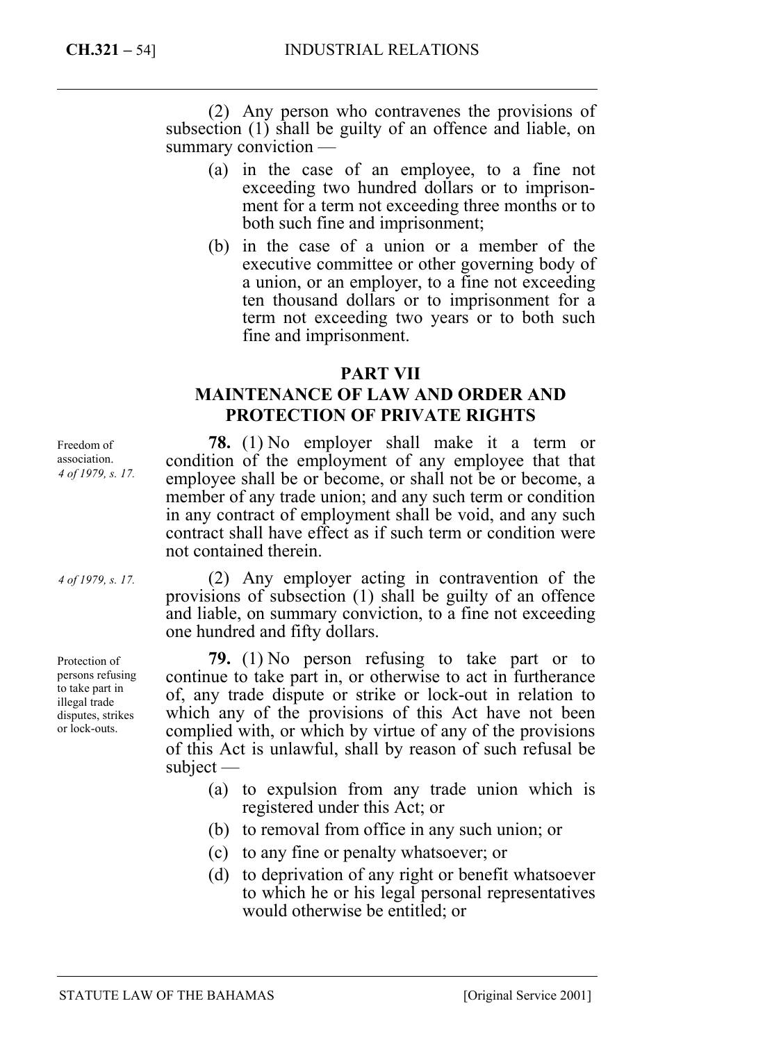(2) Any person who contravenes the provisions of subsection (1) shall be guilty of an offence and liable, on summary conviction —

(a) in the case of an employee, to a fine not exceeding two hundred dollars or to imprisonment for a term not exceeding three months or to both such fine and imprisonment;

(b) in the case of a union or a member of the executive committee or other governing body of a union, or an employer, to a fine not exceeding ten thousand dollars or to imprisonment for a term not exceeding two years or to both such fine and imprisonment.

## PART VII
## MAINTENANCE OF LAW AND ORDER AND PROTECTION OF PRIVATE RIGHTS

Freedom of association. *4 of 1979, s. 17.*

**78.** (1) No employer shall make it a term or condition of the employment of any employee that that employee shall be or become, or shall not be or become, a member of any trade union; and any such term or condition in any contract of employment shall be void, and any such contract shall have effect as if such term or condition were not contained therein.

*4 of 1979, s. 17.*

(2) Any employer acting in contravention of the provisions of subsection (1) shall be guilty of an offence and liable, on summary conviction, to a fine not exceeding one hundred and fifty dollars.

Protection of persons refusing to take part in illegal trade disputes, strikes or lock-outs.

**79.** (1) No person refusing to take part or to continue to take part in, or otherwise to act in furtherance of, any trade dispute or strike or lock-out in relation to which any of the provisions of this Act have not been complied with, or which by virtue of any of the provisions of this Act is unlawful, shall by reason of such refusal be subject —

(a) to expulsion from any trade union which is registered under this Act; or

(b) to removal from office in any such union; or

(c) to any fine or penalty whatsoever; or

(d) to deprivation of any right or benefit whatsoever to which he or his legal personal representatives would otherwise be entitled; or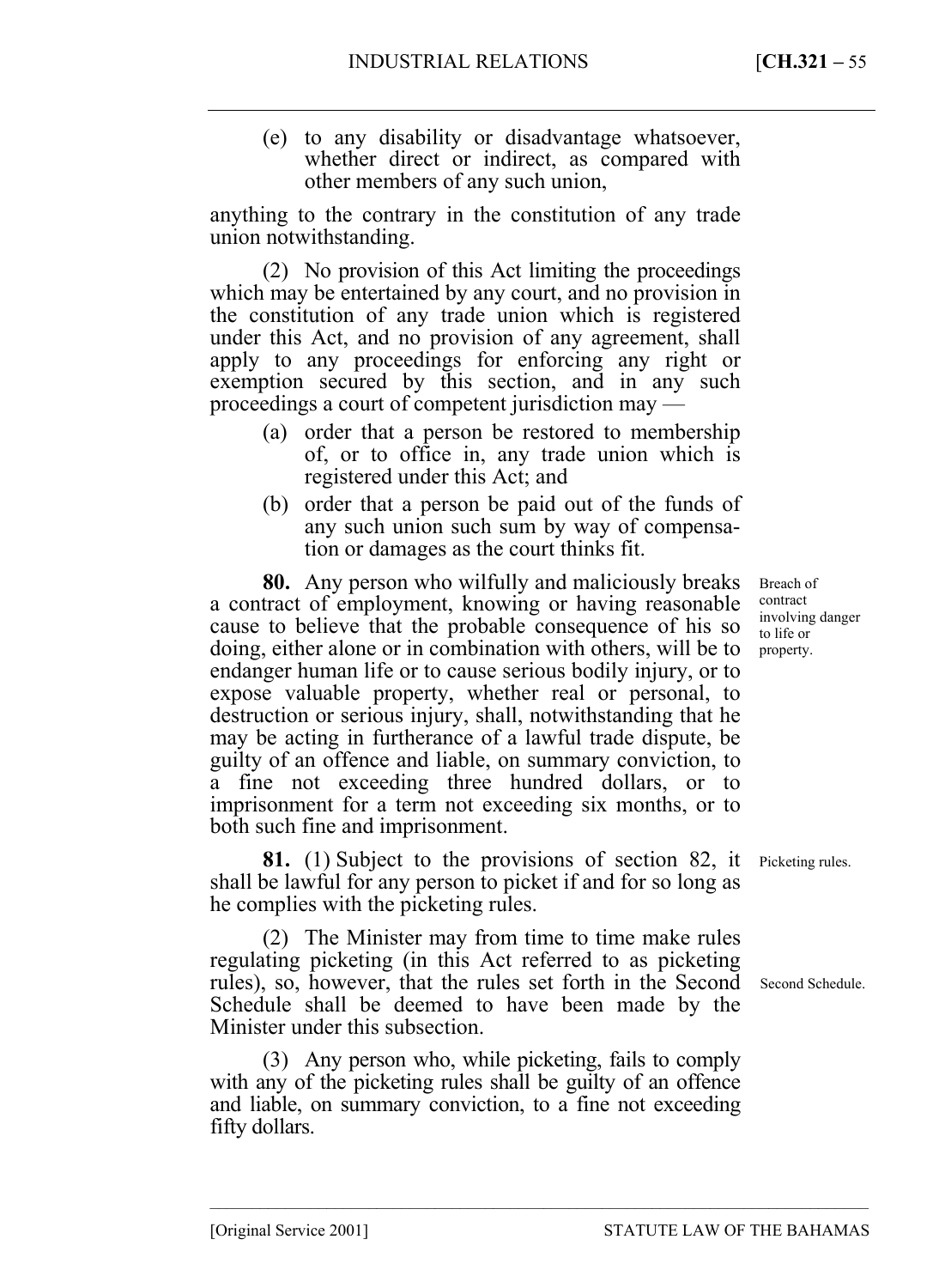(e) to any disability or disadvantage whatsoever, whether direct or indirect, as compared with other members of any such union,

anything to the contrary in the constitution of any trade union notwithstanding.

(2) No provision of this Act limiting the proceedings which may be entertained by any court, and no provision in the constitution of any trade union which is registered under this Act, and no provision of any agreement, shall apply to any proceedings for enforcing any right or exemption secured by this section, and in any such proceedings a court of competent jurisdiction may —

(a) order that a person be restored to membership of, or to office in, any trade union which is registered under this Act; and

(b) order that a person be paid out of the funds of any such union such sum by way of compensation or damages as the court thinks fit.

*Breach of contract involving danger to life or property.*

**80.** Any person who wilfully and maliciously breaks a contract of employment, knowing or having reasonable cause to believe that the probable consequence of his so doing, either alone or in combination with others, will be to endanger human life or to cause serious bodily injury, or to expose valuable property, whether real or personal, to destruction or serious injury, shall, notwithstanding that he may be acting in furtherance of a lawful trade dispute, be guilty of an offence and liable, on summary conviction, to a fine not exceeding three hundred dollars, or to imprisonment for a term not exceeding six months, or to both such fine and imprisonment.

*Picketing rules.*

**81.** (1) Subject to the provisions of section 82, it shall be lawful for any person to picket if and for so long as he complies with the picketing rules.

*Second Schedule.*

(2) The Minister may from time to time make rules regulating picketing (in this Act referred to as picketing rules), so, however, that the rules set forth in the Second Schedule shall be deemed to have been made by the Minister under this subsection.

(3) Any person who, while picketing, fails to comply with any of the picketing rules shall be guilty of an offence and liable, on summary conviction, to a fine not exceeding fifty dollars.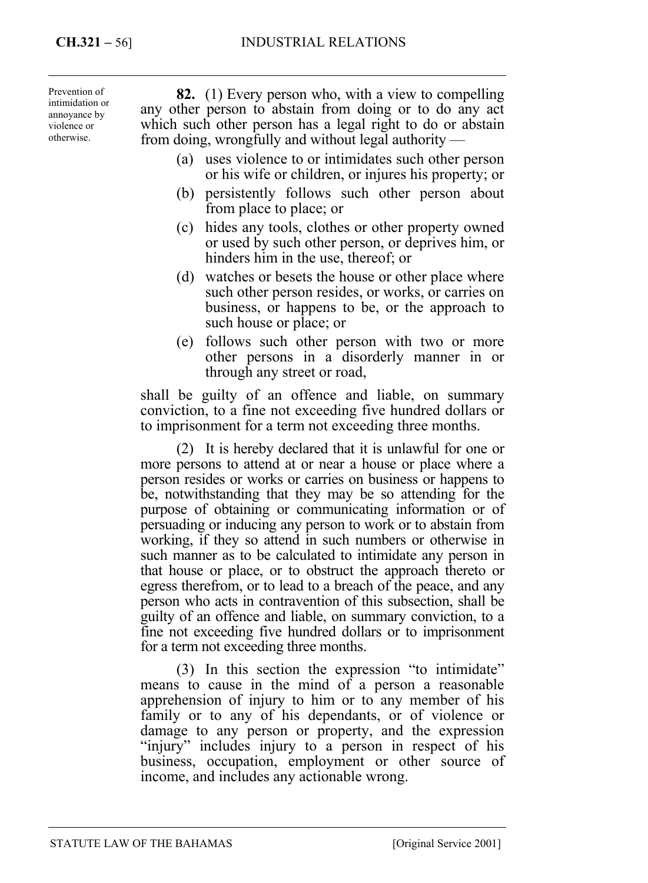Prevention of intimidation or annoyance by violence or otherwise.

**82.** (1) Every person who, with a view to compelling any other person to abstain from doing or to do any act which such other person has a legal right to do or abstain from doing, wrongfully and without legal authority —

(a) uses violence to or intimidates such other person or his wife or children, or injures his property; or

(b) persistently follows such other person about from place to place; or

(c) hides any tools, clothes or other property owned or used by such other person, or deprives him, or hinders him in the use, thereof; or

(d) watches or besets the house or other place where such other person resides, or works, or carries on business, or happens to be, or the approach to such house or place; or

(e) follows such other person with two or more other persons in a disorderly manner in or through any street or road,

shall be guilty of an offence and liable, on summary conviction, to a fine not exceeding five hundred dollars or to imprisonment for a term not exceeding three months.

(2) It is hereby declared that it is unlawful for one or more persons to attend at or near a house or place where a person resides or works or carries on business or happens to be, notwithstanding that they may be so attending for the purpose of obtaining or communicating information or of persuading or inducing any person to work or to abstain from working, if they so attend in such numbers or otherwise in such manner as to be calculated to intimidate any person in that house or place, or to obstruct the approach thereto or egress therefrom, or to lead to a breach of the peace, and any person who acts in contravention of this subsection, shall be guilty of an offence and liable, on summary conviction, to a fine not exceeding five hundred dollars or to imprisonment for a term not exceeding three months.

(3) In this section the expression "to intimidate" means to cause in the mind of a person a reasonable apprehension of injury to him or to any member of his family or to any of his dependants, or of violence or damage to any person or property, and the expression "injury" includes injury to a person in respect of his business, occupation, employment or other source of income, and includes any actionable wrong.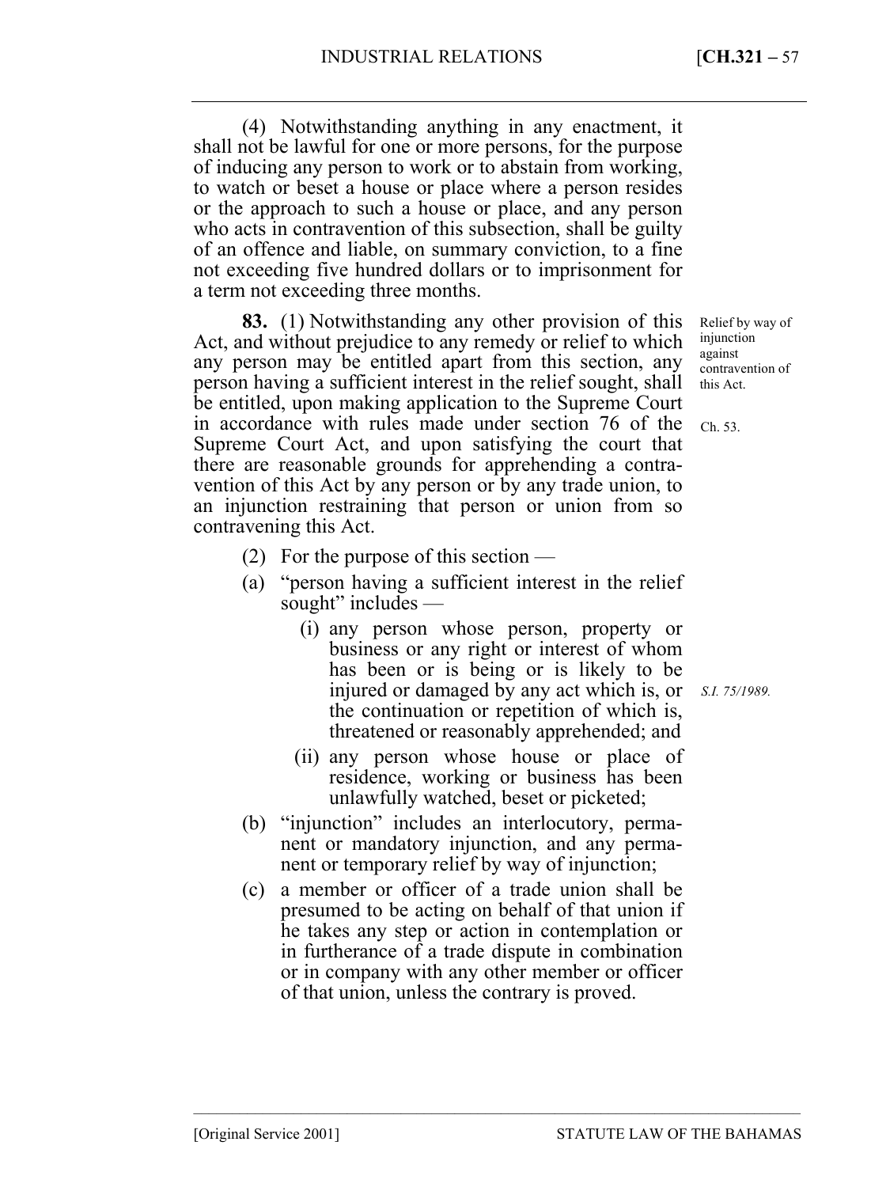(4) Notwithstanding anything in any enactment, it shall not be lawful for one or more persons, for the purpose of inducing any person to work or to abstain from working, to watch or beset a house or place where a person resides or the approach to such a house or place, and any person who acts in contravention of this subsection, shall be guilty of an offence and liable, on summary conviction, to a fine not exceeding five hundred dollars or to imprisonment for a term not exceeding three months.

*Relief by way of injunction against contravention of this Act.*

**83.** (1) Notwithstanding any other provision of this Act, and without prejudice to any remedy or relief to which any person may be entitled apart from this section, any person having a sufficient interest in the relief sought, shall be entitled, upon making application to the Supreme Court in accordance with rules made under section 76 of the Supreme Court Act, and upon satisfying the court that there are reasonable grounds for apprehending a contravention of this Act by any person or by any trade union, to an injunction restraining that person or union from so contravening this Act.

*Ch. 53.*

(2) For the purpose of this section —

(a) "person having a sufficient interest in the relief sought" includes —

(i) any person whose person, property or business or any right or interest of whom has been or is being or is likely to be injured or damaged by any act which is, or the continuation or repetition of which is, threatened or reasonably apprehended; and

*S.I. 75/1989.*

(ii) any person whose house or place of residence, working or business has been unlawfully watched, beset or picketed;

(b) "injunction" includes an interlocutory, permanent or mandatory injunction, and any permanent or temporary relief by way of injunction;

(c) a member or officer of a trade union shall be presumed to be acting on behalf of that union if he takes any step or action in contemplation or in furtherance of a trade dispute in combination or in company with any other member or officer of that union, unless the contrary is proved.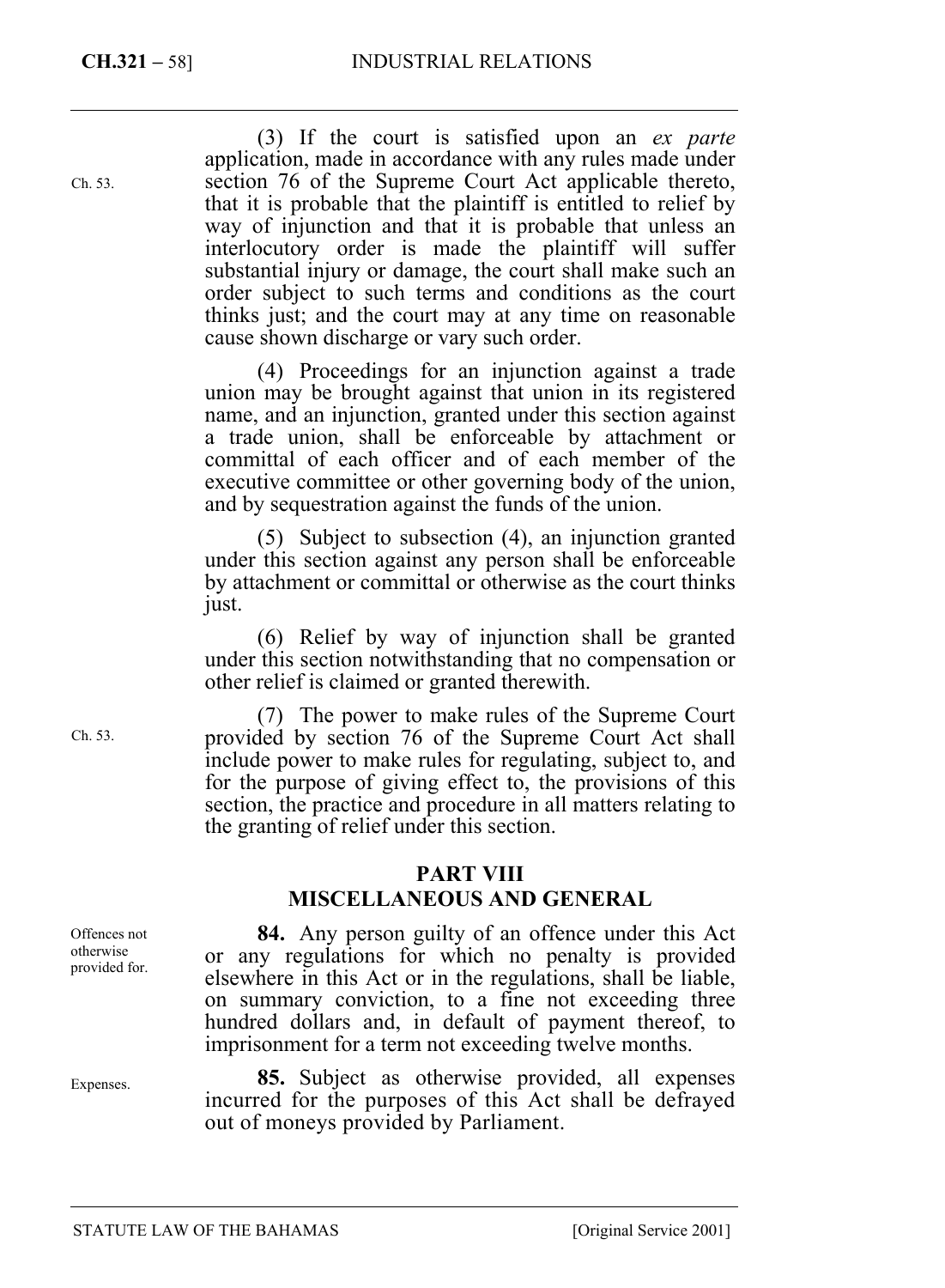(3) If the court is satisfied upon an *ex parte* application, made in accordance with any rules made under section 76 of the Supreme Court Act applicable thereto, that it is probable that the plaintiff is entitled to relief by way of injunction and that it is probable that unless an interlocutory order is made the plaintiff will suffer substantial injury or damage, the court shall make such an order subject to such terms and conditions as the court thinks just; and the court may at any time on reasonable cause shown discharge or vary such order.

Ch. 53.

(4) Proceedings for an injunction against a trade union may be brought against that union in its registered name, and an injunction, granted under this section against a trade union, shall be enforceable by attachment or committal of each officer and of each member of the executive committee or other governing body of the union, and by sequestration against the funds of the union.

(5) Subject to subsection (4), an injunction granted under this section against any person shall be enforceable by attachment or committal or otherwise as the court thinks just.

(6) Relief by way of injunction shall be granted under this section notwithstanding that no compensation or other relief is claimed or granted therewith.

(7) The power to make rules of the Supreme Court provided by section 76 of the Supreme Court Act shall include power to make rules for regulating, subject to, and for the purpose of giving effect to, the provisions of this section, the practice and procedure in all matters relating to the granting of relief under this section.

Ch. 53.

## PART VIII
## MISCELLANEOUS AND GENERAL

Offences not otherwise provided for.

**84.** Any person guilty of an offence under this Act or any regulations for which no penalty is provided elsewhere in this Act or in the regulations, shall be liable, on summary conviction, to a fine not exceeding three hundred dollars and, in default of payment thereof, to imprisonment for a term not exceeding twelve months.

Expenses.

**85.** Subject as otherwise provided, all expenses incurred for the purposes of this Act shall be defrayed out of moneys provided by Parliament.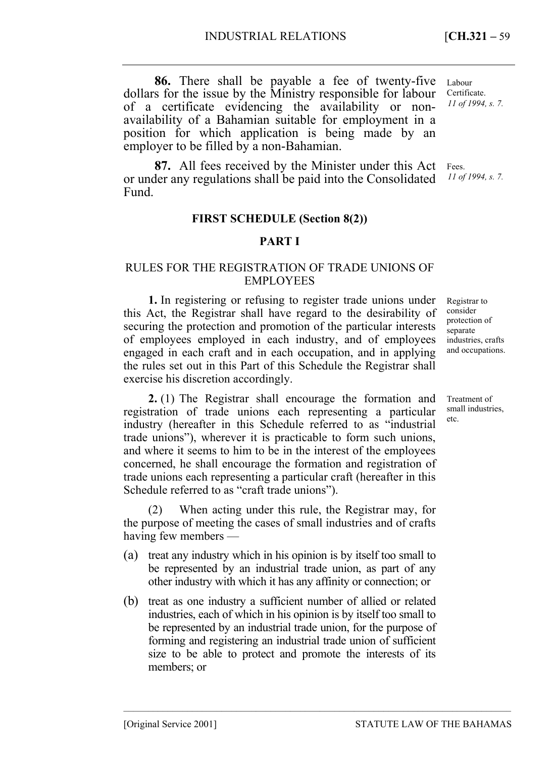**86.** There shall be payable a fee of twenty-five dollars for the issue by the Ministry responsible for labour of a certificate evidencing the availability or non-availability of a Bahamian suitable for employment in a position for which application is being made by an employer to be filled by a non-Bahamian.

Labour Certificate. *11 of 1994, s. 7.*

**87.** All fees received by the Minister under this Act or under any regulations shall be paid into the Consolidated Fund.

Fees. *11 of 1994, s. 7.*

## FIRST SCHEDULE (Section 8(2))

### PART I

### RULES FOR THE REGISTRATION OF TRADE UNIONS OF EMPLOYEES

Registrar to consider protection of separate industries, crafts and occupations.

**1.** In registering or refusing to register trade unions under this Act, the Registrar shall have regard to the desirability of securing the protection and promotion of the particular interests of employees employed in each industry, and of employees engaged in each craft and in each occupation, and in applying the rules set out in this Part of this Schedule the Registrar shall exercise his discretion accordingly.

Treatment of small industries, etc.

**2.** (1) The Registrar shall encourage the formation and registration of trade unions each representing a particular industry (hereafter in this Schedule referred to as "industrial trade unions"), wherever it is practicable to form such unions, and where it seems to him to be in the interest of the employees concerned, he shall encourage the formation and registration of trade unions each representing a particular craft (hereafter in this Schedule referred to as "craft trade unions").

(2) When acting under this rule, the Registrar may, for the purpose of meeting the cases of small industries and of crafts having few members —

(a) treat any industry which in his opinion is by itself too small to be represented by an industrial trade union, as part of any other industry with which it has any affinity or connection; or

(b) treat as one industry a sufficient number of allied or related industries, each of which in his opinion is by itself too small to be represented by an industrial trade union, for the purpose of forming and registering an industrial trade union of sufficient size to be able to protect and promote the interests of its members; or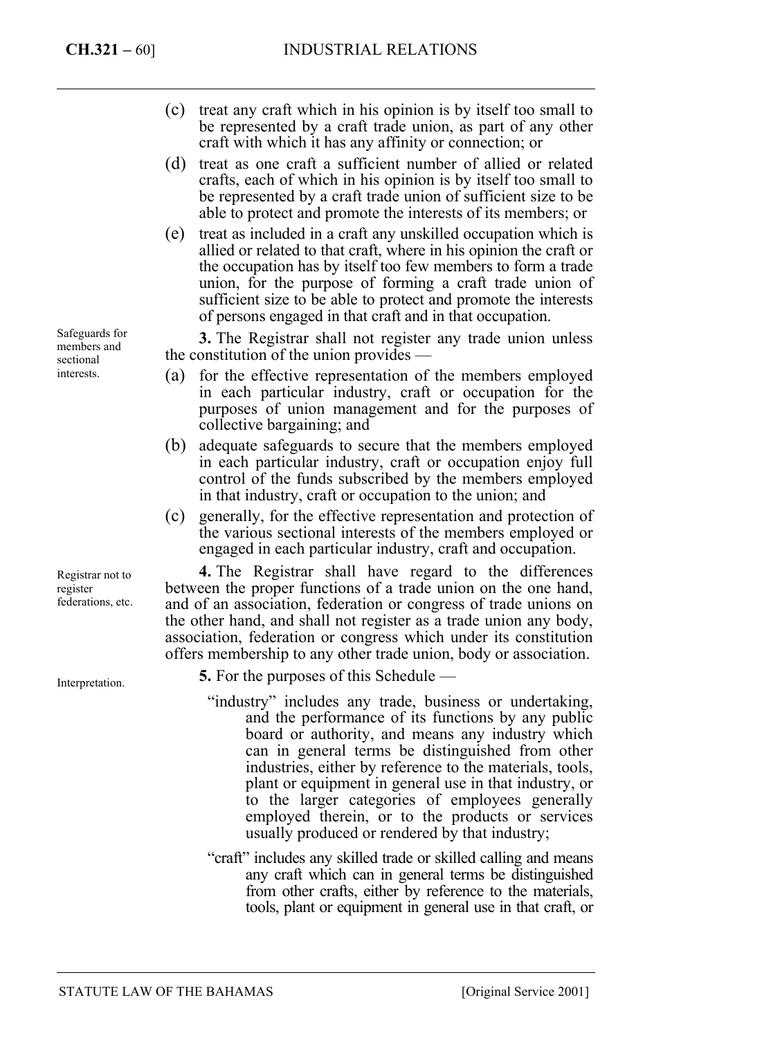(c) treat any craft which in his opinion is by itself too small to be represented by a craft trade union, as part of any other craft with which it has any affinity or connection; or

(d) treat as one craft a sufficient number of allied or related crafts, each of which in his opinion is by itself too small to be represented by a craft trade union of sufficient size to be able to protect and promote the interests of its members; or

(e) treat as included in a craft any unskilled occupation which is allied or related to that craft, where in his opinion the craft or the occupation has by itself too few members to form a trade union, for the purpose of forming a craft trade union of sufficient size to be able to protect and promote the interests of persons engaged in that craft and in that occupation.

Safeguards for members and sectional interests.

**3.** The Registrar shall not register any trade union unless the constitution of the union provides —

(a) for the effective representation of the members employed in each particular industry, craft or occupation for the purposes of union management and for the purposes of collective bargaining; and

(b) adequate safeguards to secure that the members employed in each particular industry, craft or occupation enjoy full control of the funds subscribed by the members employed in that industry, craft or occupation to the union; and

(c) generally, for the effective representation and protection of the various sectional interests of the members employed or engaged in each particular industry, craft and occupation.

Registrar not to register federations, etc.

**4.** The Registrar shall have regard to the differences between the proper functions of a trade union on the one hand, and of an association, federation or congress of trade unions on the other hand, and shall not register as a trade union any body, association, federation or congress which under its constitution offers membership to any other trade union, body or association.

Interpretation.

**5.** For the purposes of this Schedule —

"industry" includes any trade, business or undertaking, and the performance of its functions by any public board or authority, and means any industry which can in general terms be distinguished from other industries, either by reference to the materials, tools, plant or equipment in general use in that industry, or to the larger categories of employees generally employed therein, or to the products or services usually produced or rendered by that industry;

"craft" includes any skilled trade or skilled calling and means any craft which can in general terms be distinguished from other crafts, either by reference to the materials, tools, plant or equipment in general use in that craft, or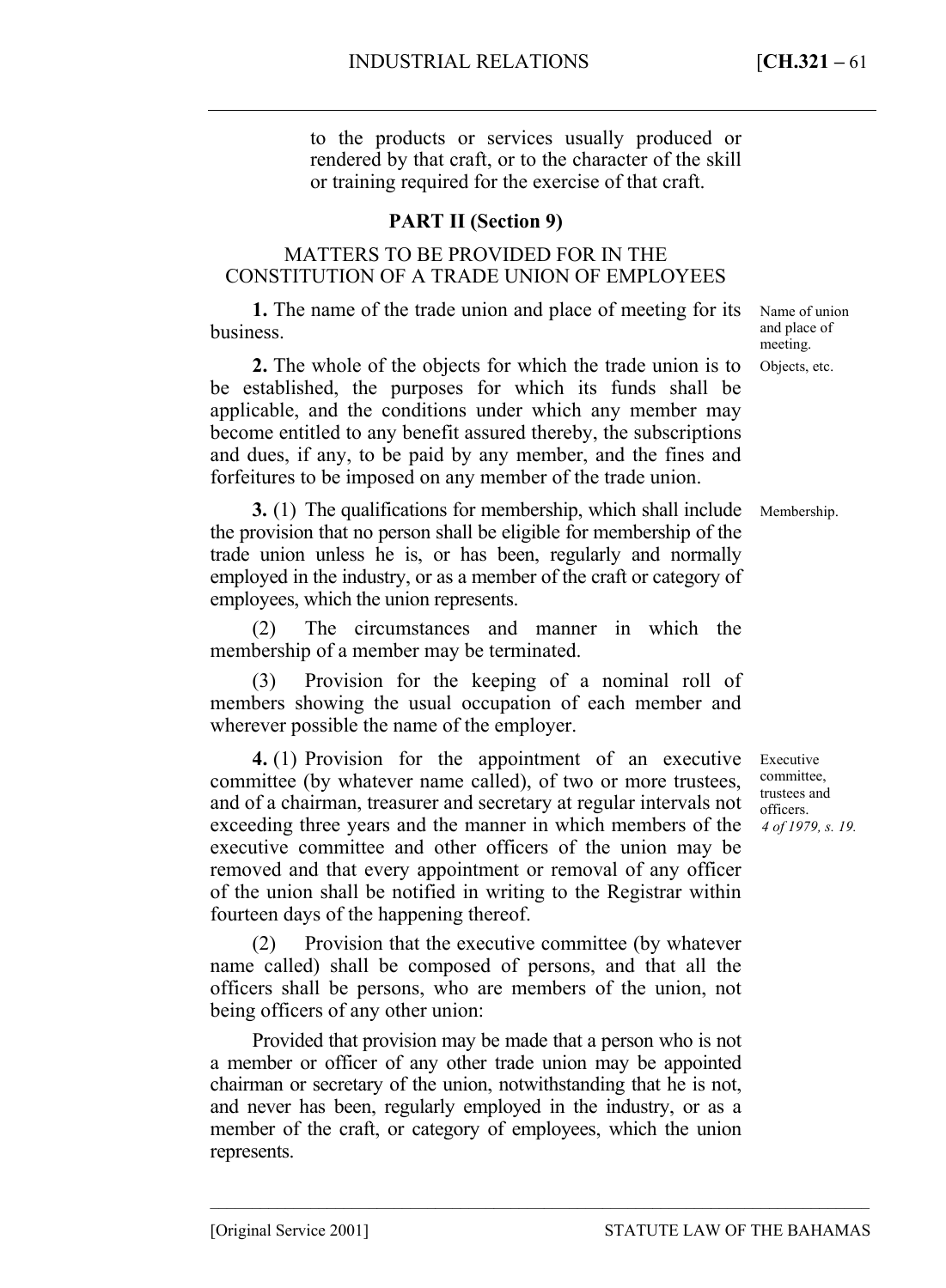to the products or services usually produced or rendered by that craft, or to the character of the skill or training required for the exercise of that craft.

### PART II (Section 9)

MATTERS TO BE PROVIDED FOR IN THE CONSTITUTION OF A TRADE UNION OF EMPLOYEES

Name of union and place of meeting.

**1.** The name of the trade union and place of meeting for its business.

Objects, etc.

**2.** The whole of the objects for which the trade union is to be established, the purposes for which its funds shall be applicable, and the conditions under which any member may become entitled to any benefit assured thereby, the subscriptions and dues, if any, to be paid by any member, and the fines and forfeitures to be imposed on any member of the trade union.

Membership.

**3.** (1) The qualifications for membership, which shall include the provision that no person shall be eligible for membership of the trade union unless he is, or has been, regularly and normally employed in the industry, or as a member of the craft or category of employees, which the union represents.

(2) The circumstances and manner in which the membership of a member may be terminated.

(3) Provision for the keeping of a nominal roll of members showing the usual occupation of each member and wherever possible the name of the employer.

Executive committee, trustees and officers. *4 of 1979, s. 19.*

**4.** (1) Provision for the appointment of an executive committee (by whatever name called), of two or more trustees, and of a chairman, treasurer and secretary at regular intervals not exceeding three years and the manner in which members of the executive committee and other officers of the union may be removed and that every appointment or removal of any officer of the union shall be notified in writing to the Registrar within fourteen days of the happening thereof.

(2) Provision that the executive committee (by whatever name called) shall be composed of persons, and that all the officers shall be persons, who are members of the union, not being officers of any other union:

Provided that provision may be made that a person who is not a member or officer of any other trade union may be appointed chairman or secretary of the union, notwithstanding that he is not, and never has been, regularly employed in the industry, or as a member of the craft, or category of employees, which the union represents.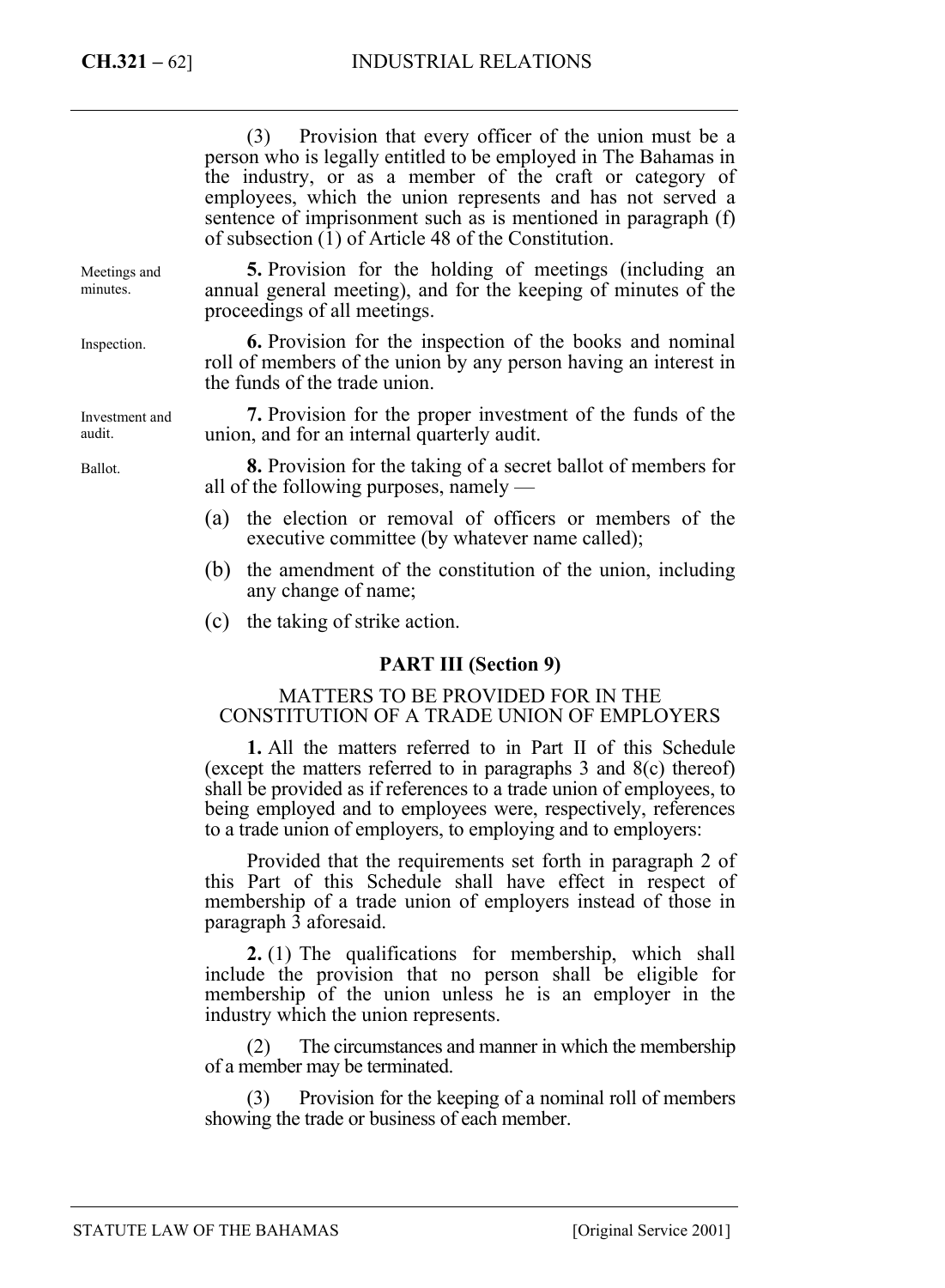(3) Provision that every officer of the union must be a person who is legally entitled to be employed in The Bahamas in the industry, or as a member of the craft or category of employees, which the union represents and has not served a sentence of imprisonment such as is mentioned in paragraph (f) of subsection (1) of Article 48 of the Constitution.

*Meetings and minutes.*

**5.** Provision for the holding of meetings (including an annual general meeting), and for the keeping of minutes of the proceedings of all meetings.

*Inspection.*

**6.** Provision for the inspection of the books and nominal roll of members of the union by any person having an interest in the funds of the trade union.

*Investment and audit.*

**7.** Provision for the proper investment of the funds of the union, and for an internal quarterly audit.

*Ballot.*

**8.** Provision for the taking of a secret ballot of members for all of the following purposes, namely —

(a) the election or removal of officers or members of the executive committee (by whatever name called);

(b) the amendment of the constitution of the union, including any change of name;

(c) the taking of strike action.

## PART III (Section 9)

### MATTERS TO BE PROVIDED FOR IN THE CONSTITUTION OF A TRADE UNION OF EMPLOYERS

**1.** All the matters referred to in Part II of this Schedule (except the matters referred to in paragraphs 3 and 8(c) thereof) shall be provided as if references to a trade union of employees, to being employed and to employees were, respectively, references to a trade union of employers, to employing and to employers:

Provided that the requirements set forth in paragraph 2 of this Part of this Schedule shall have effect in respect of membership of a trade union of employers instead of those in paragraph 3 aforesaid.

**2.** (1) The qualifications for membership, which shall include the provision that no person shall be eligible for membership of the union unless he is an employer in the industry which the union represents.

(2) The circumstances and manner in which the membership of a member may be terminated.

(3) Provision for the keeping of a nominal roll of members showing the trade or business of each member.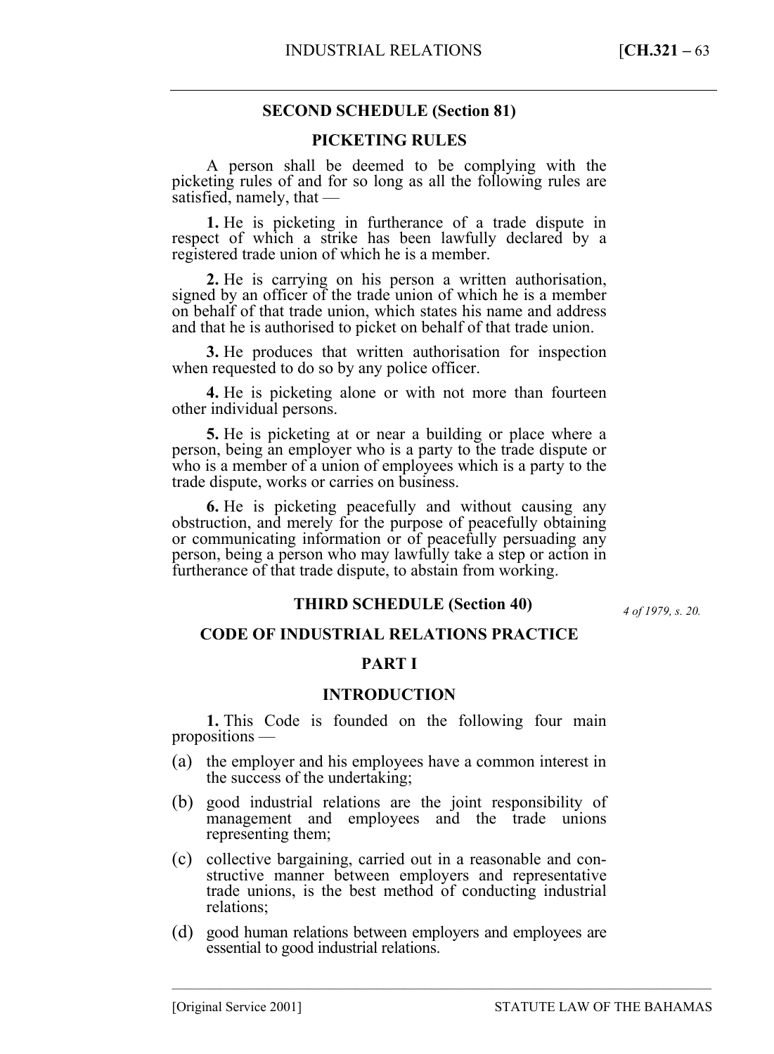## SECOND SCHEDULE (Section 81)

### PICKETING RULES

A person shall be deemed to be complying with the picketing rules of and for so long as all the following rules are satisfied, namely, that —

**1.** He is picketing in furtherance of a trade dispute in respect of which a strike has been lawfully declared by a registered trade union of which he is a member.

**2.** He is carrying on his person a written authorisation, signed by an officer of the trade union of which he is a member on behalf of that trade union, which states his name and address and that he is authorised to picket on behalf of that trade union.

**3.** He produces that written authorisation for inspection when requested to do so by any police officer.

**4.** He is picketing alone or with not more than fourteen other individual persons.

**5.** He is picketing at or near a building or place where a person, being an employer who is a party to the trade dispute or who is a member of a union of employees which is a party to the trade dispute, works or carries on business.

**6.** He is picketing peacefully and without causing any obstruction, and merely for the purpose of peacefully obtaining or communicating information or of peacefully persuading any person, being a person who may lawfully take a step or action in furtherance of that trade dispute, to abstain from working.

## THIRD SCHEDULE (Section 40)

*4 of 1979, s. 20.*

### CODE OF INDUSTRIAL RELATIONS PRACTICE

### PART I

### INTRODUCTION

**1.** This Code is founded on the following four main propositions —

(a) the employer and his employees have a common interest in the success of the undertaking;

(b) good industrial relations are the joint responsibility of management and employees and the trade unions representing them;

(c) collective bargaining, carried out in a reasonable and constructive manner between employers and representative trade unions, is the best method of conducting industrial relations;

(d) good human relations between employers and employees are essential to good industrial relations.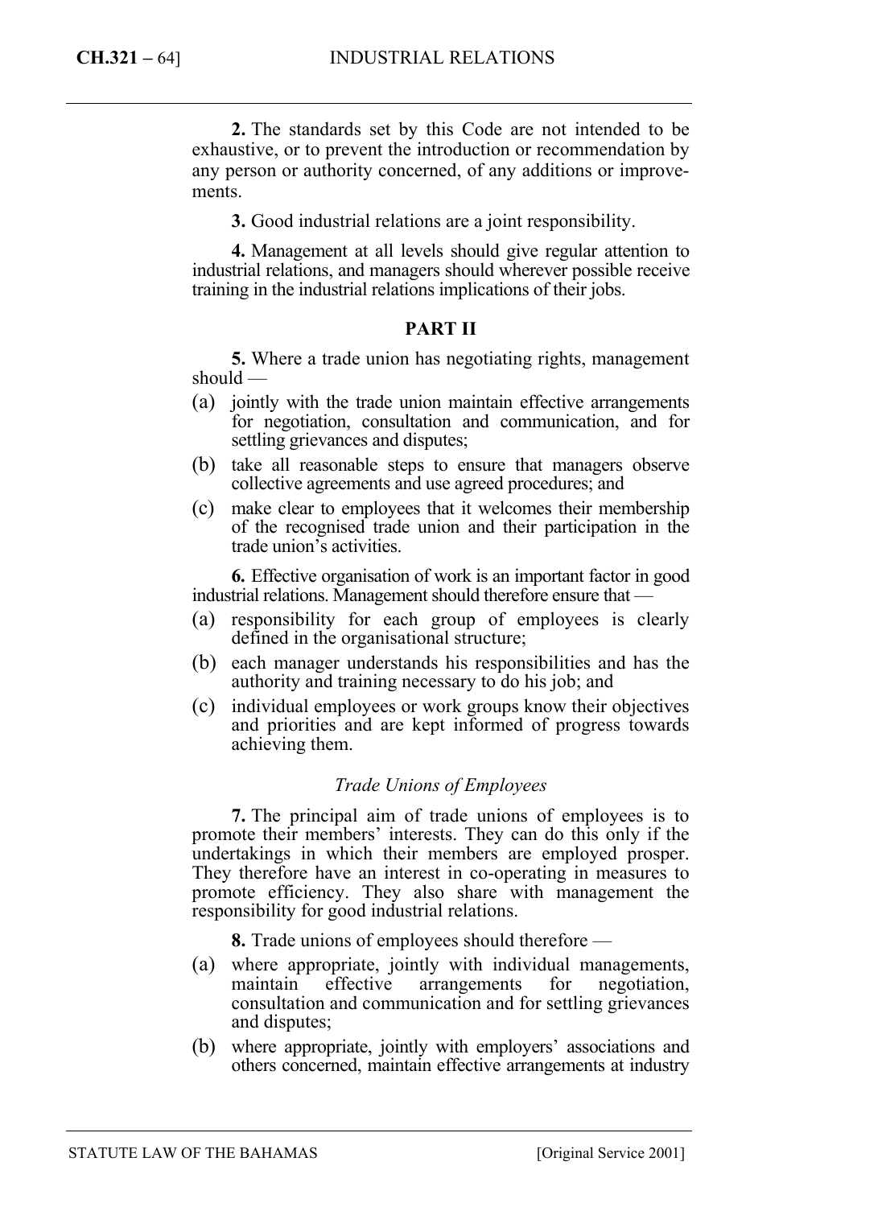**2.** The standards set by this Code are not intended to be exhaustive, or to prevent the introduction or recommendation by any person or authority concerned, of any additions or improvements.

**3.** Good industrial relations are a joint responsibility.

**4.** Management at all levels should give regular attention to industrial relations, and managers should wherever possible receive training in the industrial relations implications of their jobs.

## PART II

**5.** Where a trade union has negotiating rights, management should —

(a) jointly with the trade union maintain effective arrangements for negotiation, consultation and communication, and for settling grievances and disputes;

(b) take all reasonable steps to ensure that managers observe collective agreements and use agreed procedures; and

(c) make clear to employees that it welcomes their membership of the recognised trade union and their participation in the trade union's activities.

**6.** Effective organisation of work is an important factor in good industrial relations. Management should therefore ensure that —

(a) responsibility for each group of employees is clearly defined in the organisational structure;

(b) each manager understands his responsibilities and has the authority and training necessary to do his job; and

(c) individual employees or work groups know their objectives and priorities and are kept informed of progress towards achieving them.

### *Trade Unions of Employees*

**7.** The principal aim of trade unions of employees is to promote their members' interests. They can do this only if the undertakings in which their members are employed prosper. They therefore have an interest in co-operating in measures to promote efficiency. They also share with management the responsibility for good industrial relations.

**8.** Trade unions of employees should therefore —

(a) where appropriate, jointly with individual managements, maintain effective arrangements for negotiation, consultation and communication and for settling grievances and disputes;

(b) where appropriate, jointly with employers' associations and others concerned, maintain effective arrangements at industry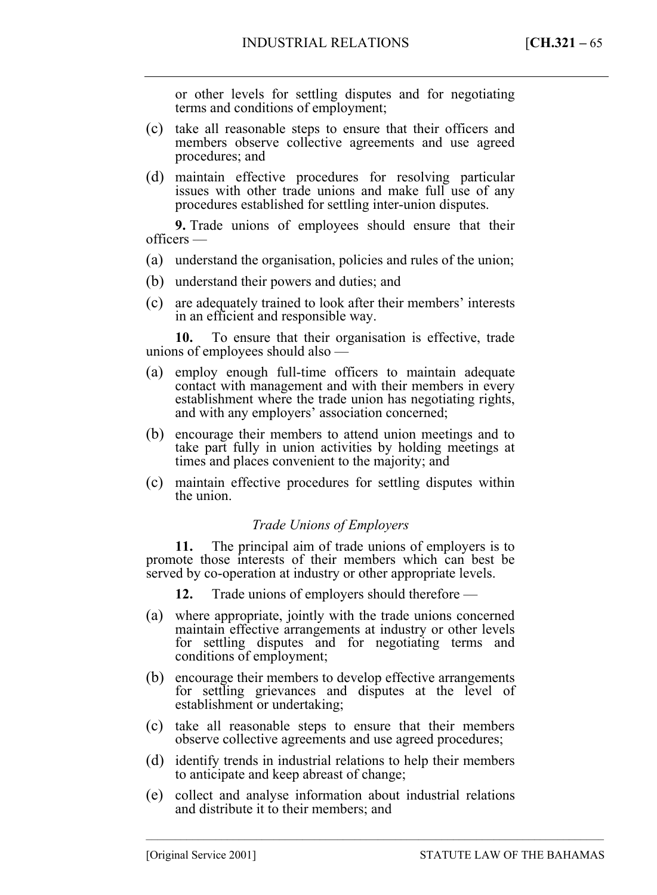or other levels for settling disputes and for negotiating terms and conditions of employment;

(c) take all reasonable steps to ensure that their officers and members observe collective agreements and use agreed procedures; and

(d) maintain effective procedures for resolving particular issues with other trade unions and make full use of any procedures established for settling inter-union disputes.

**9.** Trade unions of employees should ensure that their officers —

(a) understand the organisation, policies and rules of the union;

(b) understand their powers and duties; and

(c) are adequately trained to look after their members' interests in an efficient and responsible way.

**10.** To ensure that their organisation is effective, trade unions of employees should also —

(a) employ enough full-time officers to maintain adequate contact with management and with their members in every establishment where the trade union has negotiating rights, and with any employers' association concerned;

(b) encourage their members to attend union meetings and to take part fully in union activities by holding meetings at times and places convenient to the majority; and

(c) maintain effective procedures for settling disputes within the union.

*Trade Unions of Employers*

**11.** The principal aim of trade unions of employers is to promote those interests of their members which can best be served by co-operation at industry or other appropriate levels.

**12.** Trade unions of employers should therefore —

(a) where appropriate, jointly with the trade unions concerned maintain effective arrangements at industry or other levels for settling disputes and for negotiating terms and conditions of employment;

(b) encourage their members to develop effective arrangements for settling grievances and disputes at the level of establishment or undertaking;

(c) take all reasonable steps to ensure that their members observe collective agreements and use agreed procedures;

(d) identify trends in industrial relations to help their members to anticipate and keep abreast of change;

(e) collect and analyse information about industrial relations and distribute it to their members; and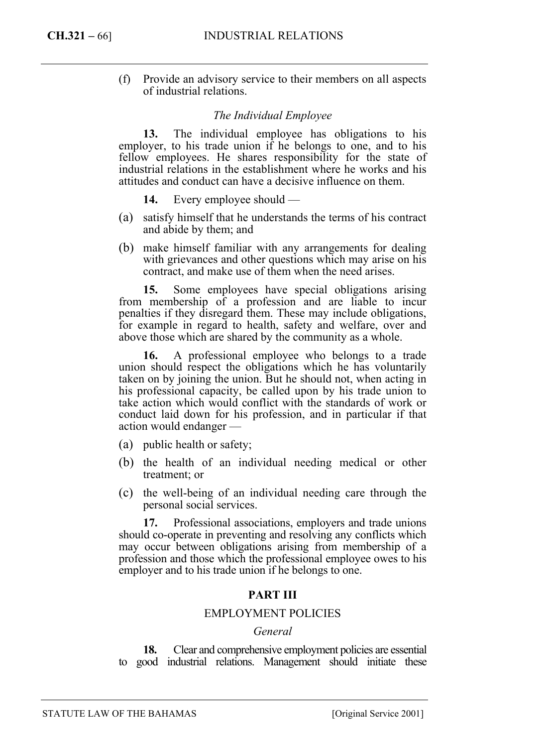(f) Provide an advisory service to their members on all aspects of industrial relations.

*The Individual Employee*

**13.** The individual employee has obligations to his employer, to his trade union if he belongs to one, and to his fellow employees. He shares responsibility for the state of industrial relations in the establishment where he works and his attitudes and conduct can have a decisive influence on them.

**14.** Every employee should —

(a) satisfy himself that he understands the terms of his contract and abide by them; and

(b) make himself familiar with any arrangements for dealing with grievances and other questions which may arise on his contract, and make use of them when the need arises.

**15.** Some employees have special obligations arising from membership of a profession and are liable to incur penalties if they disregard them. These may include obligations, for example in regard to health, safety and welfare, over and above those which are shared by the community as a whole.

**16.** A professional employee who belongs to a trade union should respect the obligations which he has voluntarily taken on by joining the union. But he should not, when acting in his professional capacity, be called upon by his trade union to take action which would conflict with the standards of work or conduct laid down for his profession, and in particular if that action would endanger —

(a) public health or safety;

(b) the health of an individual needing medical or other treatment; or

(c) the well-being of an individual needing care through the personal social services.

**17.** Professional associations, employers and trade unions should co-operate in preventing and resolving any conflicts which may occur between obligations arising from membership of a profession and those which the professional employee owes to his employer and to his trade union if he belongs to one.

## PART III

### EMPLOYMENT POLICIES

*General*

**18.** Clear and comprehensive employment policies are essential to good industrial relations. Management should initiate these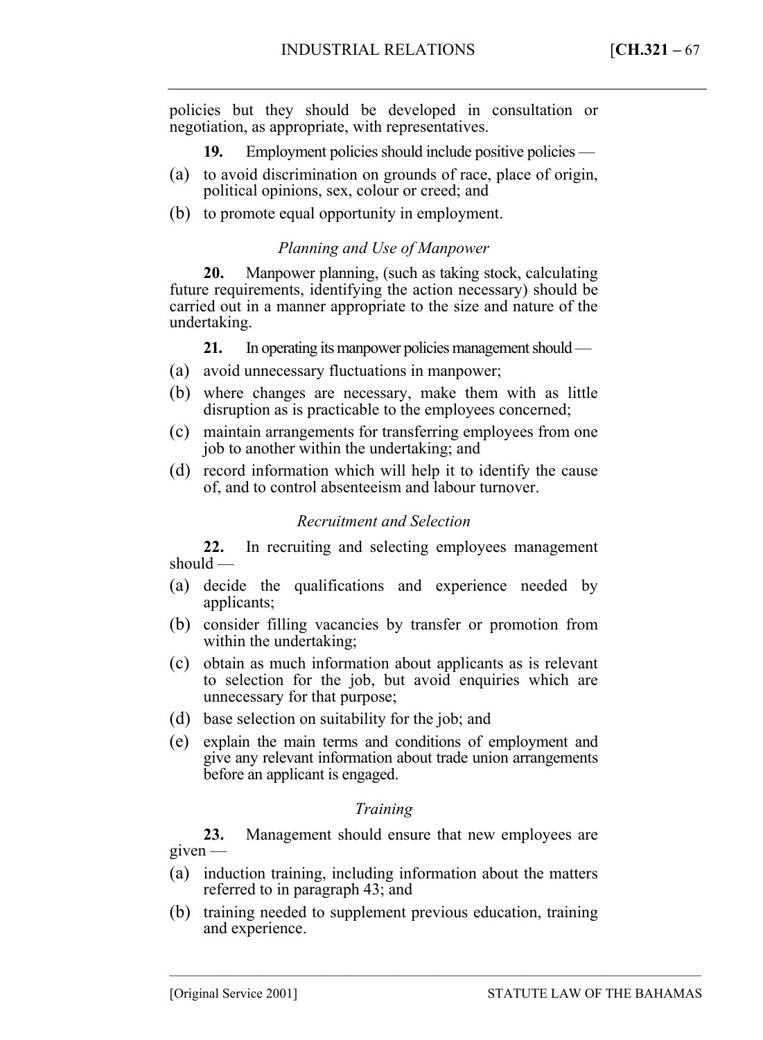policies but they should be developed in consultation or negotiation, as appropriate, with representatives.

**19.** Employment policies should include positive policies —

(a) to avoid discrimination on grounds of race, place of origin, political opinions, sex, colour or creed; and

(b) to promote equal opportunity in employment.

### *Planning and Use of Manpower*

**20.** Manpower planning, (such as taking stock, calculating future requirements, identifying the action necessary) should be carried out in a manner appropriate to the size and nature of the undertaking.

**21.** In operating its manpower policies management should —

(a) avoid unnecessary fluctuations in manpower;

(b) where changes are necessary, make them with as little disruption as is practicable to the employees concerned;

(c) maintain arrangements for transferring employees from one job to another within the undertaking; and

(d) record information which will help it to identify the cause of, and to control absenteeism and labour turnover.

### *Recruitment and Selection*

**22.** In recruiting and selecting employees management should —

(a) decide the qualifications and experience needed by applicants;

(b) consider filling vacancies by transfer or promotion from within the undertaking;

(c) obtain as much information about applicants as is relevant to selection for the job, but avoid enquiries which are unnecessary for that purpose;

(d) base selection on suitability for the job; and

(e) explain the main terms and conditions of employment and give any relevant information about trade union arrangements before an applicant is engaged.

### *Training*

**23.** Management should ensure that new employees are given —

(a) induction training, including information about the matters referred to in paragraph 43; and

(b) training needed to supplement previous education, training and experience.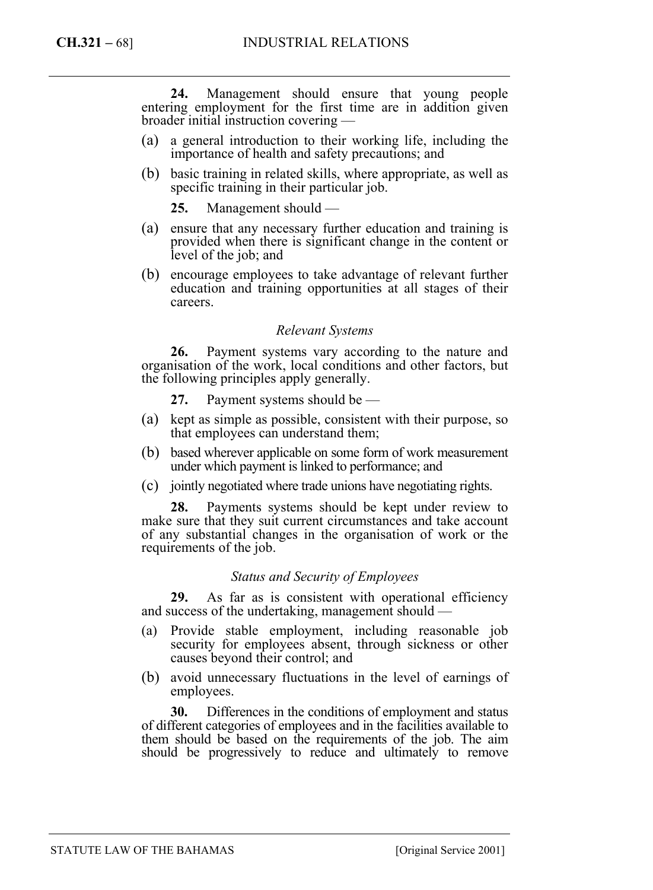**24.** Management should ensure that young people entering employment for the first time are in addition given broader initial instruction covering —

(a) a general introduction to their working life, including the importance of health and safety precautions; and

(b) basic training in related skills, where appropriate, as well as specific training in their particular job.

**25.** Management should —

(a) ensure that any necessary further education and training is provided when there is significant change in the content or level of the job; and

(b) encourage employees to take advantage of relevant further education and training opportunities at all stages of their careers.

*Relevant Systems*

**26.** Payment systems vary according to the nature and organisation of the work, local conditions and other factors, but the following principles apply generally.

**27.** Payment systems should be —

(a) kept as simple as possible, consistent with their purpose, so that employees can understand them;

(b) based wherever applicable on some form of work measurement under which payment is linked to performance; and

(c) jointly negotiated where trade unions have negotiating rights.

**28.** Payments systems should be kept under review to make sure that they suit current circumstances and take account of any substantial changes in the organisation of work or the requirements of the job.

*Status and Security of Employees*

**29.** As far as is consistent with operational efficiency and success of the undertaking, management should —

(a) Provide stable employment, including reasonable job security for employees absent, through sickness or other causes beyond their control; and

(b) avoid unnecessary fluctuations in the level of earnings of employees.

**30.** Differences in the conditions of employment and status of different categories of employees and in the facilities available to them should be based on the requirements of the job. The aim should be progressively to reduce and ultimately to remove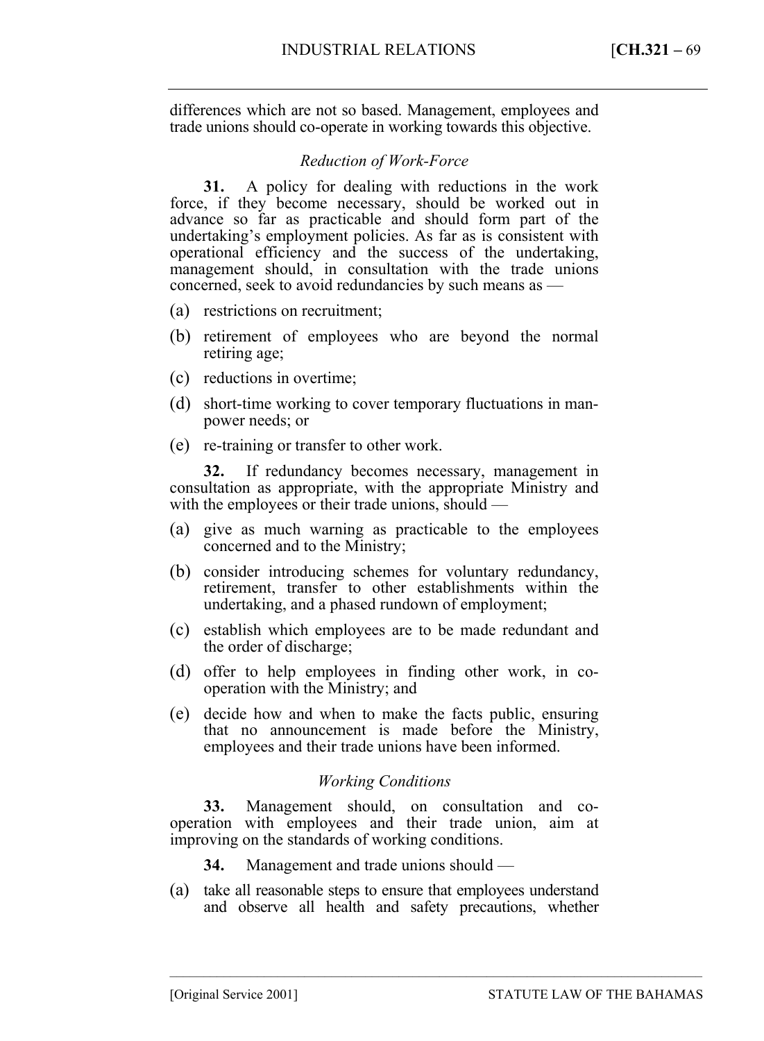differences which are not so based. Management, employees and trade unions should co-operate in working towards this objective.

### *Reduction of Work-Force*

**31.** A policy for dealing with reductions in the work force, if they become necessary, should be worked out in advance so far as practicable and should form part of the undertaking's employment policies. As far as is consistent with operational efficiency and the success of the undertaking, management should, in consultation with the trade unions concerned, seek to avoid redundancies by such means as —

(a) restrictions on recruitment;

(b) retirement of employees who are beyond the normal retiring age;

(c) reductions in overtime;

(d) short-time working to cover temporary fluctuations in man-power needs; or

(e) re-training or transfer to other work.

**32.** If redundancy becomes necessary, management in consultation as appropriate, with the appropriate Ministry and with the employees or their trade unions, should —

(a) give as much warning as practicable to the employees concerned and to the Ministry;

(b) consider introducing schemes for voluntary redundancy, retirement, transfer to other establishments within the undertaking, and a phased rundown of employment;

(c) establish which employees are to be made redundant and the order of discharge;

(d) offer to help employees in finding other work, in co-operation with the Ministry; and

(e) decide how and when to make the facts public, ensuring that no announcement is made before the Ministry, employees and their trade unions have been informed.

### *Working Conditions*

**33.** Management should, on consultation and co-operation with employees and their trade union, aim at improving on the standards of working conditions.

**34.** Management and trade unions should —

(a) take all reasonable steps to ensure that employees understand and observe all health and safety precautions, whether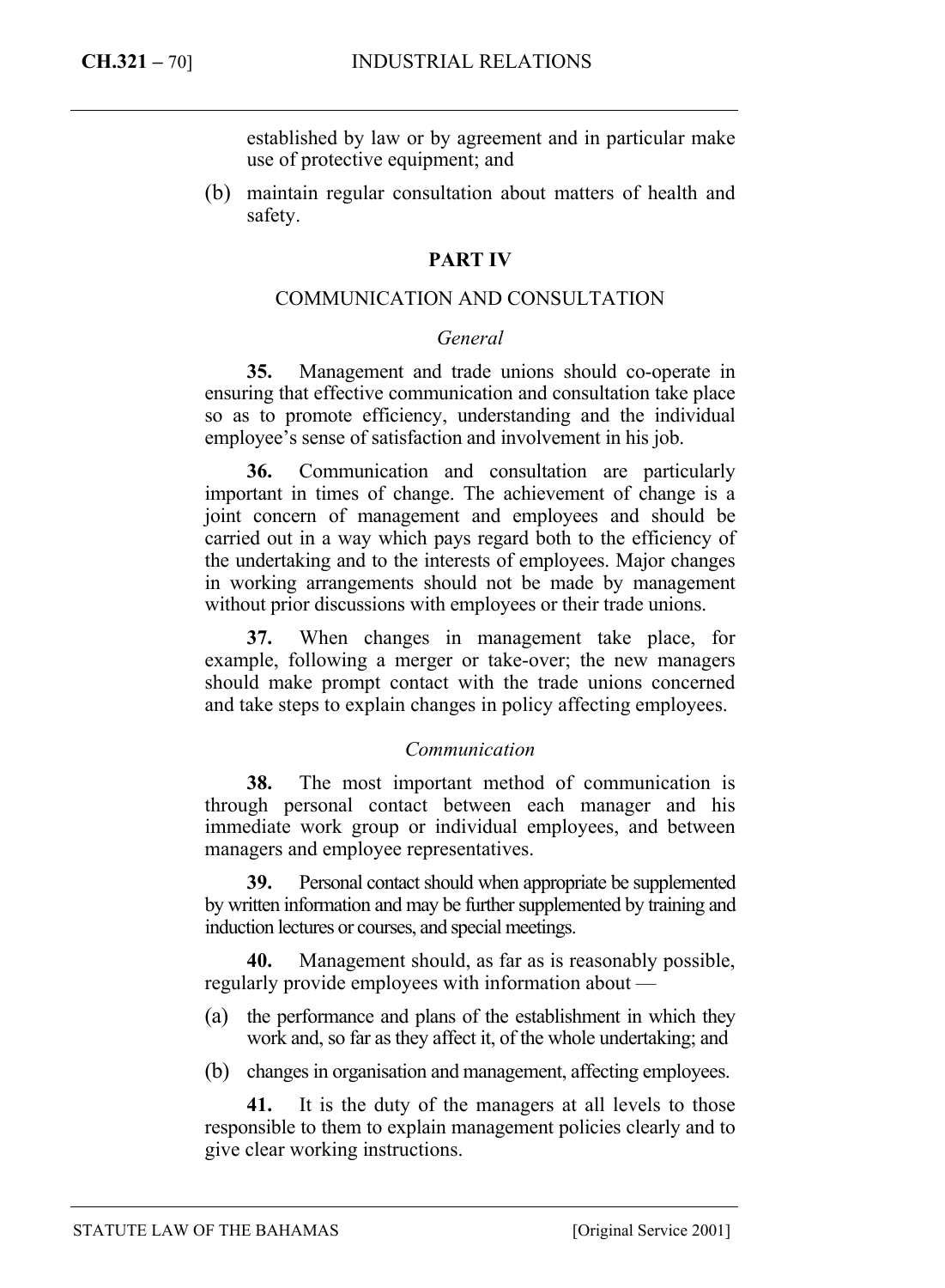established by law or by agreement and in particular make use of protective equipment; and

(b) maintain regular consultation about matters of health and safety.

## PART IV

### COMMUNICATION AND CONSULTATION

*General*

**35.** Management and trade unions should co-operate in ensuring that effective communication and consultation take place so as to promote efficiency, understanding and the individual employee's sense of satisfaction and involvement in his job.

**36.** Communication and consultation are particularly important in times of change. The achievement of change is a joint concern of management and employees and should be carried out in a way which pays regard both to the efficiency of the undertaking and to the interests of employees. Major changes in working arrangements should not be made by management without prior discussions with employees or their trade unions.

**37.** When changes in management take place, for example, following a merger or take-over; the new managers should make prompt contact with the trade unions concerned and take steps to explain changes in policy affecting employees.

*Communication*

**38.** The most important method of communication is through personal contact between each manager and his immediate work group or individual employees, and between managers and employee representatives.

**39.** Personal contact should when appropriate be supplemented by written information and may be further supplemented by training and induction lectures or courses, and special meetings.

**40.** Management should, as far as is reasonably possible, regularly provide employees with information about —

(a) the performance and plans of the establishment in which they work and, so far as they affect it, of the whole undertaking; and

(b) changes in organisation and management, affecting employees.

**41.** It is the duty of the managers at all levels to those responsible to them to explain management policies clearly and to give clear working instructions.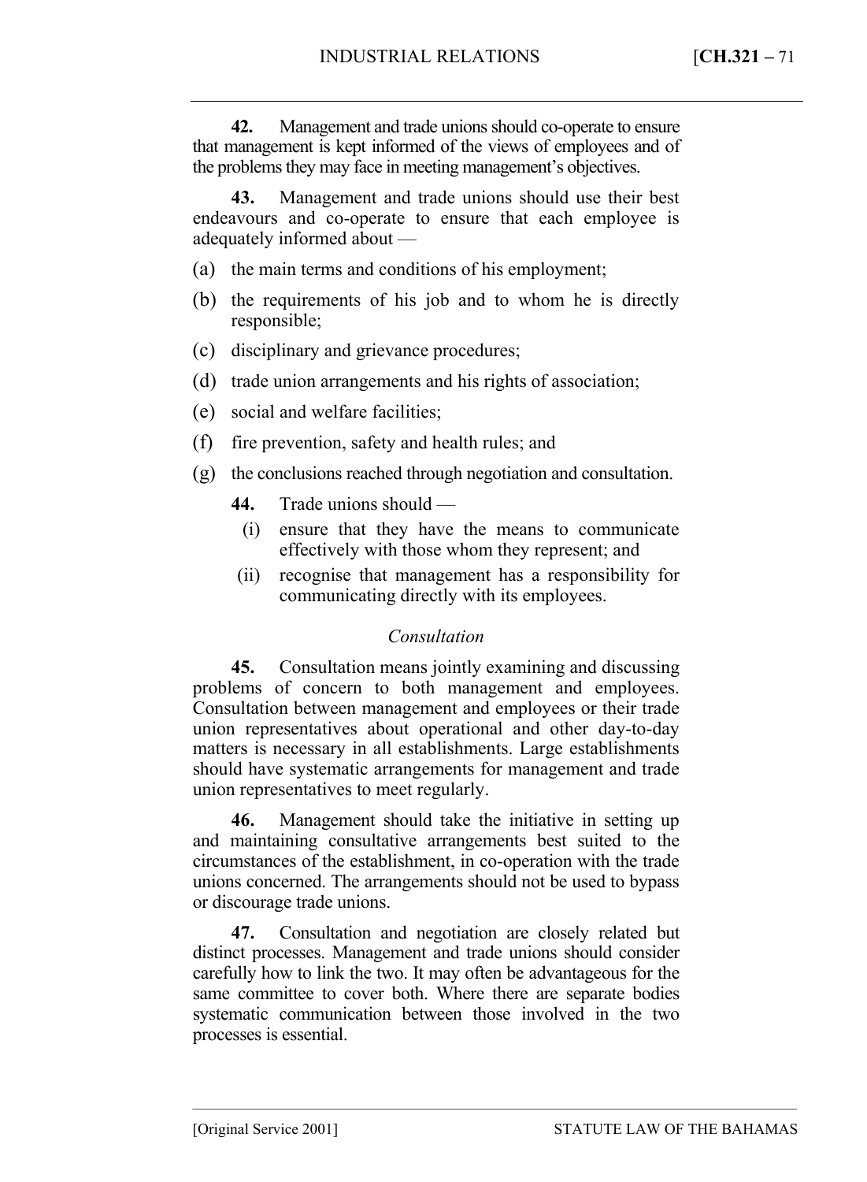**42.** Management and trade unions should co-operate to ensure that management is kept informed of the views of employees and of the problems they may face in meeting management's objectives.

**43.** Management and trade unions should use their best endeavours and co-operate to ensure that each employee is adequately informed about —

(a) the main terms and conditions of his employment;

(b) the requirements of his job and to whom he is directly responsible;

(c) disciplinary and grievance procedures;

(d) trade union arrangements and his rights of association;

(e) social and welfare facilities;

(f) fire prevention, safety and health rules; and

(g) the conclusions reached through negotiation and consultation.

**44.** Trade unions should —

(i) ensure that they have the means to communicate effectively with those whom they represent; and

(ii) recognise that management has a responsibility for communicating directly with its employees.

*Consultation*

**45.** Consultation means jointly examining and discussing problems of concern to both management and employees. Consultation between management and employees or their trade union representatives about operational and other day-to-day matters is necessary in all establishments. Large establishments should have systematic arrangements for management and trade union representatives to meet regularly.

**46.** Management should take the initiative in setting up and maintaining consultative arrangements best suited to the circumstances of the establishment, in co-operation with the trade unions concerned. The arrangements should not be used to bypass or discourage trade unions.

**47.** Consultation and negotiation are closely related but distinct processes. Management and trade unions should consider carefully how to link the two. It may often be advantageous for the same committee to cover both. Where there are separate bodies systematic communication between those involved in the two processes is essential.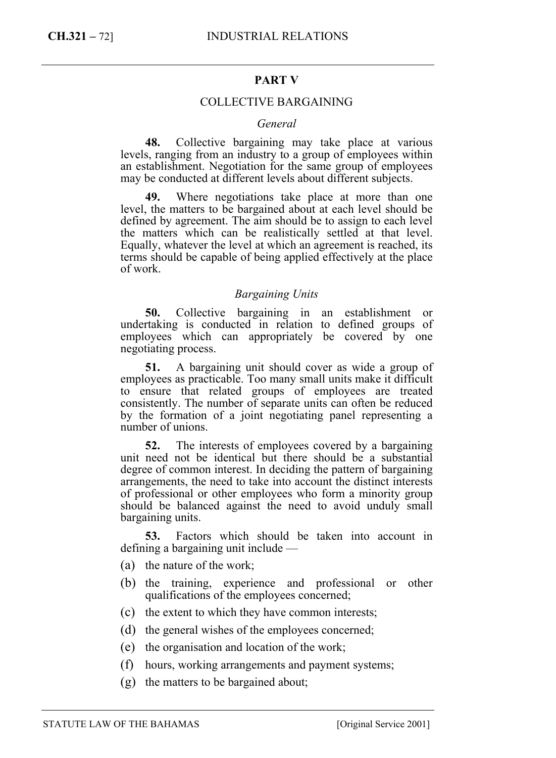## PART V

### COLLECTIVE BARGAINING

*General*

**48.** Collective bargaining may take place at various levels, ranging from an industry to a group of employees within an establishment. Negotiation for the same group of employees may be conducted at different levels about different subjects.

**49.** Where negotiations take place at more than one level, the matters to be bargained about at each level should be defined by agreement. The aim should be to assign to each level the matters which can be realistically settled at that level. Equally, whatever the level at which an agreement is reached, its terms should be capable of being applied effectively at the place of work.

*Bargaining Units*

**50.** Collective bargaining in an establishment or undertaking is conducted in relation to defined groups of employees which can appropriately be covered by one negotiating process.

**51.** A bargaining unit should cover as wide a group of employees as practicable. Too many small units make it difficult to ensure that related groups of employees are treated consistently. The number of separate units can often be reduced by the formation of a joint negotiating panel representing a number of unions.

**52.** The interests of employees covered by a bargaining unit need not be identical but there should be a substantial degree of common interest. In deciding the pattern of bargaining arrangements, the need to take into account the distinct interests of professional or other employees who form a minority group should be balanced against the need to avoid unduly small bargaining units.

**53.** Factors which should be taken into account in defining a bargaining unit include —

(a) the nature of the work;

(b) the training, experience and professional or other qualifications of the employees concerned;

(c) the extent to which they have common interests;

(d) the general wishes of the employees concerned;

(e) the organisation and location of the work;

(f) hours, working arrangements and payment systems;

(g) the matters to be bargained about;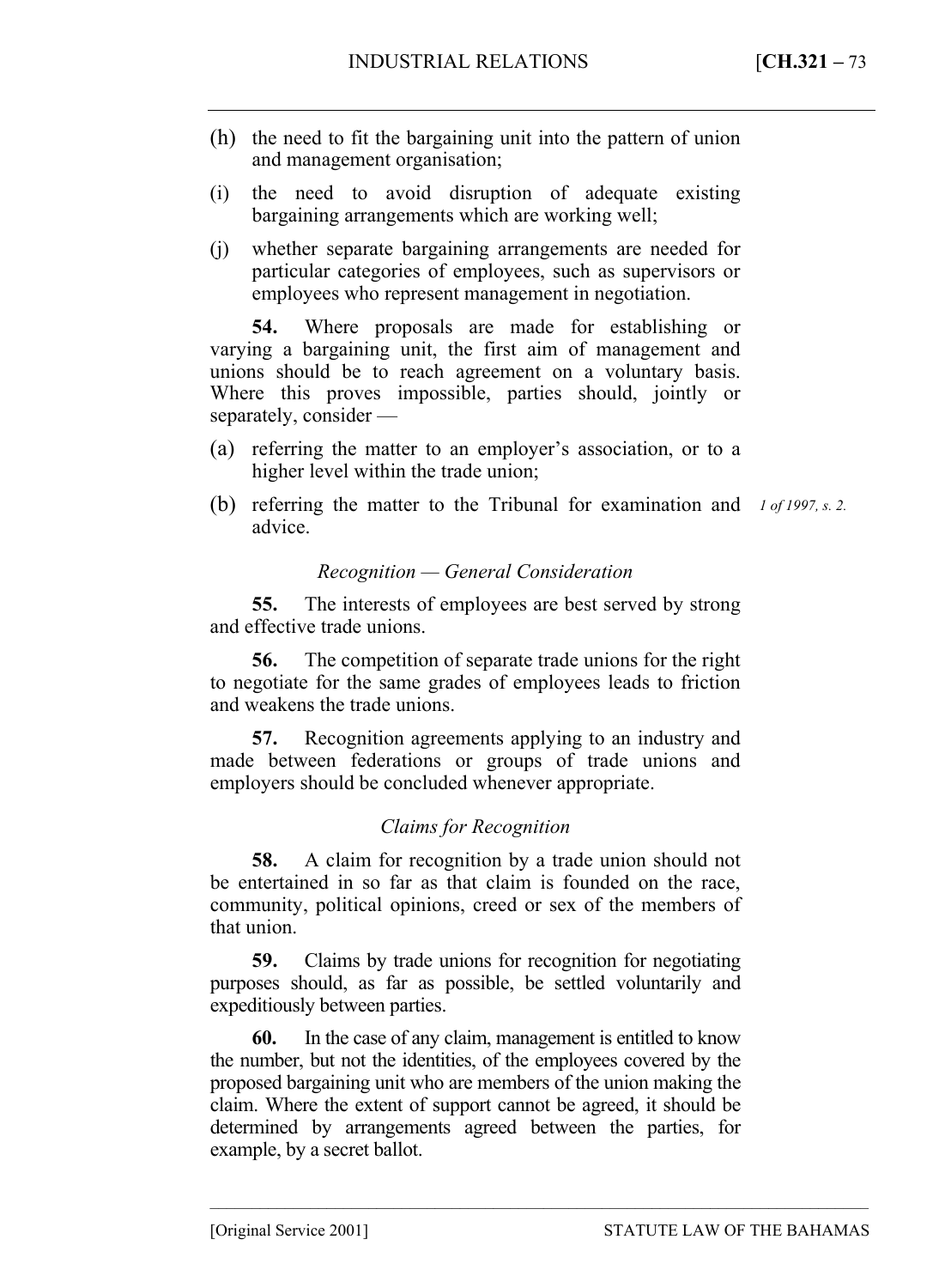(h) the need to fit the bargaining unit into the pattern of union and management organisation;

(i) the need to avoid disruption of adequate existing bargaining arrangements which are working well;

(j) whether separate bargaining arrangements are needed for particular categories of employees, such as supervisors or employees who represent management in negotiation.

**54.** Where proposals are made for establishing or varying a bargaining unit, the first aim of management and unions should be to reach agreement on a voluntary basis. Where this proves impossible, parties should, jointly or separately, consider —

(a) referring the matter to an employer's association, or to a higher level within the trade union;

(b) referring the matter to the Tribunal for examination and advice.

*1 of 1997, s. 2.*

*Recognition — General Consideration*

**55.** The interests of employees are best served by strong and effective trade unions.

**56.** The competition of separate trade unions for the right to negotiate for the same grades of employees leads to friction and weakens the trade unions.

**57.** Recognition agreements applying to an industry and made between federations or groups of trade unions and employers should be concluded whenever appropriate.

*Claims for Recognition*

**58.** A claim for recognition by a trade union should not be entertained in so far as that claim is founded on the race, community, political opinions, creed or sex of the members of that union.

**59.** Claims by trade unions for recognition for negotiating purposes should, as far as possible, be settled voluntarily and expeditiously between parties.

**60.** In the case of any claim, management is entitled to know the number, but not the identities, of the employees covered by the proposed bargaining unit who are members of the union making the claim. Where the extent of support cannot be agreed, it should be determined by arrangements agreed between the parties, for example, by a secret ballot.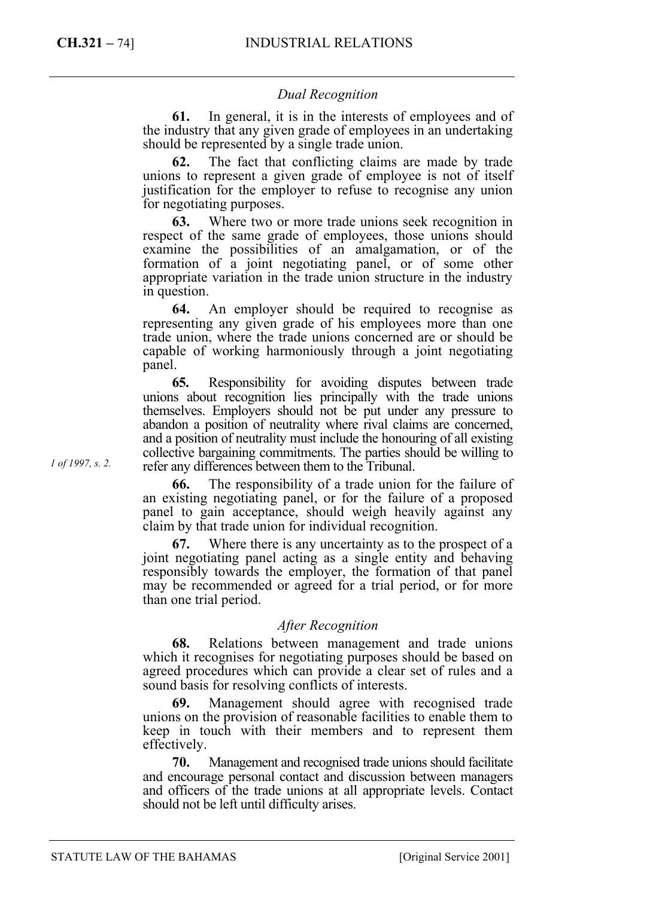*Dual Recognition*

**61.** In general, it is in the interests of employees and of the industry that any given grade of employees in an undertaking should be represented by a single trade union.

**62.** The fact that conflicting claims are made by trade unions to represent a given grade of employee is not of itself justification for the employer to refuse to recognise any union for negotiating purposes.

**63.** Where two or more trade unions seek recognition in respect of the same grade of employees, those unions should examine the possibilities of an amalgamation, or of the formation of a joint negotiating panel, or of some other appropriate variation in the trade union structure in the industry in question.

**64.** An employer should be required to recognise as representing any given grade of his employees more than one trade union, where the trade unions concerned are or should be capable of working harmoniously through a joint negotiating panel.

**65.** Responsibility for avoiding disputes between trade unions about recognition lies principally with the trade unions themselves. Employers should not be put under any pressure to abandon a position of neutrality where rival claims are concerned, and a position of neutrality must include the honouring of all existing collective bargaining commitments. The parties should be willing to refer any differences between them to the Tribunal.

*1 of 1997, s. 2.*

**66.** The responsibility of a trade union for the failure of an existing negotiating panel, or for the failure of a proposed panel to gain acceptance, should weigh heavily against any claim by that trade union for individual recognition.

**67.** Where there is any uncertainty as to the prospect of a joint negotiating panel acting as a single entity and behaving responsibly towards the employer, the formation of that panel may be recommended or agreed for a trial period, or for more than one trial period.

*After Recognition*

**68.** Relations between management and trade unions which it recognises for negotiating purposes should be based on agreed procedures which can provide a clear set of rules and a sound basis for resolving conflicts of interests.

**69.** Management should agree with recognised trade unions on the provision of reasonable facilities to enable them to keep in touch with their members and to represent them effectively.

**70.** Management and recognised trade unions should facilitate and encourage personal contact and discussion between managers and officers of the trade unions at all appropriate levels. Contact should not be left until difficulty arises.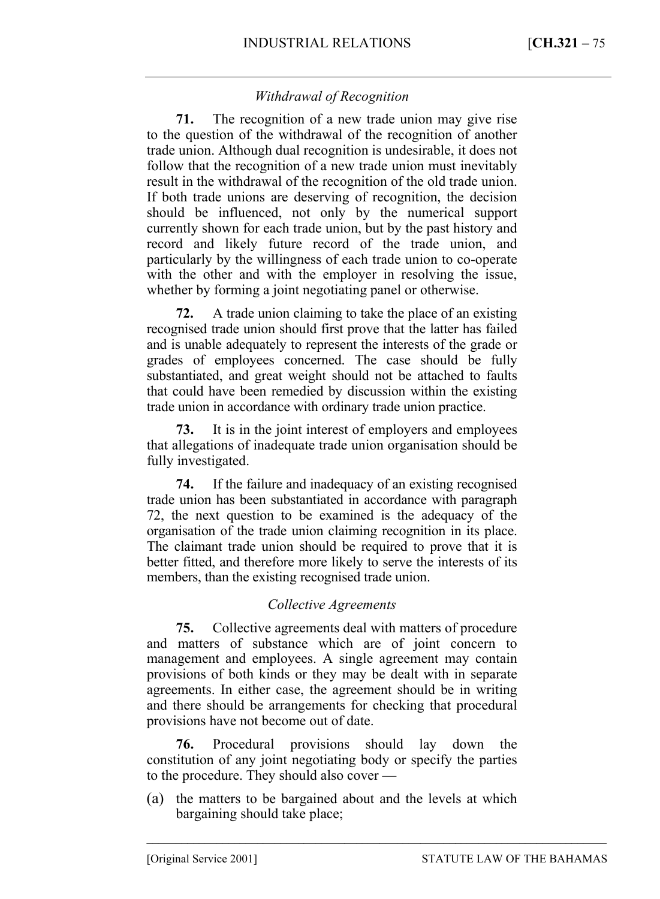### *Withdrawal of Recognition*

**71.** The recognition of a new trade union may give rise to the question of the withdrawal of the recognition of another trade union. Although dual recognition is undesirable, it does not follow that the recognition of a new trade union must inevitably result in the withdrawal of the recognition of the old trade union. If both trade unions are deserving of recognition, the decision should be influenced, not only by the numerical support currently shown for each trade union, but by the past history and record and likely future record of the trade union, and particularly by the willingness of each trade union to co-operate with the other and with the employer in resolving the issue, whether by forming a joint negotiating panel or otherwise.

**72.** A trade union claiming to take the place of an existing recognised trade union should first prove that the latter has failed and is unable adequately to represent the interests of the grade or grades of employees concerned. The case should be fully substantiated, and great weight should not be attached to faults that could have been remedied by discussion within the existing trade union in accordance with ordinary trade union practice.

**73.** It is in the joint interest of employers and employees that allegations of inadequate trade union organisation should be fully investigated.

**74.** If the failure and inadequacy of an existing recognised trade union has been substantiated in accordance with paragraph 72, the next question to be examined is the adequacy of the organisation of the trade union claiming recognition in its place. The claimant trade union should be required to prove that it is better fitted, and therefore more likely to serve the interests of its members, than the existing recognised trade union.

### *Collective Agreements*

**75.** Collective agreements deal with matters of procedure and matters of substance which are of joint concern to management and employees. A single agreement may contain provisions of both kinds or they may be dealt with in separate agreements. In either case, the agreement should be in writing and there should be arrangements for checking that procedural provisions have not become out of date.

**76.** Procedural provisions should lay down the constitution of any joint negotiating body or specify the parties to the procedure. They should also cover —

(a) the matters to be bargained about and the levels at which bargaining should take place;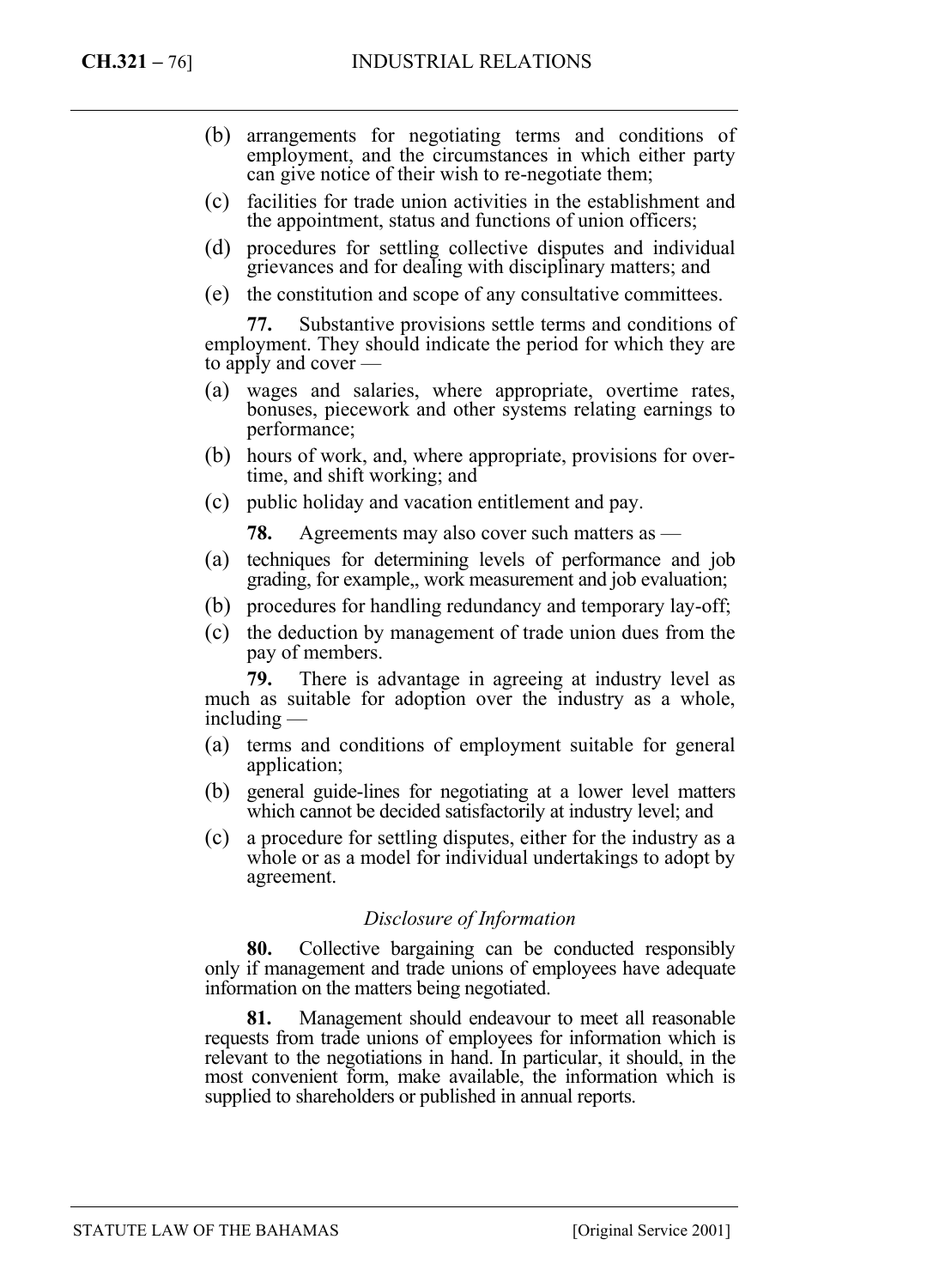(b) arrangements for negotiating terms and conditions of employment, and the circumstances in which either party can give notice of their wish to re-negotiate them;

(c) facilities for trade union activities in the establishment and the appointment, status and functions of union officers;

(d) procedures for settling collective disputes and individual grievances and for dealing with disciplinary matters; and

(e) the constitution and scope of any consultative committees.

**77.** Substantive provisions settle terms and conditions of employment. They should indicate the period for which they are to apply and cover —

(a) wages and salaries, where appropriate, overtime rates, bonuses, piecework and other systems relating earnings to performance;

(b) hours of work, and, where appropriate, provisions for overtime, and shift working; and

(c) public holiday and vacation entitlement and pay.

**78.** Agreements may also cover such matters as —

(a) techniques for determining levels of performance and job grading, for example,, work measurement and job evaluation;

(b) procedures for handling redundancy and temporary lay-off;

(c) the deduction by management of trade union dues from the pay of members.

**79.** There is advantage in agreeing at industry level as much as suitable for adoption over the industry as a whole, including —

(a) terms and conditions of employment suitable for general application;

(b) general guide-lines for negotiating at a lower level matters which cannot be decided satisfactorily at industry level; and

(c) a procedure for settling disputes, either for the industry as a whole or as a model for individual undertakings to adopt by agreement.

*Disclosure of Information*

**80.** Collective bargaining can be conducted responsibly only if management and trade unions of employees have adequate information on the matters being negotiated.

**81.** Management should endeavour to meet all reasonable requests from trade unions of employees for information which is relevant to the negotiations in hand. In particular, it should, in the most convenient form, make available, the information which is supplied to shareholders or published in annual reports.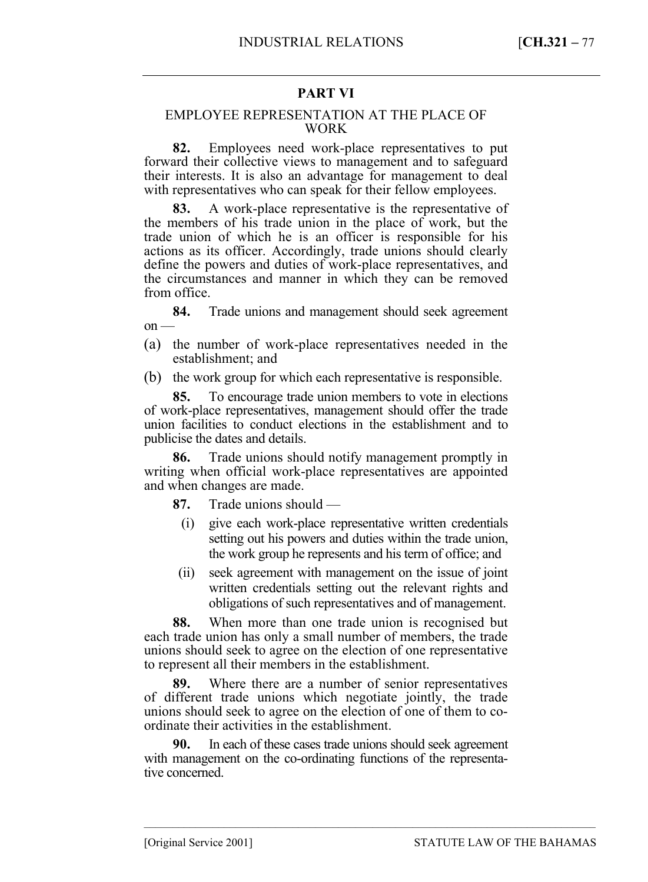## PART VI

### EMPLOYEE REPRESENTATION AT THE PLACE OF WORK

**82.** Employees need work-place representatives to put forward their collective views to management and to safeguard their interests. It is also an advantage for management to deal with representatives who can speak for their fellow employees.

**83.** A work-place representative is the representative of the members of his trade union in the place of work, but the trade union of which he is an officer is responsible for his actions as its officer. Accordingly, trade unions should clearly define the powers and duties of work-place representatives, and the circumstances and manner in which they can be removed from office.

**84.** Trade unions and management should seek agreement on —

(a) the number of work-place representatives needed in the establishment; and

(b) the work group for which each representative is responsible.

**85.** To encourage trade union members to vote in elections of work-place representatives, management should offer the trade union facilities to conduct elections in the establishment and to publicise the dates and details.

**86.** Trade unions should notify management promptly in writing when official work-place representatives are appointed and when changes are made.

**87.** Trade unions should —

(i) give each work-place representative written credentials setting out his powers and duties within the trade union, the work group he represents and his term of office; and

(ii) seek agreement with management on the issue of joint written credentials setting out the relevant rights and obligations of such representatives and of management.

**88.** When more than one trade union is recognised but each trade union has only a small number of members, the trade unions should seek to agree on the election of one representative to represent all their members in the establishment.

**89.** Where there are a number of senior representatives of different trade unions which negotiate jointly, the trade unions should seek to agree on the election of one of them to co-ordinate their activities in the establishment.

**90.** In each of these cases trade unions should seek agreement with management on the co-ordinating functions of the representative concerned.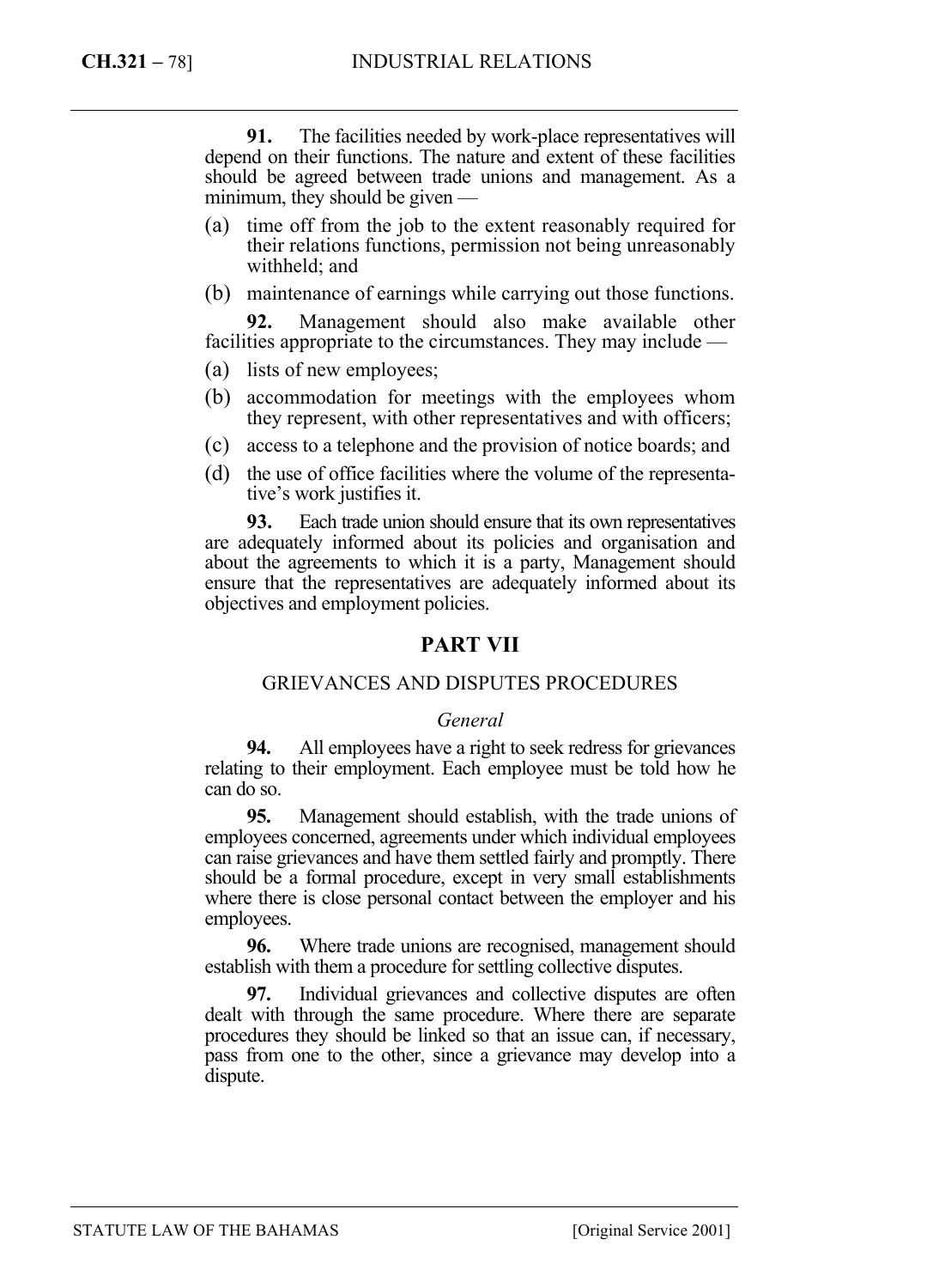**91.** The facilities needed by work-place representatives will depend on their functions. The nature and extent of these facilities should be agreed between trade unions and management. As a minimum, they should be given —

(a) time off from the job to the extent reasonably required for their relations functions, permission not being unreasonably withheld; and

(b) maintenance of earnings while carrying out those functions.

**92.** Management should also make available other facilities appropriate to the circumstances. They may include —

(a) lists of new employees;

(b) accommodation for meetings with the employees whom they represent, with other representatives and with officers;

(c) access to a telephone and the provision of notice boards; and

(d) the use of office facilities where the volume of the representative's work justifies it.

**93.** Each trade union should ensure that its own representatives are adequately informed about its policies and organisation and about the agreements to which it is a party, Management should ensure that the representatives are adequately informed about its objectives and employment policies.

## PART VII

### GRIEVANCES AND DISPUTES PROCEDURES

*General*

**94.** All employees have a right to seek redress for grievances relating to their employment. Each employee must be told how he can do so.

**95.** Management should establish, with the trade unions of employees concerned, agreements under which individual employees can raise grievances and have them settled fairly and promptly. There should be a formal procedure, except in very small establishments where there is close personal contact between the employer and his employees.

**96.** Where trade unions are recognised, management should establish with them a procedure for settling collective disputes.

**97.** Individual grievances and collective disputes are often dealt with through the same procedure. Where there are separate procedures they should be linked so that an issue can, if necessary, pass from one to the other, since a grievance may develop into a dispute.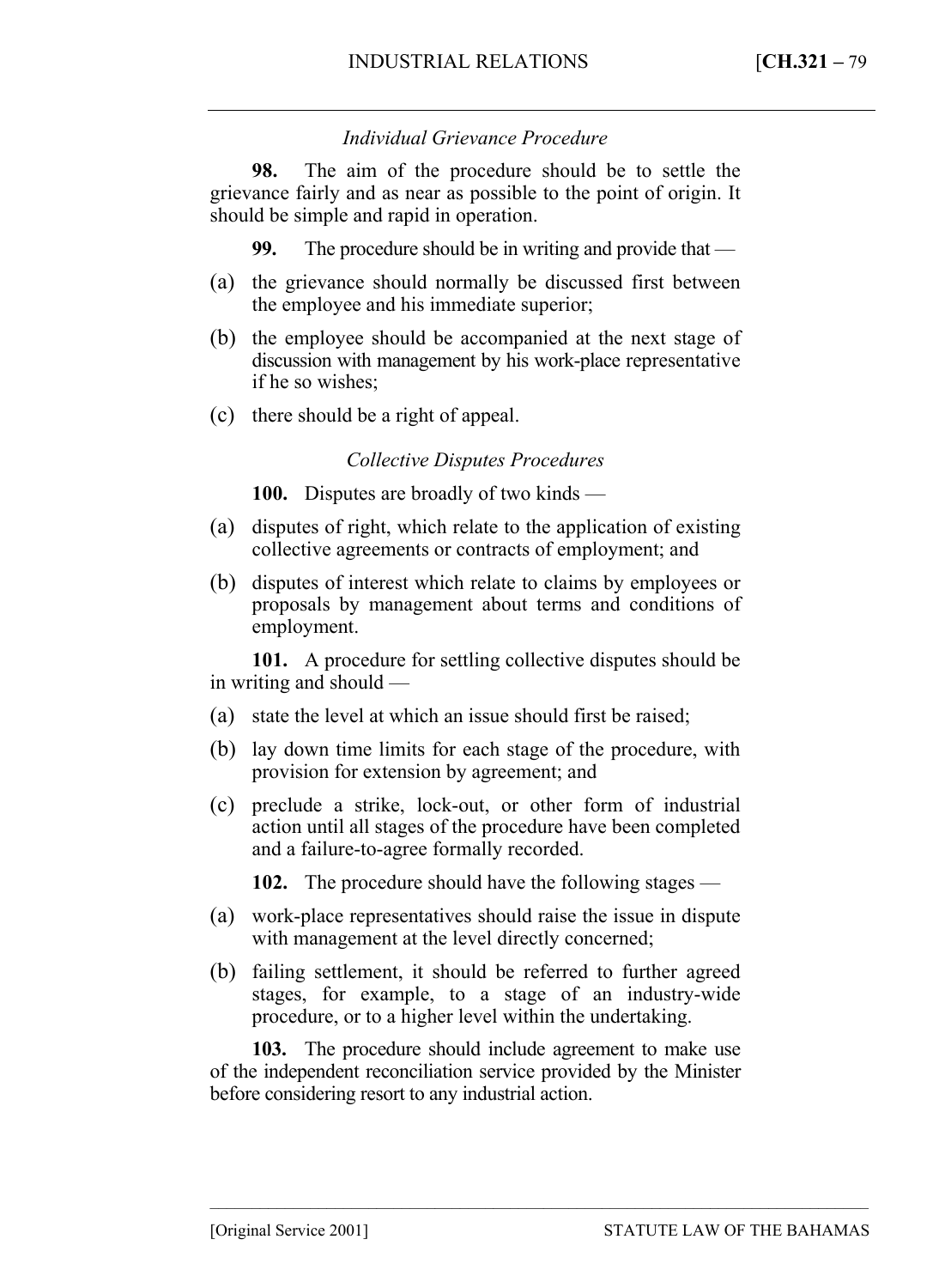### *Individual Grievance Procedure*

**98.** The aim of the procedure should be to settle the grievance fairly and as near as possible to the point of origin. It should be simple and rapid in operation.

**99.** The procedure should be in writing and provide that —

(a) the grievance should normally be discussed first between the employee and his immediate superior;

(b) the employee should be accompanied at the next stage of discussion with management by his work-place representative if he so wishes;

(c) there should be a right of appeal.

### *Collective Disputes Procedures*

**100.** Disputes are broadly of two kinds —

(a) disputes of right, which relate to the application of existing collective agreements or contracts of employment; and

(b) disputes of interest which relate to claims by employees or proposals by management about terms and conditions of employment.

**101.** A procedure for settling collective disputes should be in writing and should —

(a) state the level at which an issue should first be raised;

(b) lay down time limits for each stage of the procedure, with provision for extension by agreement; and

(c) preclude a strike, lock-out, or other form of industrial action until all stages of the procedure have been completed and a failure-to-agree formally recorded.

**102.** The procedure should have the following stages —

(a) work-place representatives should raise the issue in dispute with management at the level directly concerned;

(b) failing settlement, it should be referred to further agreed stages, for example, to a stage of an industry-wide procedure, or to a higher level within the undertaking.

**103.** The procedure should include agreement to make use of the independent reconciliation service provided by the Minister before considering resort to any industrial action.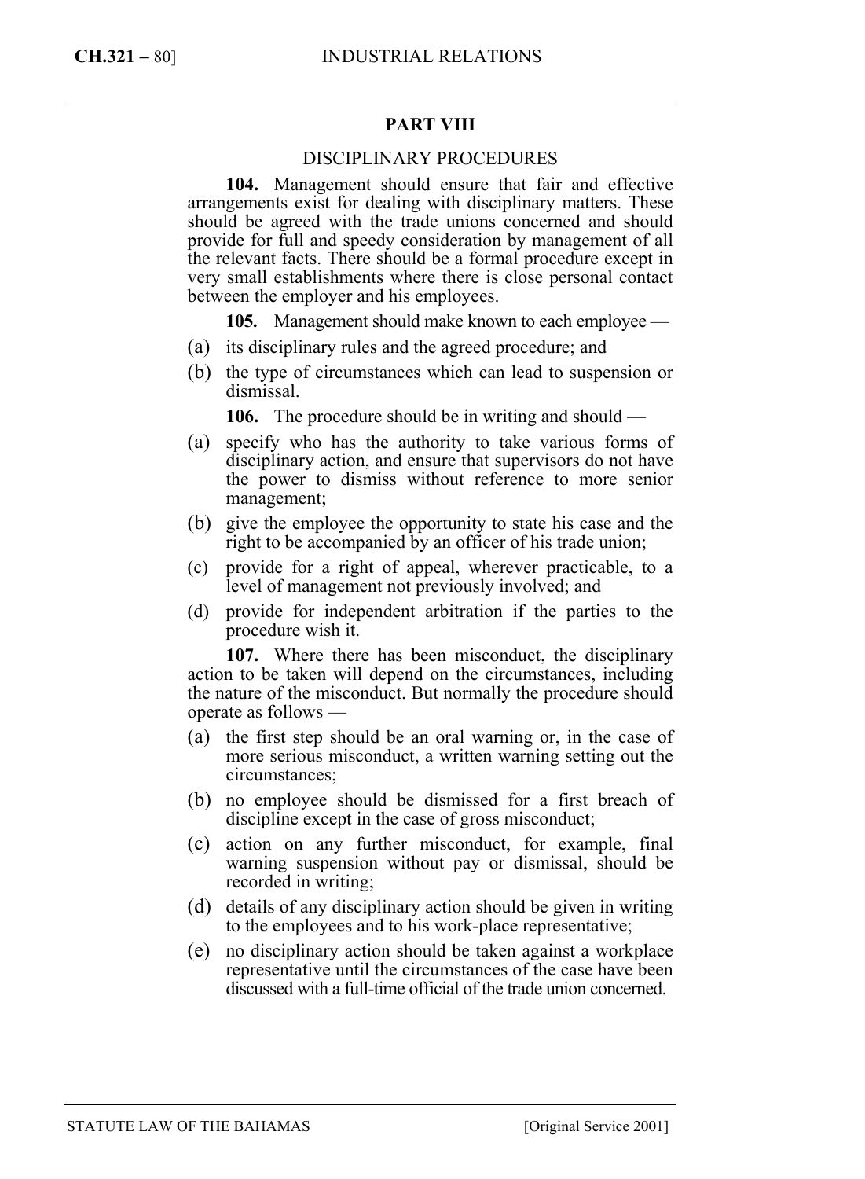## PART VIII

### DISCIPLINARY PROCEDURES

**104.** Management should ensure that fair and effective arrangements exist for dealing with disciplinary matters. These should be agreed with the trade unions concerned and should provide for full and speedy consideration by management of all the relevant facts. There should be a formal procedure except in very small establishments where there is close personal contact between the employer and his employees.

**105.** Management should make known to each employee —

(a) its disciplinary rules and the agreed procedure; and

(b) the type of circumstances which can lead to suspension or dismissal.

**106.** The procedure should be in writing and should —

(a) specify who has the authority to take various forms of disciplinary action, and ensure that supervisors do not have the power to dismiss without reference to more senior management;

(b) give the employee the opportunity to state his case and the right to be accompanied by an officer of his trade union;

(c) provide for a right of appeal, wherever practicable, to a level of management not previously involved; and

(d) provide for independent arbitration if the parties to the procedure wish it.

**107.** Where there has been misconduct, the disciplinary action to be taken will depend on the circumstances, including the nature of the misconduct. But normally the procedure should operate as follows —

(a) the first step should be an oral warning or, in the case of more serious misconduct, a written warning setting out the circumstances;

(b) no employee should be dismissed for a first breach of discipline except in the case of gross misconduct;

(c) action on any further misconduct, for example, final warning suspension without pay or dismissal, should be recorded in writing;

(d) details of any disciplinary action should be given in writing to the employees and to his work-place representative;

(e) no disciplinary action should be taken against a workplace representative until the circumstances of the case have been discussed with a full-time official of the trade union concerned.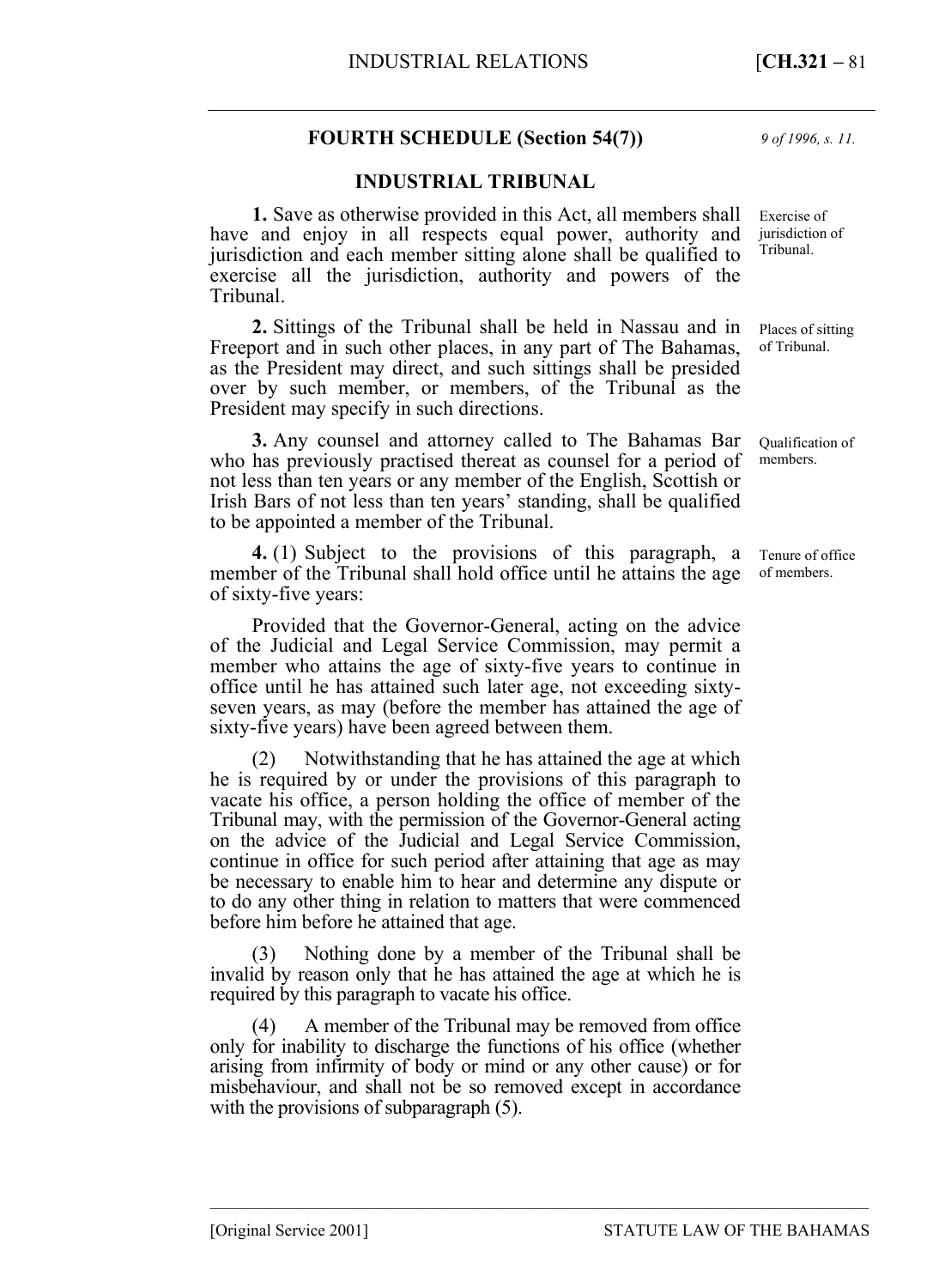## FOURTH SCHEDULE (Section 54(7))

*9 of 1996, s. 11.*

### INDUSTRIAL TRIBUNAL

Exercise of jurisdiction of Tribunal.

**1.** Save as otherwise provided in this Act, all members shall have and enjoy in all respects equal power, authority and jurisdiction and each member sitting alone shall be qualified to exercise all the jurisdiction, authority and powers of the Tribunal.

Places of sitting of Tribunal.

**2.** Sittings of the Tribunal shall be held in Nassau and in Freeport and in such other places, in any part of The Bahamas, as the President may direct, and such sittings shall be presided over by such member, or members, of the Tribunal as the President may specify in such directions.

Qualification of members.

**3.** Any counsel and attorney called to The Bahamas Bar who has previously practised thereat as counsel for a period of not less than ten years or any member of the English, Scottish or Irish Bars of not less than ten years' standing, shall be qualified to be appointed a member of the Tribunal.

Tenure of office of members.

**4.** (1) Subject to the provisions of this paragraph, a member of the Tribunal shall hold office until he attains the age of sixty-five years:

Provided that the Governor-General, acting on the advice of the Judicial and Legal Service Commission, may permit a member who attains the age of sixty-five years to continue in office until he has attained such later age, not exceeding sixty-seven years, as may (before the member has attained the age of sixty-five years) have been agreed between them.

(2) Notwithstanding that he has attained the age at which he is required by or under the provisions of this paragraph to vacate his office, a person holding the office of member of the Tribunal may, with the permission of the Governor-General acting on the advice of the Judicial and Legal Service Commission, continue in office for such period after attaining that age as may be necessary to enable him to hear and determine any dispute or to do any other thing in relation to matters that were commenced before him before he attained that age.

(3) Nothing done by a member of the Tribunal shall be invalid by reason only that he has attained the age at which he is required by this paragraph to vacate his office.

(4) A member of the Tribunal may be removed from office only for inability to discharge the functions of his office (whether arising from infirmity of body or mind or any other cause) or for misbehaviour, and shall not be so removed except in accordance with the provisions of subparagraph (5).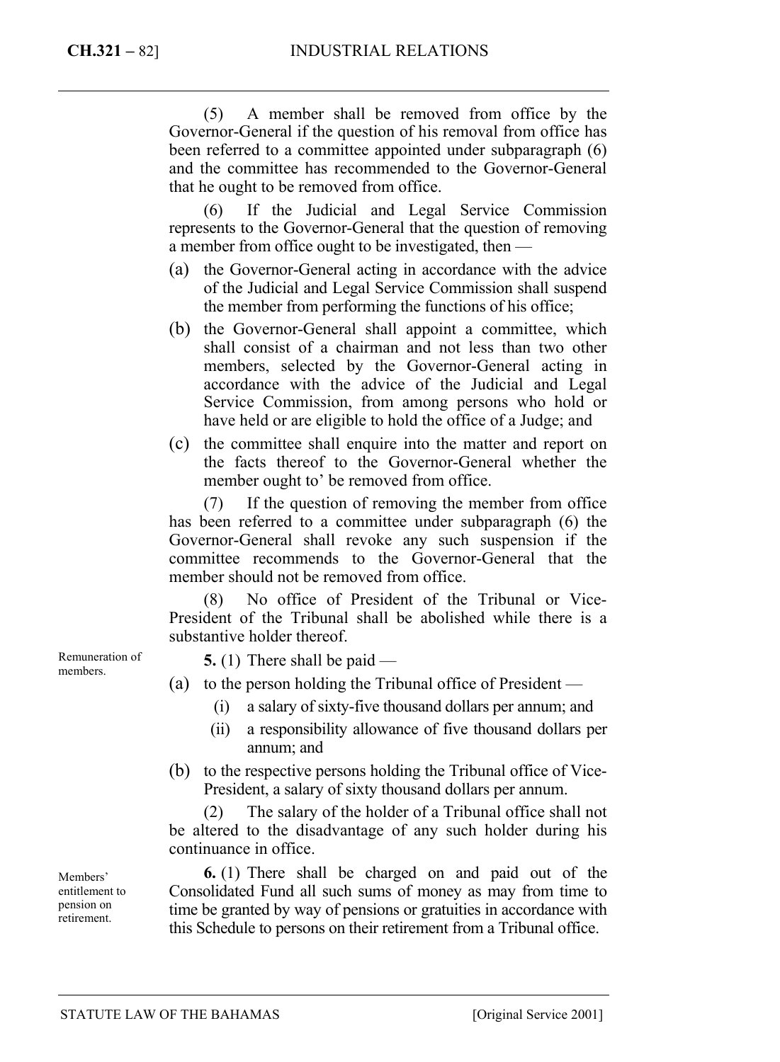(5) A member shall be removed from office by the Governor-General if the question of his removal from office has been referred to a committee appointed under subparagraph (6) and the committee has recommended to the Governor-General that he ought to be removed from office.

(6) If the Judicial and Legal Service Commission represents to the Governor-General that the question of removing a member from office ought to be investigated, then —

(a) the Governor-General acting in accordance with the advice of the Judicial and Legal Service Commission shall suspend the member from performing the functions of his office;

(b) the Governor-General shall appoint a committee, which shall consist of a chairman and not less than two other members, selected by the Governor-General acting in accordance with the advice of the Judicial and Legal Service Commission, from among persons who hold or have held or are eligible to hold the office of a Judge; and

(c) the committee shall enquire into the matter and report on the facts thereof to the Governor-General whether the member ought to' be removed from office.

(7) If the question of removing the member from office has been referred to a committee under subparagraph (6) the Governor-General shall revoke any such suspension if the committee recommends to the Governor-General that the member should not be removed from office.

(8) No office of President of the Tribunal or Vice-President of the Tribunal shall be abolished while there is a substantive holder thereof.

Remuneration of members.

**5.** (1) There shall be paid —

(a) to the person holding the Tribunal office of President —

(i) a salary of sixty-five thousand dollars per annum; and

(ii) a responsibility allowance of five thousand dollars per annum; and

(b) to the respective persons holding the Tribunal office of Vice-President, a salary of sixty thousand dollars per annum.

(2) The salary of the holder of a Tribunal office shall not be altered to the disadvantage of any such holder during his continuance in office.

Members' entitlement to pension on retirement.

**6.** (1) There shall be charged on and paid out of the Consolidated Fund all such sums of money as may from time to time be granted by way of pensions or gratuities in accordance with this Schedule to persons on their retirement from a Tribunal office.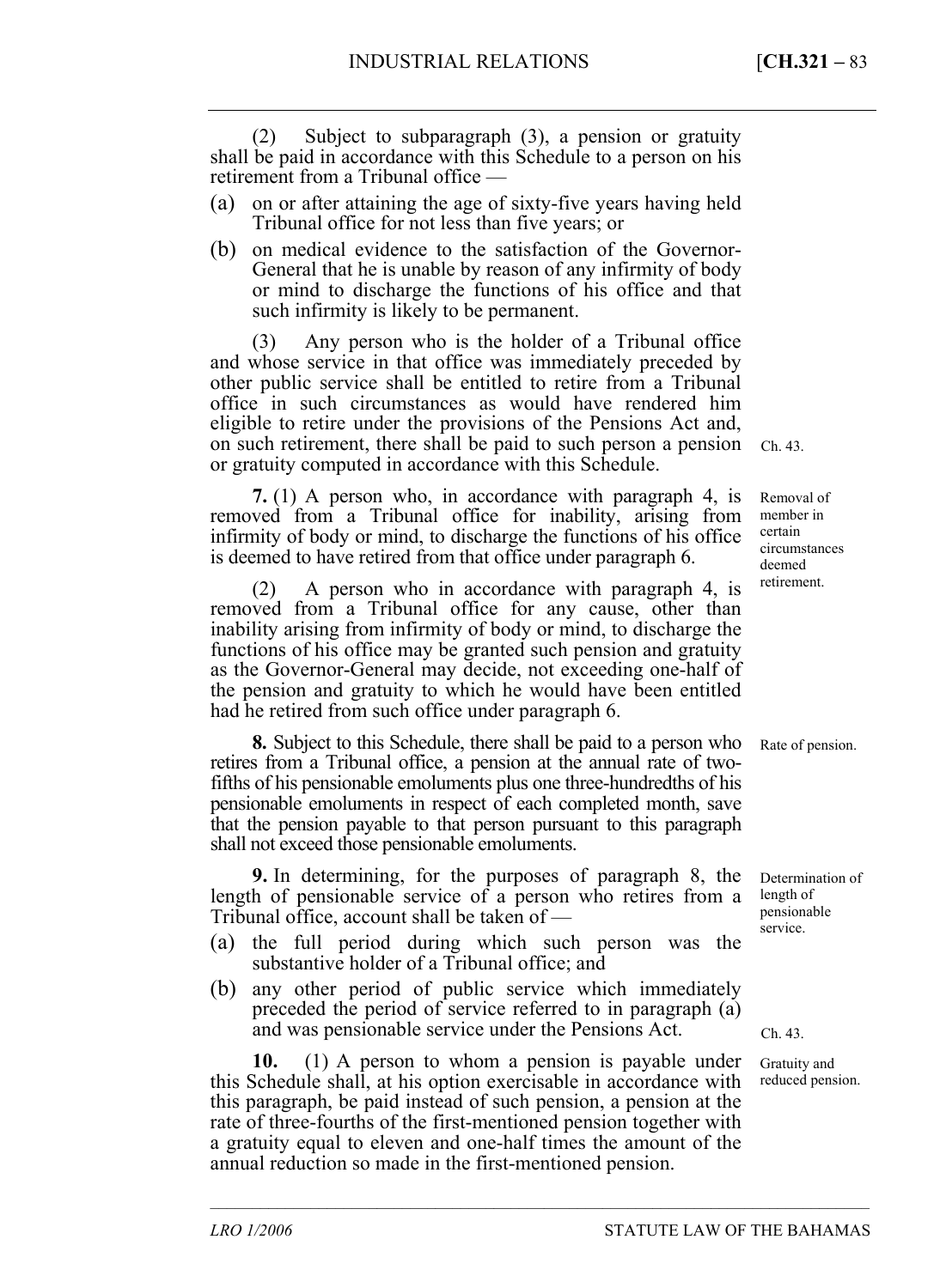(2) Subject to subparagraph (3), a pension or gratuity shall be paid in accordance with this Schedule to a person on his retirement from a Tribunal office —

(a) on or after attaining the age of sixty-five years having held Tribunal office for not less than five years; or

(b) on medical evidence to the satisfaction of the Governor-General that he is unable by reason of any infirmity of body or mind to discharge the functions of his office and that such infirmity is likely to be permanent.

(3) Any person who is the holder of a Tribunal office and whose service in that office was immediately preceded by other public service shall be entitled to retire from a Tribunal office in such circumstances as would have rendered him eligible to retire under the provisions of the Pensions Act and, on such retirement, there shall be paid to such person a pension or gratuity computed in accordance with this Schedule.

Ch. 43.

Removal of member in certain circumstances deemed retirement.

**7.** (1) A person who, in accordance with paragraph 4, is removed from a Tribunal office for inability, arising from infirmity of body or mind, to discharge the functions of his office is deemed to have retired from that office under paragraph 6.

(2) A person who in accordance with paragraph 4, is removed from a Tribunal office for any cause, other than inability arising from infirmity of body or mind, to discharge the functions of his office may be granted such pension and gratuity as the Governor-General may decide, not exceeding one-half of the pension and gratuity to which he would have been entitled had he retired from such office under paragraph 6.

Rate of pension.

**8.** Subject to this Schedule, there shall be paid to a person who retires from a Tribunal office, a pension at the annual rate of two-fifths of his pensionable emoluments plus one three-hundredths of his pensionable emoluments in respect of each completed month, save that the pension payable to that person pursuant to this paragraph shall not exceed those pensionable emoluments.

Determination of length of pensionable service.

**9.** In determining, for the purposes of paragraph 8, the length of pensionable service of a person who retires from a Tribunal office, account shall be taken of —

(a) the full period during which such person was the substantive holder of a Tribunal office; and

(b) any other period of public service which immediately preceded the period of service referred to in paragraph (a) and was pensionable service under the Pensions Act.

Ch. 43.

Gratuity and reduced pension.

**10.** (1) A person to whom a pension is payable under this Schedule shall, at his option exercisable in accordance with this paragraph, be paid instead of such pension, a pension at the rate of three-fourths of the first-mentioned pension together with a gratuity equal to eleven and one-half times the amount of the annual reduction so made in the first-mentioned pension.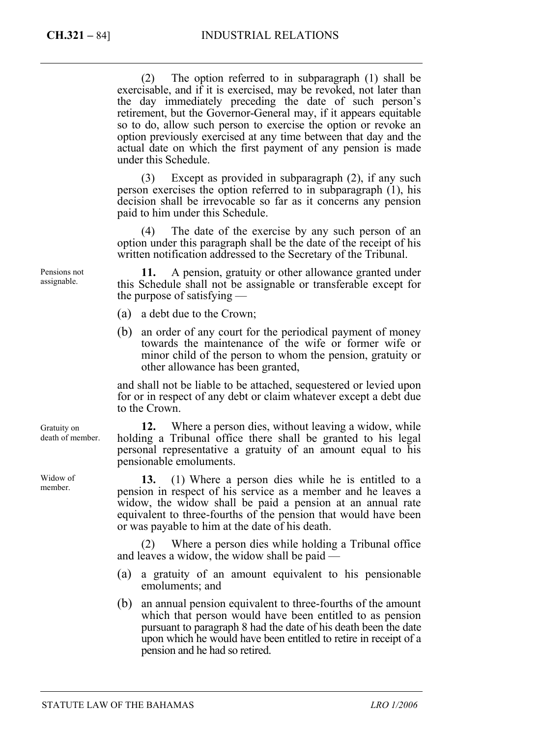(2) The option referred to in subparagraph (1) shall be exercisable, and if it is exercised, may be revoked, not later than the day immediately preceding the date of such person's retirement, but the Governor-General may, if it appears equitable so to do, allow such person to exercise the option or revoke an option previously exercised at any time between that day and the actual date on which the first payment of any pension is made under this Schedule.

(3) Except as provided in subparagraph (2), if any such person exercises the option referred to in subparagraph (1), his decision shall be irrevocable so far as it concerns any pension paid to him under this Schedule.

(4) The date of the exercise by any such person of an option under this paragraph shall be the date of the receipt of his written notification addressed to the Secretary of the Tribunal.

*Pensions not assignable.*

**11.** A pension, gratuity or other allowance granted under this Schedule shall not be assignable or transferable except for the purpose of satisfying —

(a) a debt due to the Crown;

(b) an order of any court for the periodical payment of money towards the maintenance of the wife or former wife or minor child of the person to whom the pension, gratuity or other allowance has been granted,

and shall not be liable to be attached, sequestered or levied upon for or in respect of any debt or claim whatever except a debt due to the Crown.

*Gratuity on death of member.*

**12.** Where a person dies, without leaving a widow, while holding a Tribunal office there shall be granted to his legal personal representative a gratuity of an amount equal to his pensionable emoluments.

*Widow of member.*

**13.** (1) Where a person dies while he is entitled to a pension in respect of his service as a member and he leaves a widow, the widow shall be paid a pension at an annual rate equivalent to three-fourths of the pension that would have been or was payable to him at the date of his death.

(2) Where a person dies while holding a Tribunal office and leaves a widow, the widow shall be paid —

(a) a gratuity of an amount equivalent to his pensionable emoluments; and

(b) an annual pension equivalent to three-fourths of the amount which that person would have been entitled to as pension pursuant to paragraph 8 had the date of his death been the date upon which he would have been entitled to retire in receipt of a pension and he had so retired.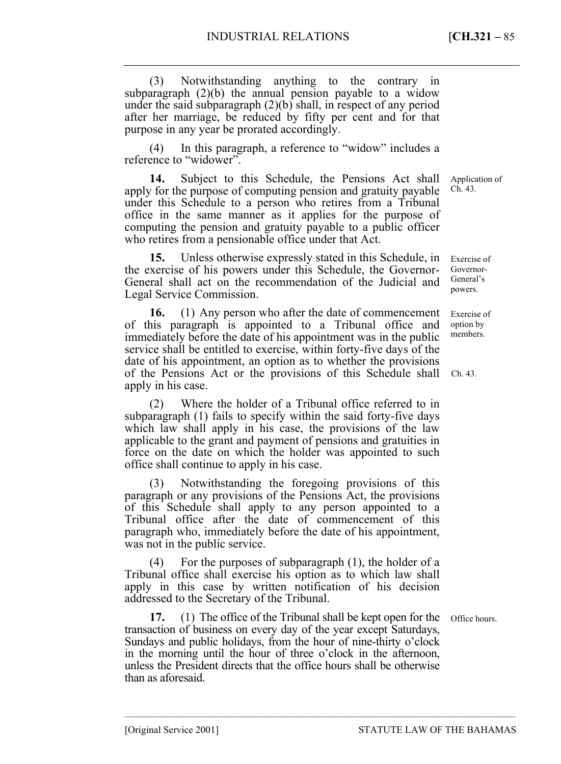(3) Notwithstanding anything to the contrary in subparagraph (2)(b) the annual pension payable to a widow under the said subparagraph (2)(b) shall, in respect of any period after her marriage, be reduced by fifty per cent and for that purpose in any year be prorated accordingly.

(4) In this paragraph, a reference to "widow" includes a reference to "widower".

Application of Ch. 43.

**14.** Subject to this Schedule, the Pensions Act shall apply for the purpose of computing pension and gratuity payable under this Schedule to a person who retires from a Tribunal office in the same manner as it applies for the purpose of computing the pension and gratuity payable to a public officer who retires from a pensionable office under that Act.

Exercise of Governor-General's powers.

**15.** Unless otherwise expressly stated in this Schedule, in the exercise of his powers under this Schedule, the Governor-General shall act on the recommendation of the Judicial and Legal Service Commission.

Exercise of option by members.

**16.** (1) Any person who after the date of commencement of this paragraph is appointed to a Tribunal office and immediately before the date of his appointment was in the public service shall be entitled to exercise, within forty-five days of the date of his appointment, an option as to whether the provisions of the Pensions Act or the provisions of this Schedule shall apply in his case.

Ch. 43.

(2) Where the holder of a Tribunal office referred to in subparagraph (1) fails to specify within the said forty-five days which law shall apply in his case, the provisions of the law applicable to the grant and payment of pensions and gratuities in force on the date on which the holder was appointed to such office shall continue to apply in his case.

(3) Notwithstanding the foregoing provisions of this paragraph or any provisions of the Pensions Act, the provisions of this Schedule shall apply to any person appointed to a Tribunal office after the date of commencement of this paragraph who, immediately before the date of his appointment, was not in the public service.

(4) For the purposes of subparagraph (1), the holder of a Tribunal office shall exercise his option as to which law shall apply in this case by written notification of his decision addressed to the Secretary of the Tribunal.

Office hours.

**17.** (1) The office of the Tribunal shall be kept open for the transaction of business on every day of the year except Saturdays, Sundays and public holidays, from the hour of nine-thirty o'clock in the morning until the hour of three o'clock in the afternoon, unless the President directs that the office hours shall be otherwise than as aforesaid.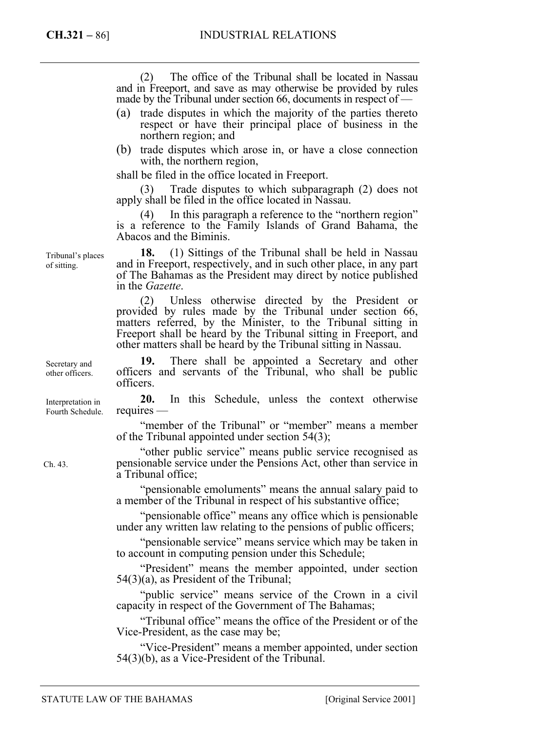(2) The office of the Tribunal shall be located in Nassau and in Freeport, and save as may otherwise be provided by rules made by the Tribunal under section 66, documents in respect of —

(a) trade disputes in which the majority of the parties thereto respect or have their principal place of business in the northern region; and

(b) trade disputes which arose in, or have a close connection with, the northern region,

shall be filed in the office located in Freeport.

(3) Trade disputes to which subparagraph (2) does not apply shall be filed in the office located in Nassau.

(4) In this paragraph a reference to the "northern region" is a reference to the Family Islands of Grand Bahama, the Abacos and the Biminis.

Tribunal's places of sitting.

**18.** (1) Sittings of the Tribunal shall be held in Nassau and in Freeport, respectively, and in such other place, in any part of The Bahamas as the President may direct by notice published in the *Gazette*.

(2) Unless otherwise directed by the President or provided by rules made by the Tribunal under section 66, matters referred, by the Minister, to the Tribunal sitting in Freeport shall be heard by the Tribunal sitting in Freeport, and other matters shall be heard by the Tribunal sitting in Nassau.

Secretary and other officers.

**19.** There shall be appointed a Secretary and other officers and servants of the Tribunal, who shall be public officers.

Interpretation in Fourth Schedule.

**20.** In this Schedule, unless the context otherwise requires —

"member of the Tribunal" or "member" means a member of the Tribunal appointed under section 54(3);

Ch. 43.

"other public service" means public service recognised as pensionable service under the Pensions Act, other than service in a Tribunal office;

"pensionable emoluments" means the annual salary paid to a member of the Tribunal in respect of his substantive office;

"pensionable office" means any office which is pensionable under any written law relating to the pensions of public officers;

"pensionable service" means service which may be taken in to account in computing pension under this Schedule;

"President" means the member appointed, under section 54(3)(a), as President of the Tribunal;

"public service" means service of the Crown in a civil capacity in respect of the Government of The Bahamas;

"Tribunal office" means the office of the President or of the Vice-President, as the case may be;

"Vice-President" means a member appointed, under section 54(3)(b), as a Vice-President of the Tribunal.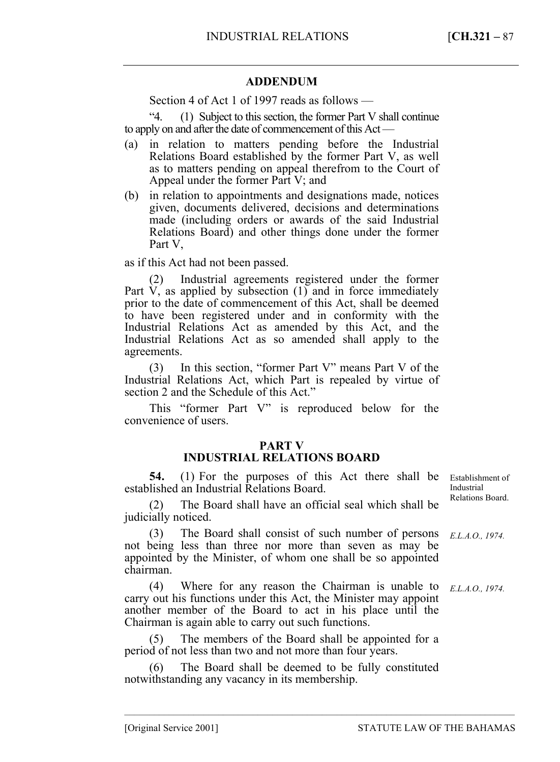## ADDENDUM

Section 4 of Act 1 of 1997 reads as follows —

"4. (1) Subject to this section, the former Part V shall continue to apply on and after the date of commencement of this Act —

(a) in relation to matters pending before the Industrial Relations Board established by the former Part V, as well as to matters pending on appeal therefrom to the Court of Appeal under the former Part V; and

(b) in relation to appointments and designations made, notices given, documents delivered, decisions and determinations made (including orders or awards of the said Industrial Relations Board) and other things done under the former Part V,

as if this Act had not been passed.

(2) Industrial agreements registered under the former Part V, as applied by subsection (1) and in force immediately prior to the date of commencement of this Act, shall be deemed to have been registered under and in conformity with the Industrial Relations Act as amended by this Act, and the Industrial Relations Act as so amended shall apply to the agreements.

(3) In this section, "former Part V" means Part V of the Industrial Relations Act, which Part is repealed by virtue of section 2 and the Schedule of this Act."

This "former Part V" is reproduced below for the convenience of users.

## PART V
## INDUSTRIAL RELATIONS BOARD

Establishment of Industrial Relations Board.

**54.** (1) For the purposes of this Act there shall be established an Industrial Relations Board.

(2) The Board shall have an official seal which shall be judicially noticed.

*E.L.A.O., 1974.*

(3) The Board shall consist of such number of persons not being less than three nor more than seven as may be appointed by the Minister, of whom one shall be so appointed chairman.

*E.L.A.O., 1974.*

(4) Where for any reason the Chairman is unable to carry out his functions under this Act, the Minister may appoint another member of the Board to act in his place until the Chairman is again able to carry out such functions.

(5) The members of the Board shall be appointed for a period of not less than two and not more than four years.

(6) The Board shall be deemed to be fully constituted notwithstanding any vacancy in its membership.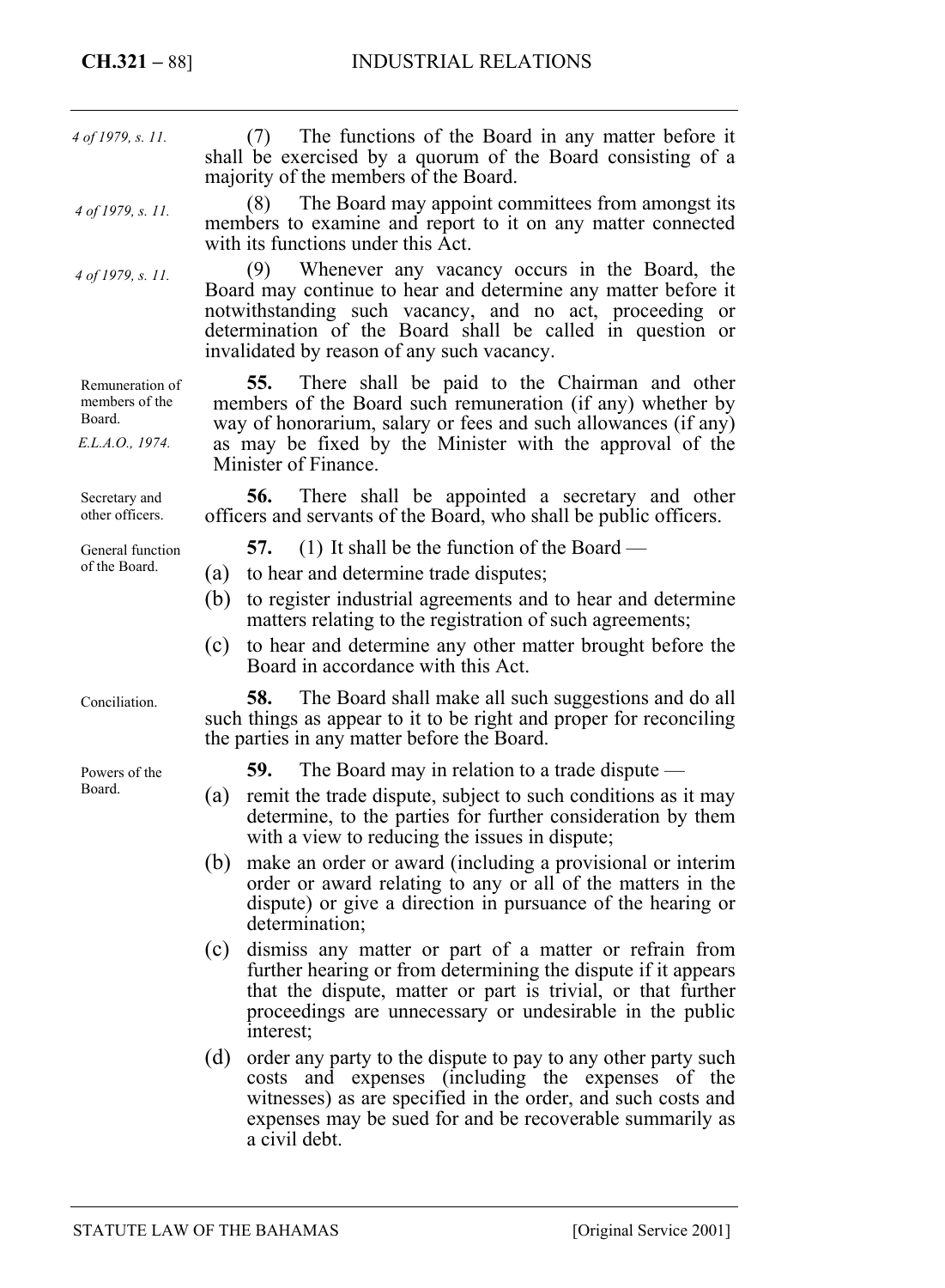*4 of 1979, s. 11.*

(7) The functions of the Board in any matter before it shall be exercised by a quorum of the Board consisting of a majority of the members of the Board.

*4 of 1979, s. 11.*

(8) The Board may appoint committees from amongst its members to examine and report to it on any matter connected with its functions under this Act.

*4 of 1979, s. 11.*

(9) Whenever any vacancy occurs in the Board, the Board may continue to hear and determine any matter before it notwithstanding such vacancy, and no act, proceeding or determination of the Board shall be called in question or invalidated by reason of any such vacancy.

Remuneration of members of the Board.
*E.L.A.O., 1974.*

**55.** There shall be paid to the Chairman and other members of the Board such remuneration (if any) whether by way of honorarium, salary or fees and such allowances (if any) as may be fixed by the Minister with the approval of the Minister of Finance.

Secretary and other officers.

**56.** There shall be appointed a secretary and other officers and servants of the Board, who shall be public officers.

General function of the Board.

**57.** (1) It shall be the function of the Board —

(a) to hear and determine trade disputes;

(b) to register industrial agreements and to hear and determine matters relating to the registration of such agreements;

(c) to hear and determine any other matter brought before the Board in accordance with this Act.

Conciliation.

**58.** The Board shall make all such suggestions and do all such things as appear to it to be right and proper for reconciling the parties in any matter before the Board.

Powers of the Board.

**59.** The Board may in relation to a trade dispute —

(a) remit the trade dispute, subject to such conditions as it may determine, to the parties for further consideration by them with a view to reducing the issues in dispute;

(b) make an order or award (including a provisional or interim order or award relating to any or all of the matters in the dispute) or give a direction in pursuance of the hearing or determination;

(c) dismiss any matter or part of a matter or refrain from further hearing or from determining the dispute if it appears that the dispute, matter or part is trivial, or that further proceedings are unnecessary or undesirable in the public interest;

(d) order any party to the dispute to pay to any other party such costs and expenses (including the expenses of the witnesses) as are specified in the order, and such costs and expenses may be sued for and be recoverable summarily as a civil debt.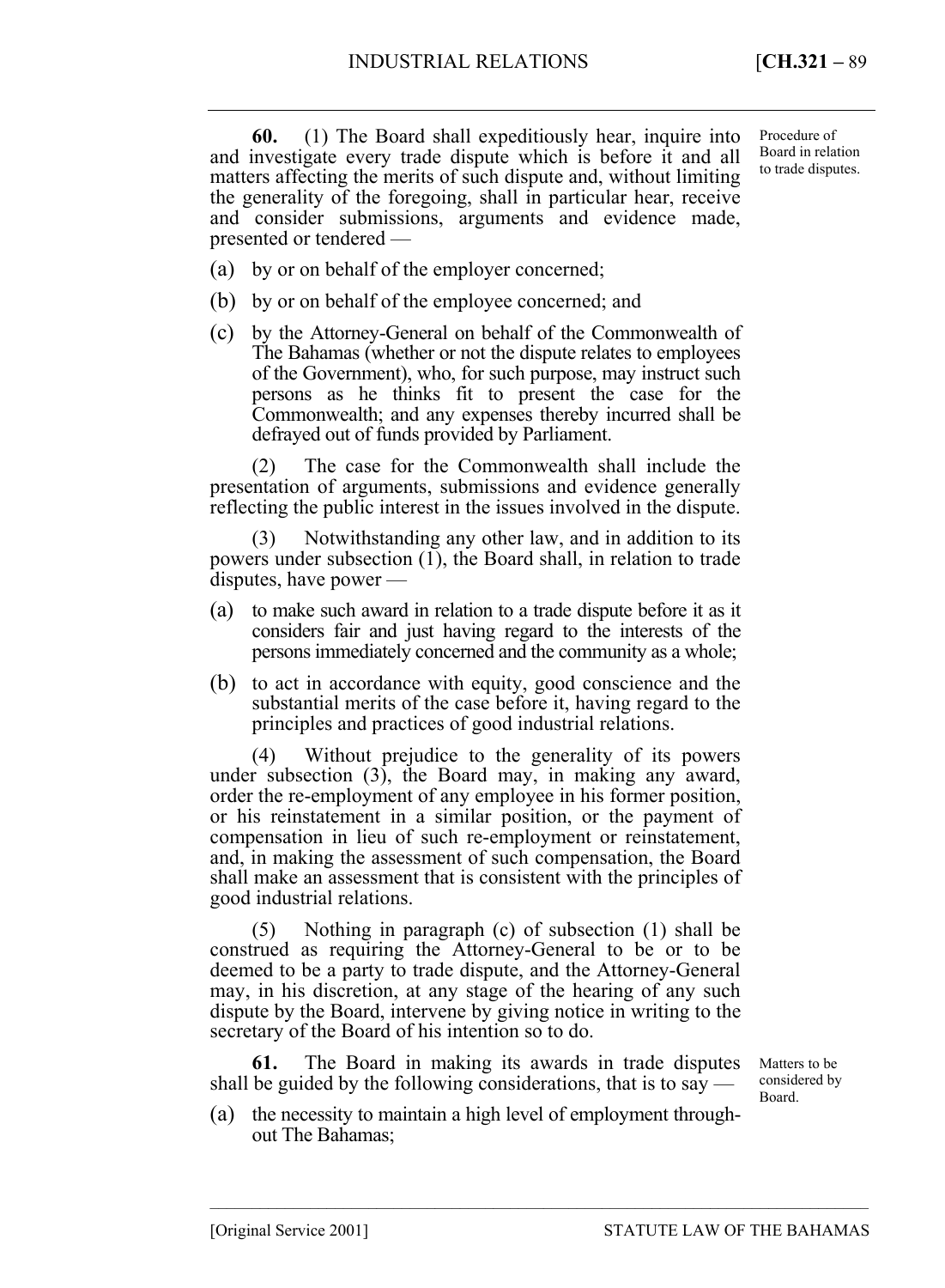**60.** (1) The Board shall expeditiously hear, inquire into and investigate every trade dispute which is before it and all matters affecting the merits of such dispute and, without limiting the generality of the foregoing, shall in particular hear, receive and consider submissions, arguments and evidence made, presented or tendered —

Procedure of Board in relation to trade disputes.

(a) by or on behalf of the employer concerned;

(b) by or on behalf of the employee concerned; and

(c) by the Attorney-General on behalf of the Commonwealth of The Bahamas (whether or not the dispute relates to employees of the Government), who, for such purpose, may instruct such persons as he thinks fit to present the case for the Commonwealth; and any expenses thereby incurred shall be defrayed out of funds provided by Parliament.

(2) The case for the Commonwealth shall include the presentation of arguments, submissions and evidence generally reflecting the public interest in the issues involved in the dispute.

(3) Notwithstanding any other law, and in addition to its powers under subsection (1), the Board shall, in relation to trade disputes, have power —

(a) to make such award in relation to a trade dispute before it as it considers fair and just having regard to the interests of the persons immediately concerned and the community as a whole;

(b) to act in accordance with equity, good conscience and the substantial merits of the case before it, having regard to the principles and practices of good industrial relations.

(4) Without prejudice to the generality of its powers under subsection (3), the Board may, in making any award, order the re-employment of any employee in his former position, or his reinstatement in a similar position, or the payment of compensation in lieu of such re-employment or reinstatement, and, in making the assessment of such compensation, the Board shall make an assessment that is consistent with the principles of good industrial relations.

(5) Nothing in paragraph (c) of subsection (1) shall be construed as requiring the Attorney-General to be or to be deemed to be a party to trade dispute, and the Attorney-General may, in his discretion, at any stage of the hearing of any such dispute by the Board, intervene by giving notice in writing to the secretary of the Board of his intention so to do.

**61.** The Board in making its awards in trade disputes shall be guided by the following considerations, that is to say —

Matters to be considered by Board.

(a) the necessity to maintain a high level of employment throughout The Bahamas;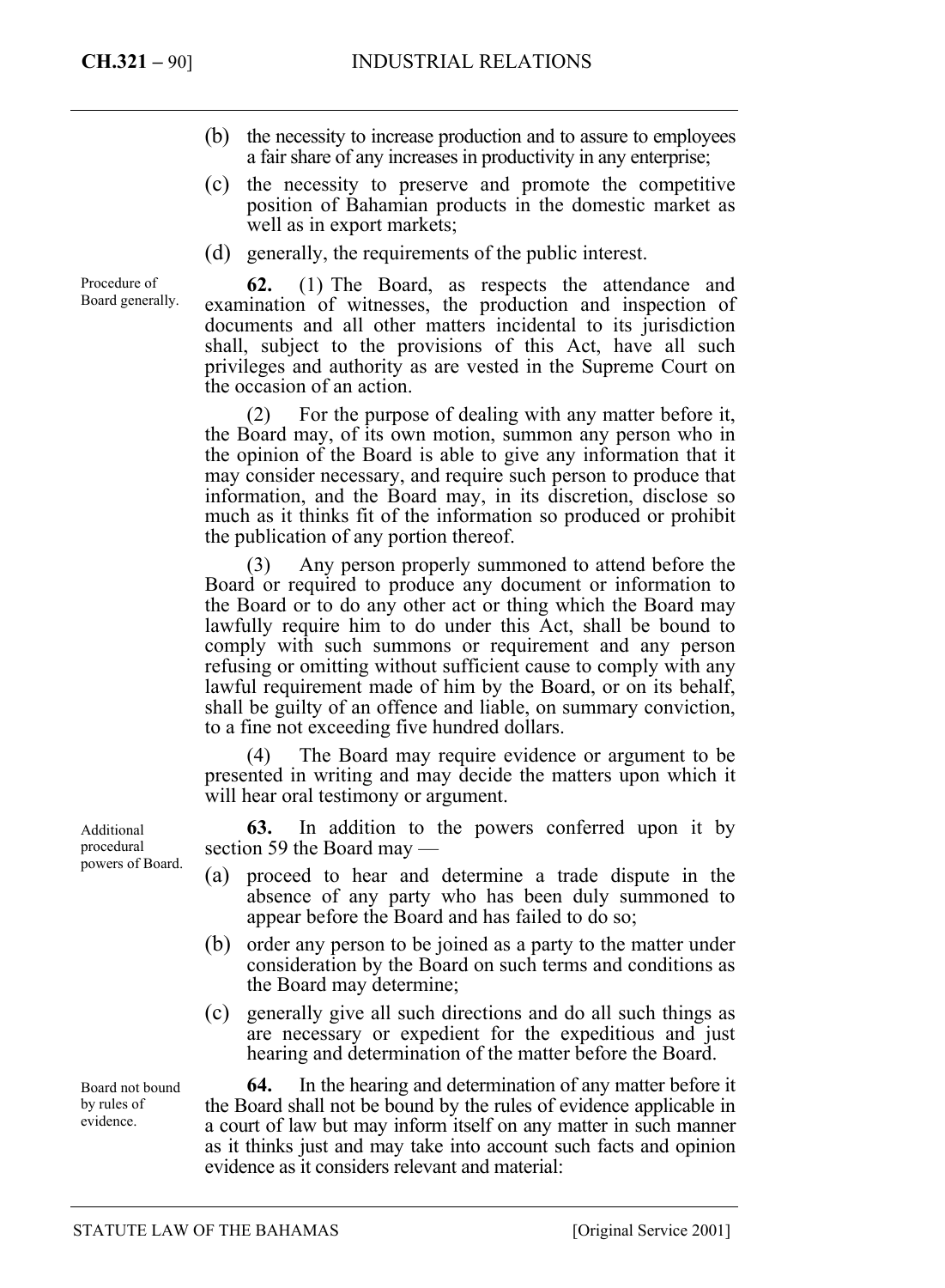(b) the necessity to increase production and to assure to employees a fair share of any increases in productivity in any enterprise;

(c) the necessity to preserve and promote the competitive position of Bahamian products in the domestic market as well as in export markets;

(d) generally, the requirements of the public interest.

*Procedure of Board generally.*

**62.** (1) The Board, as respects the attendance and examination of witnesses, the production and inspection of documents and all other matters incidental to its jurisdiction shall, subject to the provisions of this Act, have all such privileges and authority as are vested in the Supreme Court on the occasion of an action.

(2) For the purpose of dealing with any matter before it, the Board may, of its own motion, summon any person who in the opinion of the Board is able to give any information that it may consider necessary, and require such person to produce that information, and the Board may, in its discretion, disclose so much as it thinks fit of the information so produced or prohibit the publication of any portion thereof.

(3) Any person properly summoned to attend before the Board or required to produce any document or information to the Board or to do any other act or thing which the Board may lawfully require him to do under this Act, shall be bound to comply with such summons or requirement and any person refusing or omitting without sufficient cause to comply with any lawful requirement made of him by the Board, or on its behalf, shall be guilty of an offence and liable, on summary conviction, to a fine not exceeding five hundred dollars.

(4) The Board may require evidence or argument to be presented in writing and may decide the matters upon which it will hear oral testimony or argument.

*Additional procedural powers of Board.*

**63.** In addition to the powers conferred upon it by section 59 the Board may —

(a) proceed to hear and determine a trade dispute in the absence of any party who has been duly summoned to appear before the Board and has failed to do so;

(b) order any person to be joined as a party to the matter under consideration by the Board on such terms and conditions as the Board may determine;

(c) generally give all such directions and do all such things as are necessary or expedient for the expeditious and just hearing and determination of the matter before the Board.

*Board not bound by rules of evidence.*

**64.** In the hearing and determination of any matter before it the Board shall not be bound by the rules of evidence applicable in a court of law but may inform itself on any matter in such manner as it thinks just and may take into account such facts and opinion evidence as it considers relevant and material: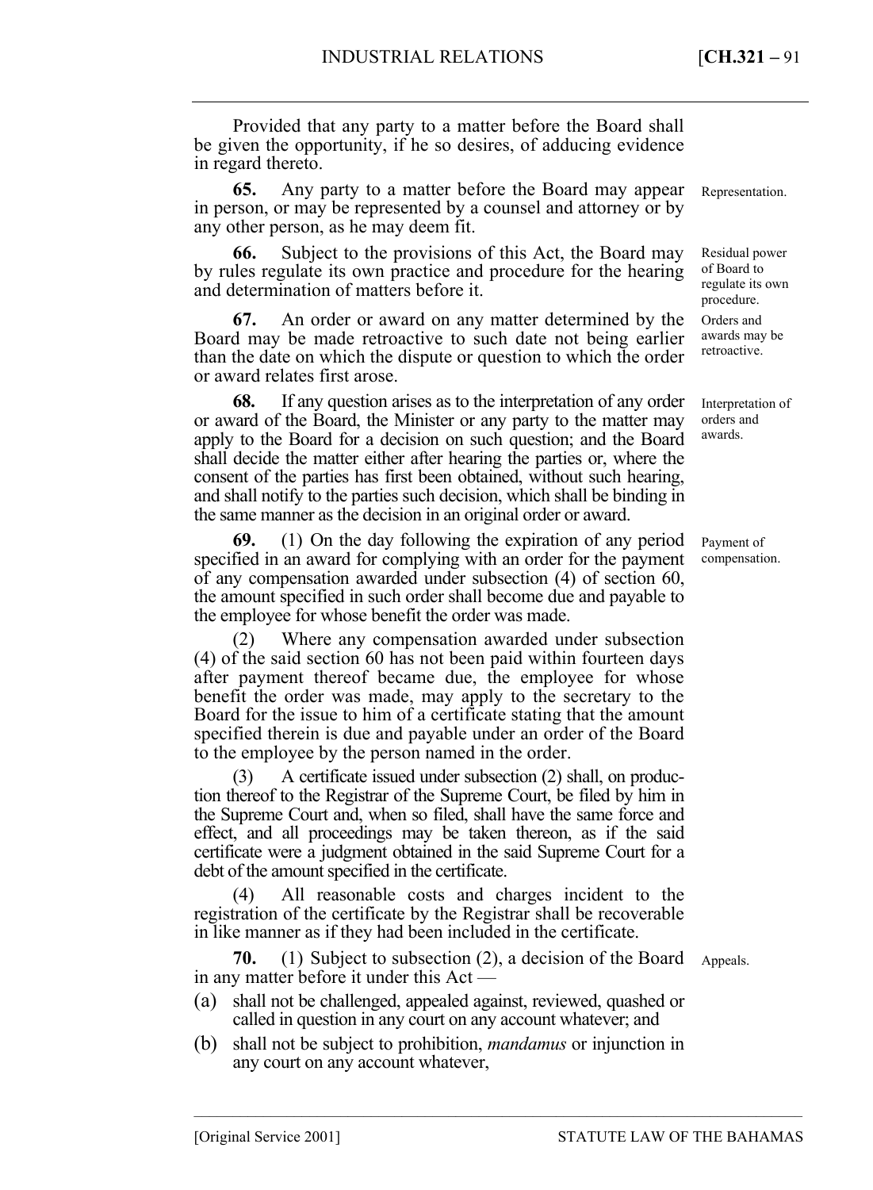Provided that any party to a matter before the Board shall be given the opportunity, if he so desires, of adducing evidence in regard thereto.

Representation.

**65.** Any party to a matter before the Board may appear in person, or may be represented by a counsel and attorney or by any other person, as he may deem fit.

Residual power of Board to regulate its own procedure.

**66.** Subject to the provisions of this Act, the Board may by rules regulate its own practice and procedure for the hearing and determination of matters before it.

Orders and awards may be retroactive.

**67.** An order or award on any matter determined by the Board may be made retroactive to such date not being earlier than the date on which the dispute or question to which the order or award relates first arose.

Interpretation of orders and awards.

**68.** If any question arises as to the interpretation of any order or award of the Board, the Minister or any party to the matter may apply to the Board for a decision on such question; and the Board shall decide the matter either after hearing the parties or, where the consent of the parties has first been obtained, without such hearing, and shall notify to the parties such decision, which shall be binding in the same manner as the decision in an original order or award.

Payment of compensation.

**69.** (1) On the day following the expiration of any period specified in an award for complying with an order for the payment of any compensation awarded under subsection (4) of section 60, the amount specified in such order shall become due and payable to the employee for whose benefit the order was made.

(2) Where any compensation awarded under subsection (4) of the said section 60 has not been paid within fourteen days after payment thereof became due, the employee for whose benefit the order was made, may apply to the secretary to the Board for the issue to him of a certificate stating that the amount specified therein is due and payable under an order of the Board to the employee by the person named in the order.

(3) A certificate issued under subsection (2) shall, on production thereof to the Registrar of the Supreme Court, be filed by him in the Supreme Court and, when so filed, shall have the same force and effect, and all proceedings may be taken thereon, as if the said certificate were a judgment obtained in the said Supreme Court for a debt of the amount specified in the certificate.

(4) All reasonable costs and charges incident to the registration of the certificate by the Registrar shall be recoverable in like manner as if they had been included in the certificate.

Appeals.

**70.** (1) Subject to subsection (2), a decision of the Board in any matter before it under this Act —

(a) shall not be challenged, appealed against, reviewed, quashed or called in question in any court on any account whatever; and

(b) shall not be subject to prohibition, *mandamus* or injunction in any court on any account whatever,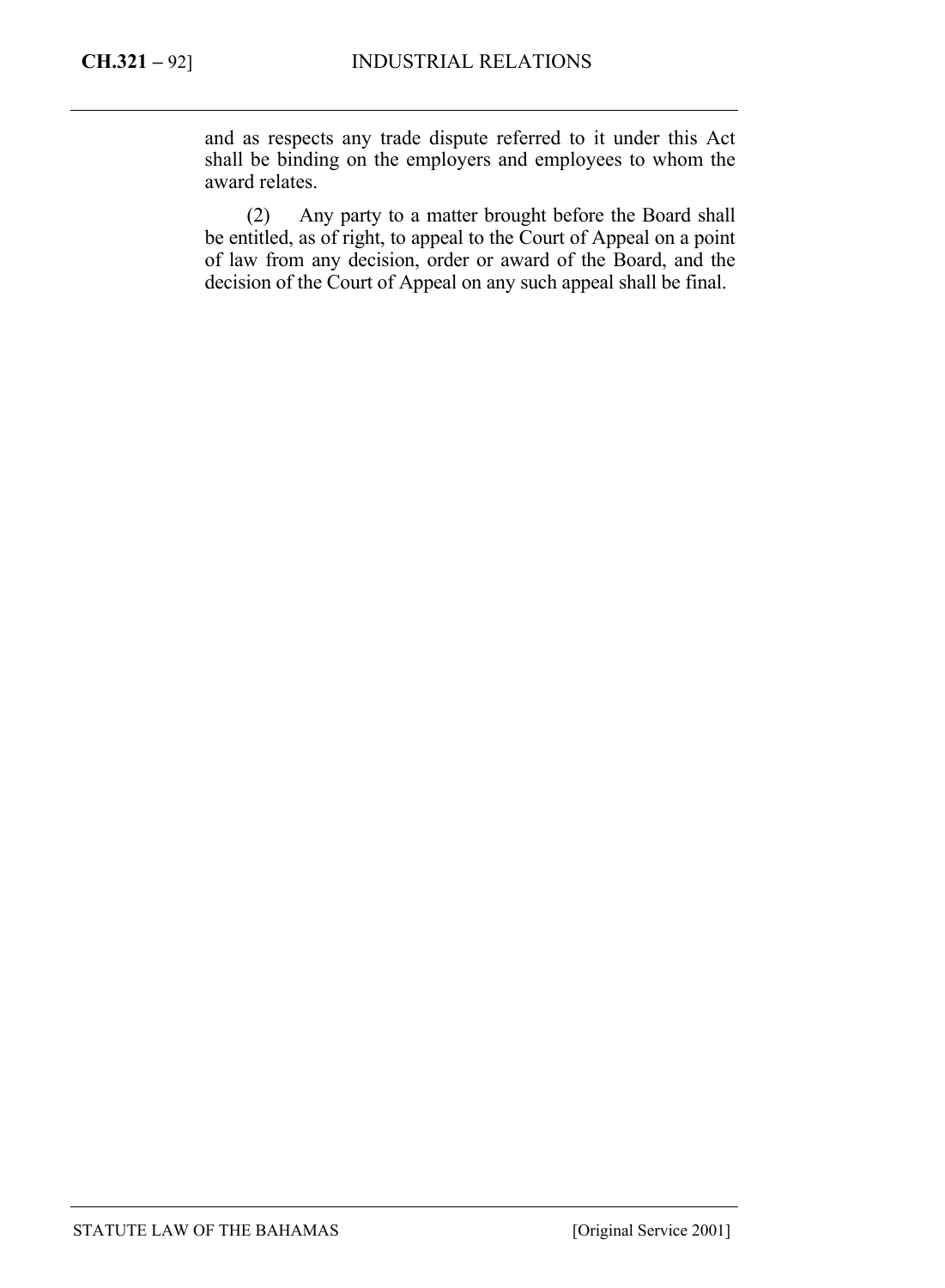and as respects any trade dispute referred to it under this Act shall be binding on the employers and employees to whom the award relates.

(2) Any party to a matter brought before the Board shall be entitled, as of right, to appeal to the Court of Appeal on a point of law from any decision, order or award of the Board, and the decision of the Court of Appeal on any such appeal shall be final.